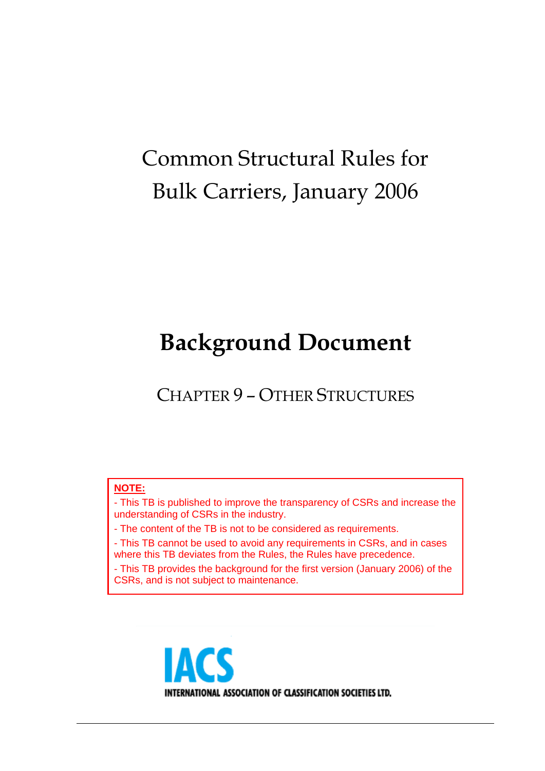# Common Structural Rules for Bulk Carriers, January 2006

# Background Document

## CHAPTER 9 – OTHER STRUCTURES

**NOTE:**

- This TB is published to improve the transparency of CSRs and increase the understanding of CSRs in the industry.
- The content of the TB is not to be considered as requirements.
- This TB cannot be used to avoid any requirements in CSRs, and in cases where this TB deviates from the Rules, the Rules have precedence.
- This TB provides the background for the first version (January 2006) of the CSRs, and is not subject to maintenance.

IACS

INTERNATIONAL ASSOCIATION OF CLASSIFICATION SOCIETIES LTD.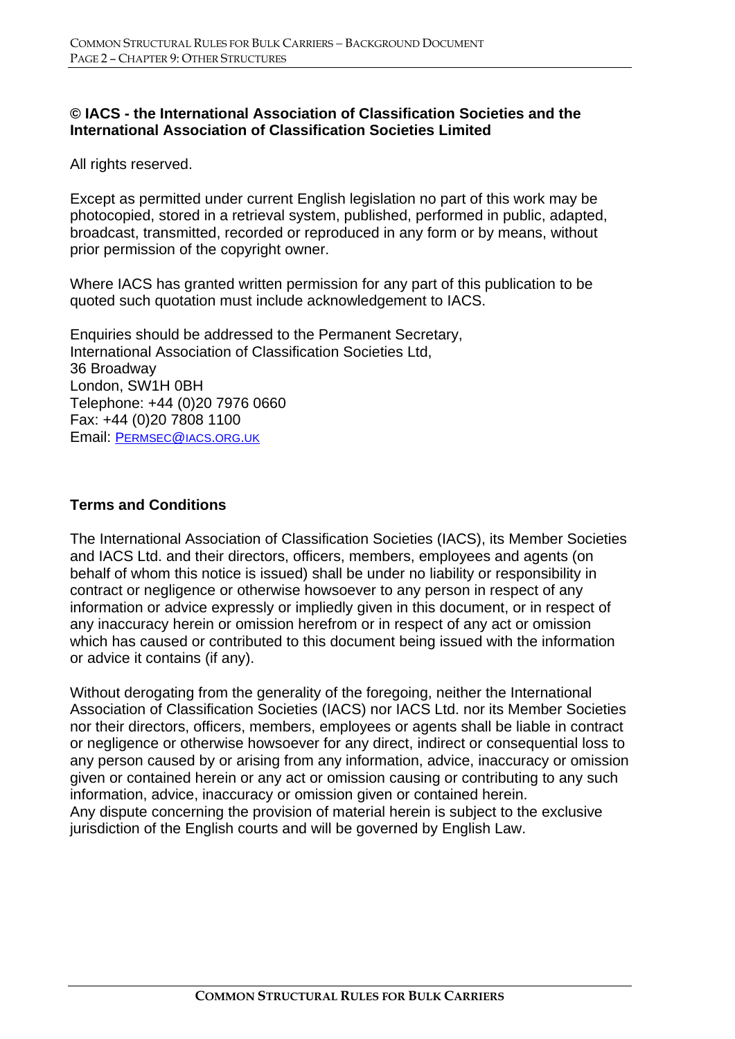**© IACS - the International Association of Classification Societies and the International Association of Classification Societies Limited**

All rights reserved.

Except as permitted under current English legislation no part of this work may be photocopied, stored in a retrieval system, published, performed in public, adapted, broadcast, transmitted, recorded or reproduced in any form or by means, without prior permission of the copyright owner.

Where IACS has granted written permission for any part of this publication to be quoted such quotation must include acknowledgement to IACS.

Enquiries should be addressed to the Permanent Secretary,
International Association of Classification Societies Ltd,
36 Broadway
London, SW1H 0BH
Telephone: +44 (0)20 7976 0660
Fax: +44 (0)20 7808 1100
Email: PERMSEC@IACS.ORG.UK

**Terms and Conditions**

The International Association of Classification Societies (IACS), its Member Societies and IACS Ltd. and their directors, officers, members, employees and agents (on behalf of whom this notice is issued) shall be under no liability or responsibility in contract or negligence or otherwise howsoever to any person in respect of any information or advice expressly or impliedly given in this document, or in respect of any inaccuracy herein or omission herefrom or in respect of any act or omission which has caused or contributed to this document being issued with the information or advice it contains (if any).

Without derogating from the generality of the foregoing, neither the International Association of Classification Societies (IACS) nor IACS Ltd. nor its Member Societies nor their directors, officers, members, employees or agents shall be liable in contract or negligence or otherwise howsoever for any direct, indirect or consequential loss to any person caused by or arising from any information, advice, inaccuracy or omission given or contained herein or any act or omission causing or contributing to any such information, advice, inaccuracy or omission given or contained herein.
Any dispute concerning the provision of material herein is subject to the exclusive jurisdiction of the English courts and will be governed by English Law.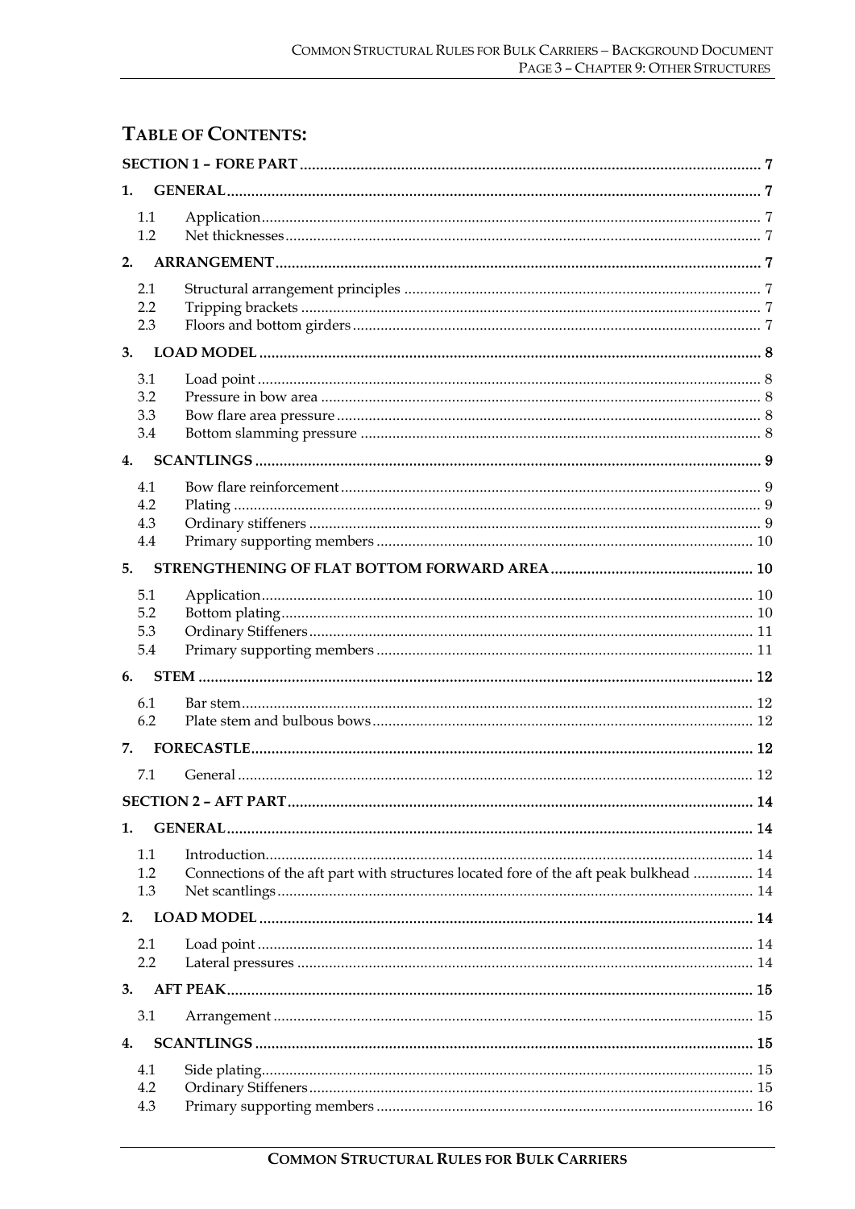# TABLE OF CONTENTS:

**SECTION 1 – FORE PART** .......... 7

**1. GENERAL** .......... 7

- 1.1 Application .......... 7
- 1.2 Net thicknesses .......... 7

**2. ARRANGEMENT** .......... 7

- 2.1 Structural arrangement principles .......... 7
- 2.2 Tripping brackets .......... 7
- 2.3 Floors and bottom girders .......... 7

**3. LOAD MODEL** .......... 8

- 3.1 Load point .......... 8
- 3.2 Pressure in bow area .......... 8
- 3.3 Bow flare area pressure .......... 8
- 3.4 Bottom slamming pressure .......... 8

**4. SCANTLINGS** .......... 9

- 4.1 Bow flare reinforcement .......... 9
- 4.2 Plating .......... 9
- 4.3 Ordinary stiffeners .......... 9
- 4.4 Primary supporting members .......... 10

**5. STRENGTHENING OF FLAT BOTTOM FORWARD AREA** .......... 10

- 5.1 Application .......... 10
- 5.2 Bottom plating .......... 10
- 5.3 Ordinary Stiffeners .......... 11
- 5.4 Primary supporting members .......... 11

**6. STEM** .......... 12

- 6.1 Bar stem .......... 12
- 6.2 Plate stem and bulbous bows .......... 12

**7. FORECASTLE** .......... 12

- 7.1 General .......... 12

**SECTION 2 – AFT PART** .......... 14

**1. GENERAL** .......... 14

- 1.1 Introduction .......... 14
- 1.2 Connections of the aft part with structures located fore of the aft peak bulkhead .......... 14
- 1.3 Net scantlings .......... 14

**2. LOAD MODEL** .......... 14

- 2.1 Load point .......... 14
- 2.2 Lateral pressures .......... 14

**3. AFT PEAK** .......... 15

- 3.1 Arrangement .......... 15

**4. SCANTLINGS** .......... 15

- 4.1 Side plating .......... 15
- 4.2 Ordinary Stiffeners .......... 15
- 4.3 Primary supporting members .......... 16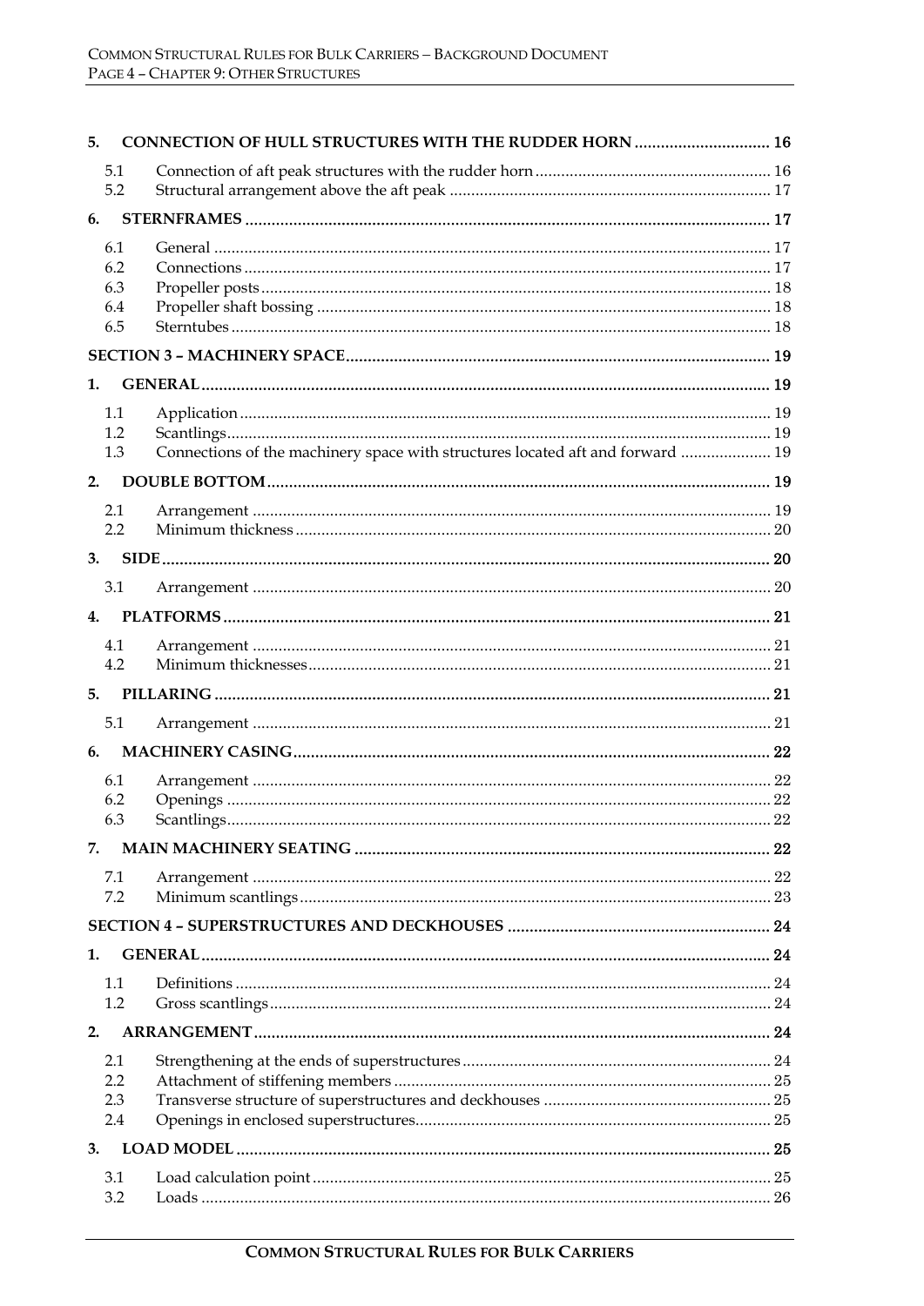**5. CONNECTION OF HULL STRUCTURES WITH THE RUDDER HORN** ............................ 16

5.1 Connection of aft peak structures with the rudder horn ............................ 16
5.2 Structural arrangement above the aft peak ............................ 17

**6. STERNFRAMES** ............................ 17

6.1 General ............................ 17
6.2 Connections ............................ 17
6.3 Propeller posts ............................ 18
6.4 Propeller shaft bossing ............................ 18
6.5 Sterntubes ............................ 18

**SECTION 3 – MACHINERY SPACE** ............................ 19

**1. GENERAL** ............................ 19

1.1 Application ............................ 19
1.2 Scantlings ............................ 19
1.3 Connections of the machinery space with structures located aft and forward ............................ 19

**2. DOUBLE BOTTOM** ............................ 19

2.1 Arrangement ............................ 19
2.2 Minimum thickness ............................ 20

**3. SIDE** ............................ 20

3.1 Arrangement ............................ 20

**4. PLATFORMS** ............................ 21

4.1 Arrangement ............................ 21
4.2 Minimum thicknesses ............................ 21

**5. PILLARING** ............................ 21

5.1 Arrangement ............................ 21

**6. MACHINERY CASING** ............................ 22

6.1 Arrangement ............................ 22
6.2 Openings ............................ 22
6.3 Scantlings ............................ 22

**7. MAIN MACHINERY SEATING** ............................ 22

7.1 Arrangement ............................ 22
7.2 Minimum scantlings ............................ 23

**SECTION 4 – SUPERSTRUCTURES AND DECKHOUSES** ............................ 24

**1. GENERAL** ............................ 24

1.1 Definitions ............................ 24
1.2 Gross scantlings ............................ 24

**2. ARRANGEMENT** ............................ 24

2.1 Strengthening at the ends of superstructures ............................ 24
2.2 Attachment of stiffening members ............................ 25
2.3 Transverse structure of superstructures and deckhouses ............................ 25
2.4 Openings in enclosed superstructures ............................ 25

**3. LOAD MODEL** ............................ 25

3.1 Load calculation point ............................ 25
3.2 Loads ............................ 26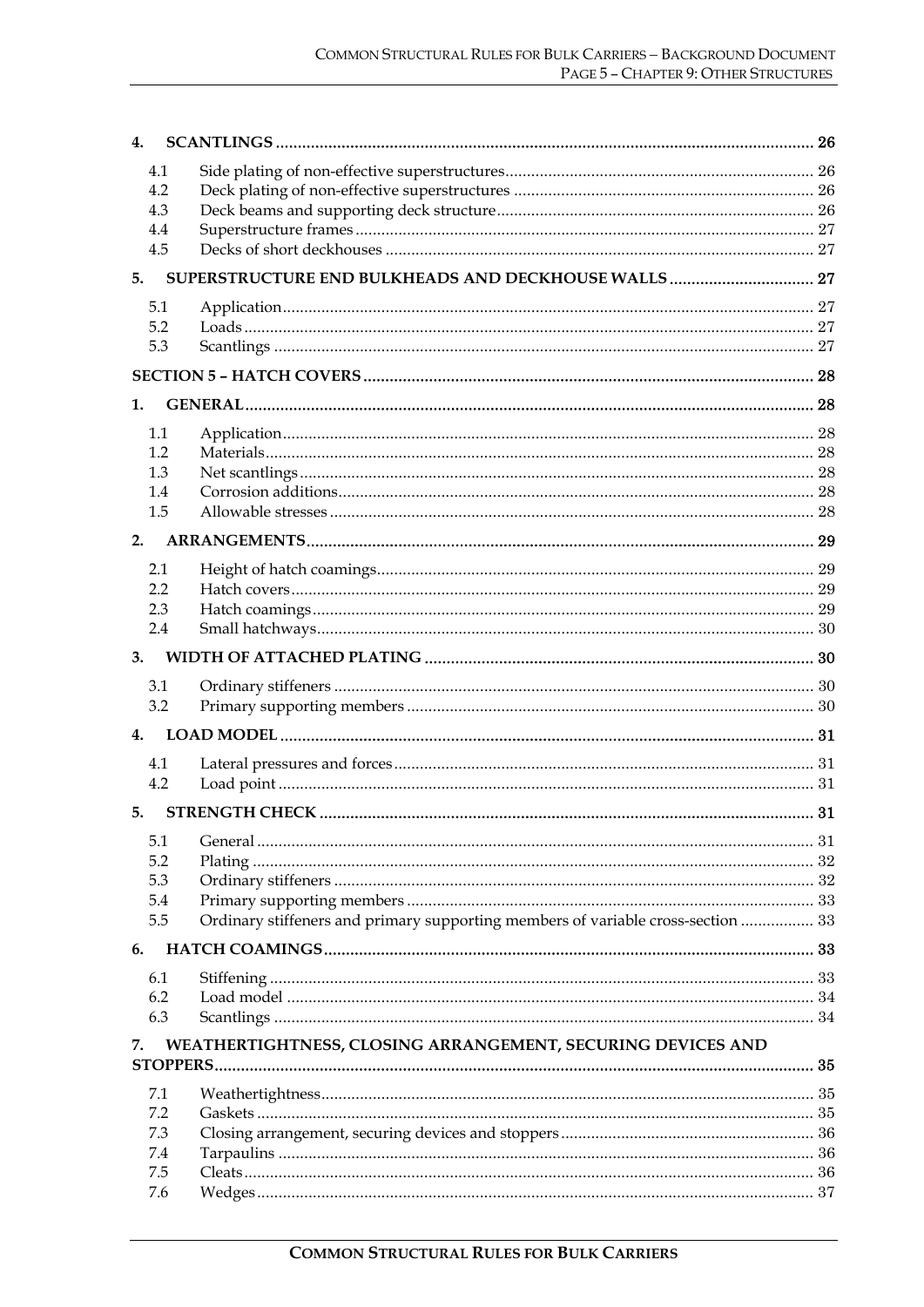**4. SCANTLINGS** ........................................................................................................................ 26

- 4.1 Side plating of non-effective superstructures ........................................................................ 26
- 4.2 Deck plating of non-effective superstructures ....................................................................... 26
- 4.3 Deck beams and supporting deck structure .......................................................................... 26
- 4.4 Superstructure frames ............................................................................................................ 27
- 4.5 Decks of short deckhouses .................................................................................................... 27

**5. SUPERSTRUCTURE END BULKHEADS AND DECKHOUSE WALLS** ................................. 27

- 5.1 Application ............................................................................................................................. 27
- 5.2 Loads ...................................................................................................................................... 27
- 5.3 Scantlings ............................................................................................................................... 27

**SECTION 5 – HATCH COVERS** ...................................................................................................... 28

**1. GENERAL** ................................................................................................................................ 28

- 1.1 Application ............................................................................................................................. 28
- 1.2 Materials ................................................................................................................................. 28
- 1.3 Net scantlings ......................................................................................................................... 28
- 1.4 Corrosion additions ................................................................................................................ 28
- 1.5 Allowable stresses .................................................................................................................. 28

**2. ARRANGEMENTS** .................................................................................................................... 29

- 2.1 Height of hatch coamings ....................................................................................................... 29
- 2.2 Hatch covers ........................................................................................................................... 29
- 2.3 Hatch coamings ...................................................................................................................... 29
- 2.4 Small hatchways ..................................................................................................................... 30

**3. WIDTH OF ATTACHED PLATING** ........................................................................................ 30

- 3.1 Ordinary stiffeners ................................................................................................................. 30
- 3.2 Primary supporting members ................................................................................................ 30

**4. LOAD MODEL** ......................................................................................................................... 31

- 4.1 Lateral pressures and forces .................................................................................................. 31
- 4.2 Load point .............................................................................................................................. 31

**5. STRENGTH CHECK** ................................................................................................................. 31

- 5.1 General ................................................................................................................................... 31
- 5.2 Plating .................................................................................................................................... 32
- 5.3 Ordinary stiffeners ................................................................................................................. 32
- 5.4 Primary supporting members ................................................................................................ 33
- 5.5 Ordinary stiffeners and primary supporting members of variable cross-section ................. 33

**6. HATCH COAMINGS** ............................................................................................................... 33

- 6.1 Stiffening ................................................................................................................................ 33
- 6.2 Load model ............................................................................................................................. 34
- 6.3 Scantlings ............................................................................................................................... 34

**7. WEATHERTIGHTNESS, CLOSING ARRANGEMENT, SECURING DEVICES AND STOPPERS** ........................................................................................................................................ 35

- 7.1 Weathertightness .................................................................................................................... 35
- 7.2 Gaskets ................................................................................................................................... 35
- 7.3 Closing arrangement, securing devices and stoppers ............................................................ 36
- 7.4 Tarpaulins ............................................................................................................................... 36
- 7.5 Cleats ...................................................................................................................................... 36
- 7.6 Wedges ................................................................................................................................... 37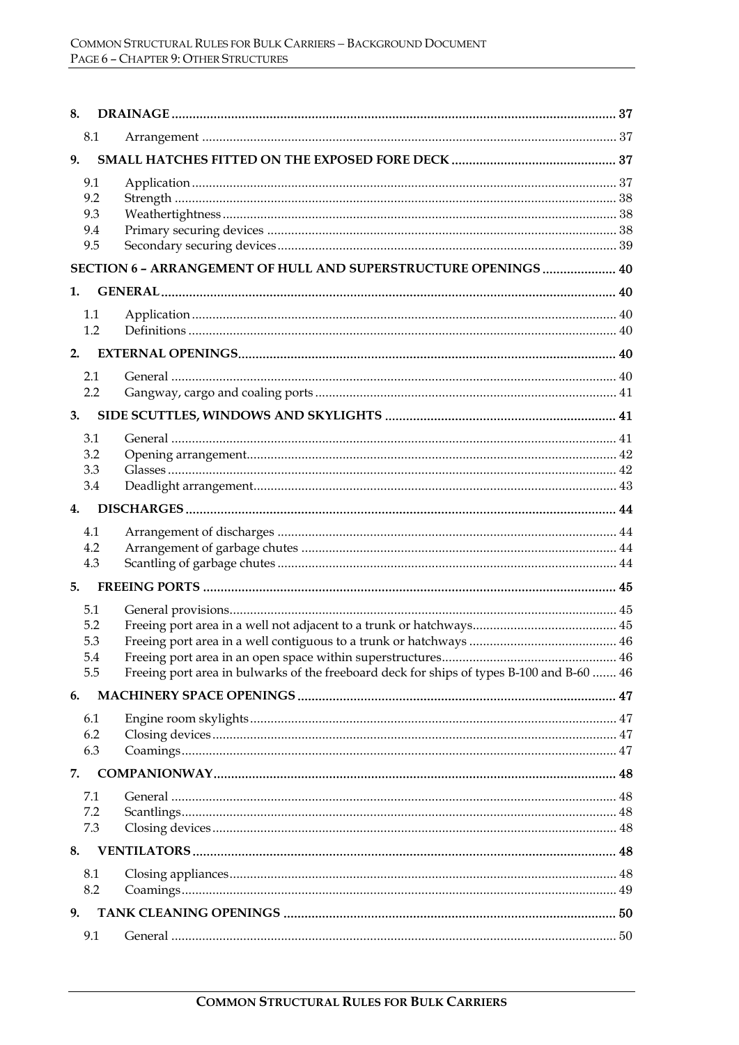8. **DRAINAGE** .......... 37

   8.1 Arrangement .......... 37

9. **SMALL HATCHES FITTED ON THE EXPOSED FORE DECK** .......... 37

   9.1 Application .......... 37
   9.2 Strength .......... 38
   9.3 Weathertightness .......... 38
   9.4 Primary securing devices .......... 38
   9.5 Secondary securing devices .......... 39

**SECTION 6 – ARRANGEMENT OF HULL AND SUPERSTRUCTURE OPENINGS** .......... 40

1. **GENERAL** .......... 40

   1.1 Application .......... 40
   1.2 Definitions .......... 40

2. **EXTERNAL OPENINGS** .......... 40

   2.1 General .......... 40
   2.2 Gangway, cargo and coaling ports .......... 41

3. **SIDE SCUTTLES, WINDOWS AND SKYLIGHTS** .......... 41

   3.1 General .......... 41
   3.2 Opening arrangement .......... 42
   3.3 Glasses .......... 42
   3.4 Deadlight arrangement .......... 43

4. **DISCHARGES** .......... 44

   4.1 Arrangement of discharges .......... 44
   4.2 Arrangement of garbage chutes .......... 44
   4.3 Scantling of garbage chutes .......... 44

5. **FREEING PORTS** .......... 45

   5.1 General provisions .......... 45
   5.2 Freeing port area in a well not adjacent to a trunk or hatchways .......... 45
   5.3 Freeing port area in a well contiguous to a trunk or hatchways .......... 46
   5.4 Freeing port area in an open space within superstructures .......... 46
   5.5 Freeing port area in bulwarks of the freeboard deck for ships of types B-100 and B-60 .......... 46

6. **MACHINERY SPACE OPENINGS** .......... 47

   6.1 Engine room skylights .......... 47
   6.2 Closing devices .......... 47
   6.3 Coamings .......... 47

7. **COMPANIONWAY** .......... 48

   7.1 General .......... 48
   7.2 Scantlings .......... 48
   7.3 Closing devices .......... 48

8. **VENTILATORS** .......... 48

   8.1 Closing appliances .......... 48
   8.2 Coamings .......... 49

9. **TANK CLEANING OPENINGS** .......... 50

   9.1 General .......... 50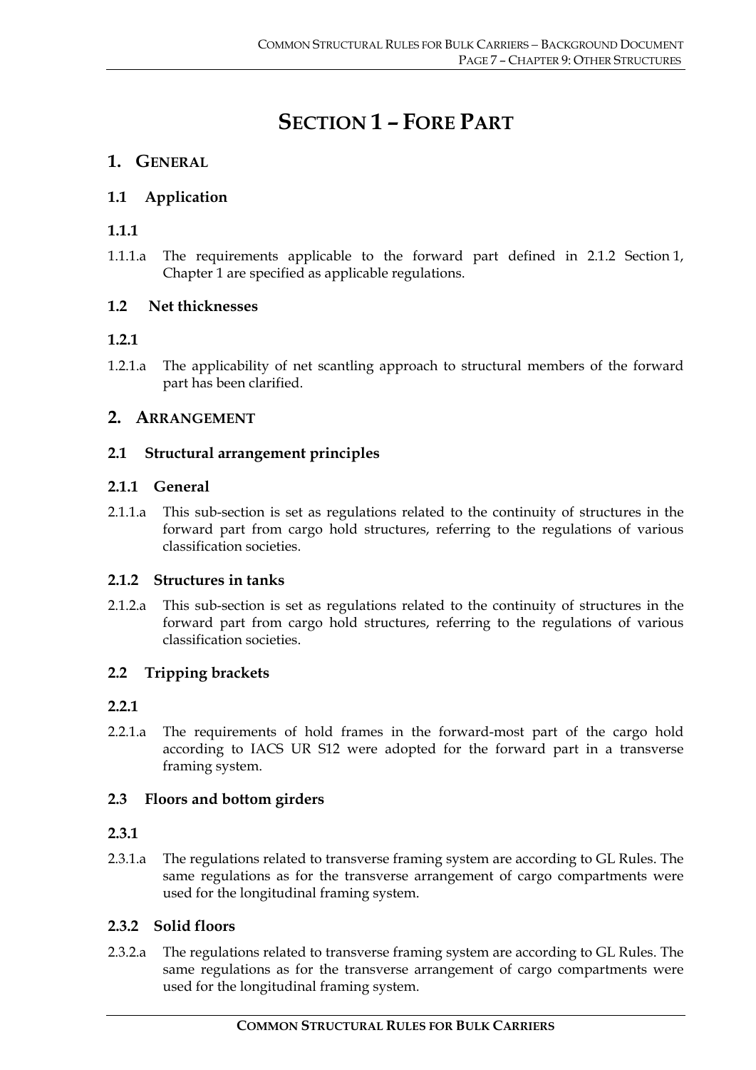# SECTION 1 – FORE PART

## 1. GENERAL

### 1.1 Application

#### 1.1.1

1.1.1.a The requirements applicable to the forward part defined in 2.1.2 Section 1, Chapter 1 are specified as applicable regulations.

### 1.2 Net thicknesses

#### 1.2.1

1.2.1.a The applicability of net scantling approach to structural members of the forward part has been clarified.

## 2. ARRANGEMENT

### 2.1 Structural arrangement principles

#### 2.1.1 General

2.1.1.a This sub-section is set as regulations related to the continuity of structures in the forward part from cargo hold structures, referring to the regulations of various classification societies.

#### 2.1.2 Structures in tanks

2.1.2.a This sub-section is set as regulations related to the continuity of structures in the forward part from cargo hold structures, referring to the regulations of various classification societies.

### 2.2 Tripping brackets

#### 2.2.1

2.2.1.a The requirements of hold frames in the forward-most part of the cargo hold according to IACS UR S12 were adopted for the forward part in a transverse framing system.

### 2.3 Floors and bottom girders

#### 2.3.1

2.3.1.a The regulations related to transverse framing system are according to GL Rules. The same regulations as for the transverse arrangement of cargo compartments were used for the longitudinal framing system.

#### 2.3.2 Solid floors

2.3.2.a The regulations related to transverse framing system are according to GL Rules. The same regulations as for the transverse arrangement of cargo compartments were used for the longitudinal framing system.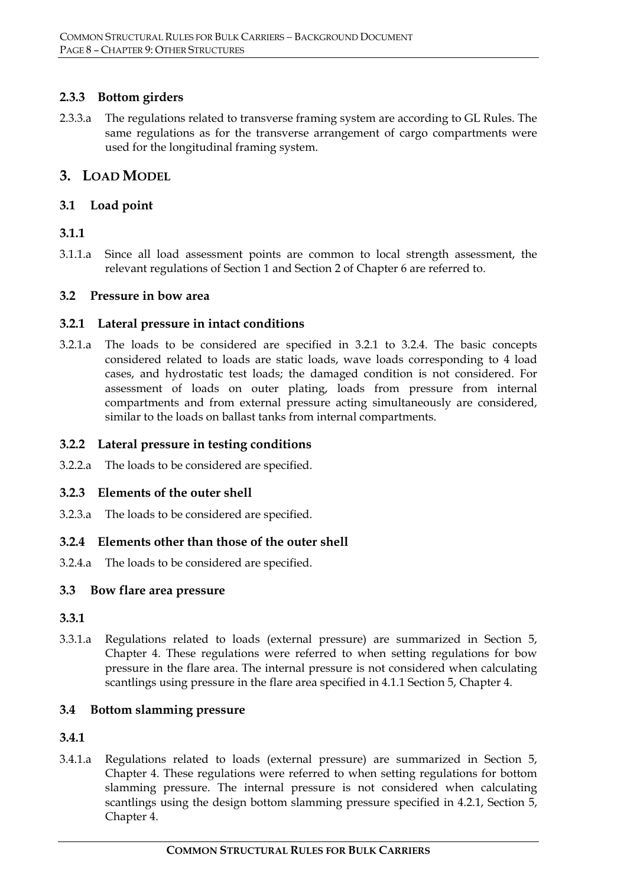### 2.3.3 Bottom girders

2.3.3.a The regulations related to transverse framing system are according to GL Rules. The same regulations as for the transverse arrangement of cargo compartments were used for the longitudinal framing system.

## 3. LOAD MODEL

### 3.1 Load point

### 3.1.1

3.1.1.a Since all load assessment points are common to local strength assessment, the relevant regulations of Section 1 and Section 2 of Chapter 6 are referred to.

### 3.2 Pressure in bow area

### 3.2.1 Lateral pressure in intact conditions

3.2.1.a The loads to be considered are specified in 3.2.1 to 3.2.4. The basic concepts considered related to loads are static loads, wave loads corresponding to 4 load cases, and hydrostatic test loads; the damaged condition is not considered. For assessment of loads on outer plating, loads from pressure from internal compartments and from external pressure acting simultaneously are considered, similar to the loads on ballast tanks from internal compartments.

### 3.2.2 Lateral pressure in testing conditions

3.2.2.a The loads to be considered are specified.

### 3.2.3 Elements of the outer shell

3.2.3.a The loads to be considered are specified.

### 3.2.4 Elements other than those of the outer shell

3.2.4.a The loads to be considered are specified.

### 3.3 Bow flare area pressure

### 3.3.1

3.3.1.a Regulations related to loads (external pressure) are summarized in Section 5, Chapter 4. These regulations were referred to when setting regulations for bow pressure in the flare area. The internal pressure is not considered when calculating scantlings using pressure in the flare area specified in 4.1.1 Section 5, Chapter 4.

### 3.4 Bottom slamming pressure

### 3.4.1

3.4.1.a Regulations related to loads (external pressure) are summarized in Section 5, Chapter 4. These regulations were referred to when setting regulations for bottom slamming pressure. The internal pressure is not considered when calculating scantlings using the design bottom slamming pressure specified in 4.2.1, Section 5, Chapter 4.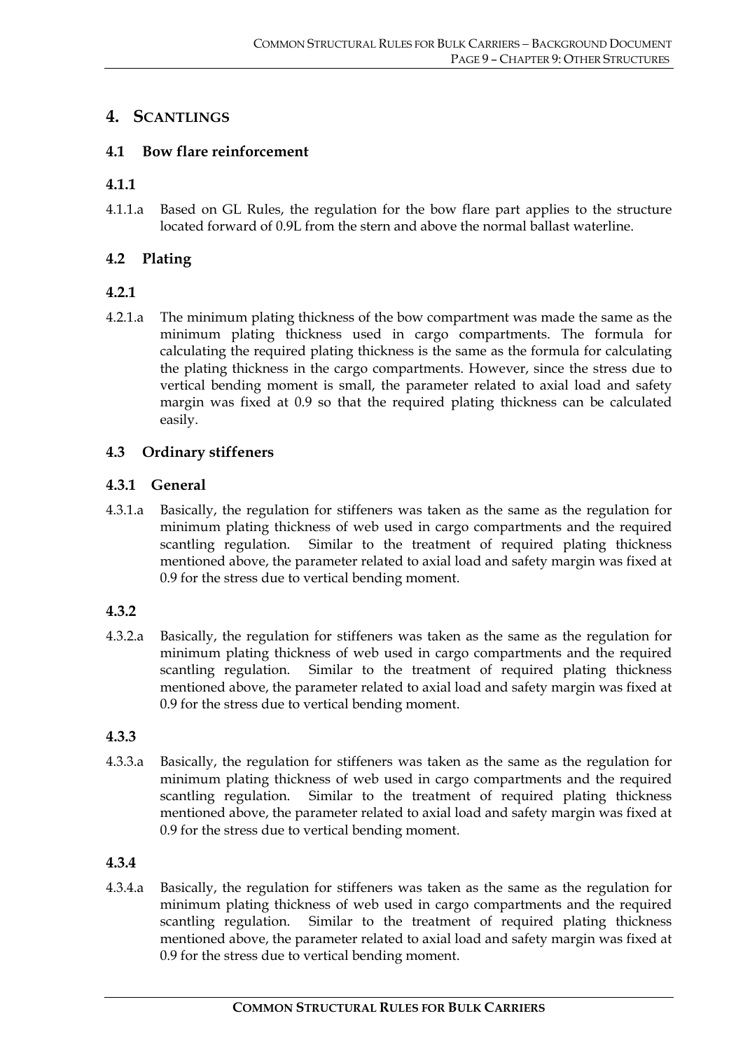# 4. SCANTLINGS

## 4.1 Bow flare reinforcement

### 4.1.1

4.1.1.a Based on GL Rules, the regulation for the bow flare part applies to the structure located forward of 0.9L from the stern and above the normal ballast waterline.

## 4.2 Plating

### 4.2.1

4.2.1.a The minimum plating thickness of the bow compartment was made the same as the minimum plating thickness used in cargo compartments. The formula for calculating the required plating thickness is the same as the formula for calculating the plating thickness in the cargo compartments. However, since the stress due to vertical bending moment is small, the parameter related to axial load and safety margin was fixed at 0.9 so that the required plating thickness can be calculated easily.

## 4.3 Ordinary stiffeners

### 4.3.1 General

4.3.1.a Basically, the regulation for stiffeners was taken as the same as the regulation for minimum plating thickness of web used in cargo compartments and the required scantling regulation. Similar to the treatment of required plating thickness mentioned above, the parameter related to axial load and safety margin was fixed at 0.9 for the stress due to vertical bending moment.

### 4.3.2

4.3.2.a Basically, the regulation for stiffeners was taken as the same as the regulation for minimum plating thickness of web used in cargo compartments and the required scantling regulation. Similar to the treatment of required plating thickness mentioned above, the parameter related to axial load and safety margin was fixed at 0.9 for the stress due to vertical bending moment.

### 4.3.3

4.3.3.a Basically, the regulation for stiffeners was taken as the same as the regulation for minimum plating thickness of web used in cargo compartments and the required scantling regulation. Similar to the treatment of required plating thickness mentioned above, the parameter related to axial load and safety margin was fixed at 0.9 for the stress due to vertical bending moment.

### 4.3.4

4.3.4.a Basically, the regulation for stiffeners was taken as the same as the regulation for minimum plating thickness of web used in cargo compartments and the required scantling regulation. Similar to the treatment of required plating thickness mentioned above, the parameter related to axial load and safety margin was fixed at 0.9 for the stress due to vertical bending moment.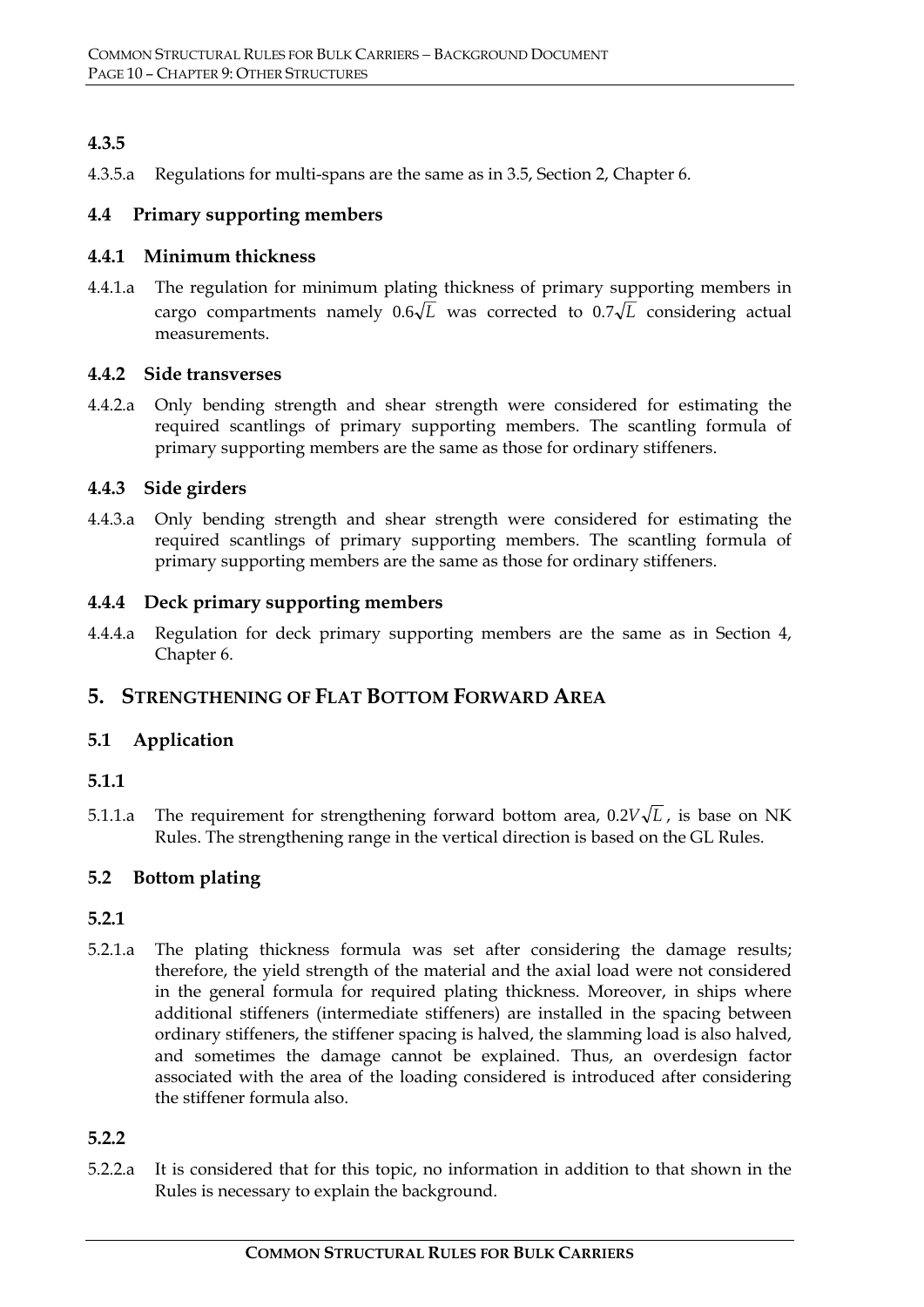### 4.3.5

4.3.5.a Regulations for multi-spans are the same as in 3.5, Section 2, Chapter 6.

### 4.4 Primary supporting members

#### 4.4.1 Minimum thickness

4.4.1.a The regulation for minimum plating thickness of primary supporting members in cargo compartments namely $0.6\sqrt{L}$ was corrected to $0.7\sqrt{L}$ considering actual measurements.

#### 4.4.2 Side transverses

4.4.2.a Only bending strength and shear strength were considered for estimating the required scantlings of primary supporting members. The scantling formula of primary supporting members are the same as those for ordinary stiffeners.

#### 4.4.3 Side girders

4.4.3.a Only bending strength and shear strength were considered for estimating the required scantlings of primary supporting members. The scantling formula of primary supporting members are the same as those for ordinary stiffeners.

#### 4.4.4 Deck primary supporting members

4.4.4.a Regulation for deck primary supporting members are the same as in Section 4, Chapter 6.

## 5. Strengthening of Flat Bottom Forward Area

### 5.1 Application

#### 5.1.1

5.1.1.a The requirement for strengthening forward bottom area, $0.2V\sqrt{L}$, is base on NK Rules. The strengthening range in the vertical direction is based on the GL Rules.

### 5.2 Bottom plating

#### 5.2.1

5.2.1.a The plating thickness formula was set after considering the damage results; therefore, the yield strength of the material and the axial load were not considered in the general formula for required plating thickness. Moreover, in ships where additional stiffeners (intermediate stiffeners) are installed in the spacing between ordinary stiffeners, the stiffener spacing is halved, the slamming load is also halved, and sometimes the damage cannot be explained. Thus, an overdesign factor associated with the area of the loading considered is introduced after considering the stiffener formula also.

#### 5.2.2

5.2.2.a It is considered that for this topic, no information in addition to that shown in the Rules is necessary to explain the background.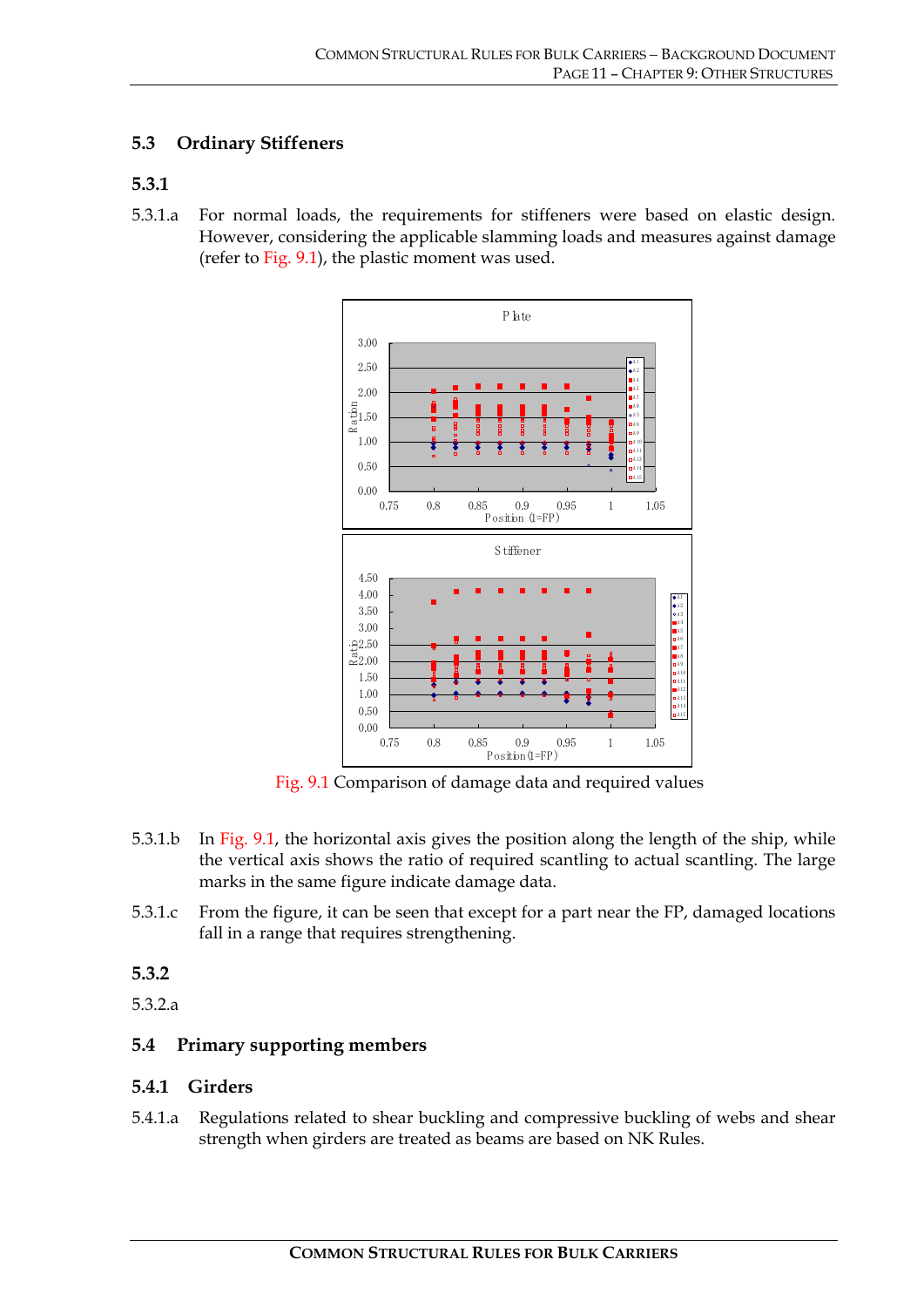## 5.3 Ordinary Stiffeners

### 5.3.1

5.3.1.a For normal loads, the requirements for stiffeners were based on elastic design. However, considering the applicable slamming loads and measures against damage (refer to Fig. 9.1), the plastic moment was used.

Fig. 9.1 Comparison of damage data and required values

5.3.1.b In Fig. 9.1, the horizontal axis gives the position along the length of the ship, while the vertical axis shows the ratio of required scantling to actual scantling. The large marks in the same figure indicate damage data.

5.3.1.c From the figure, it can be seen that except for a part near the FP, damaged locations fall in a range that requires strengthening.

### 5.3.2

5.3.2.a

## 5.4 Primary supporting members

### 5.4.1 Girders

5.4.1.a Regulations related to shear buckling and compressive buckling of webs and shear strength when girders are treated as beams are based on NK Rules.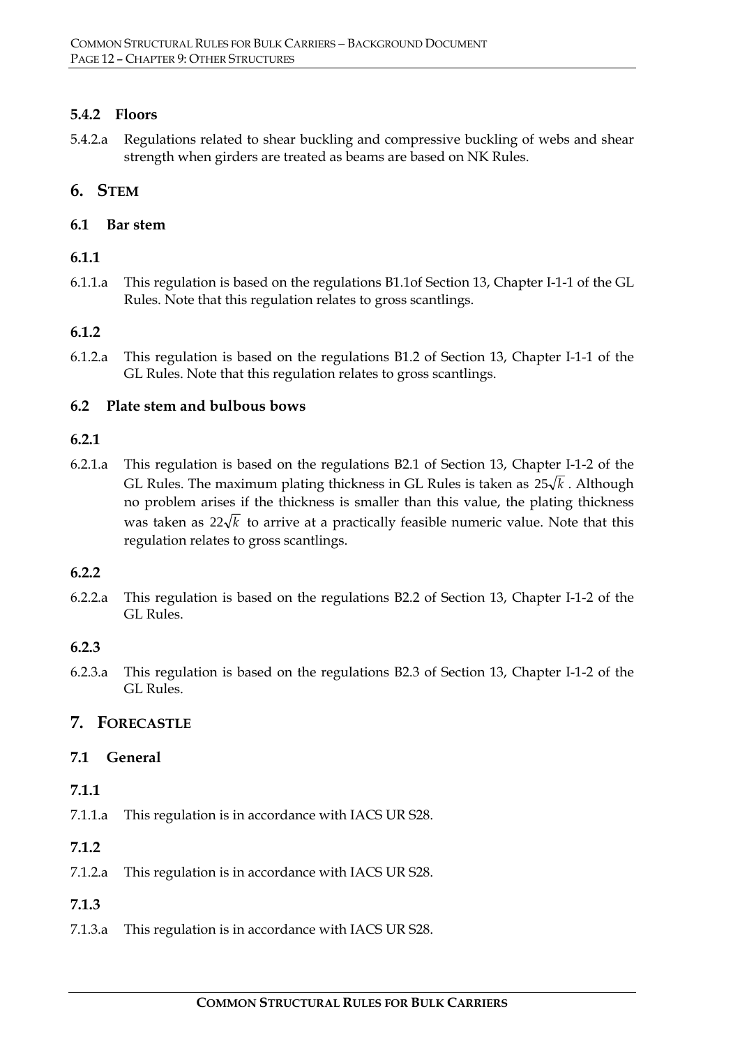### 5.4.2 Floors

5.4.2.a Regulations related to shear buckling and compressive buckling of webs and shear strength when girders are treated as beams are based on NK Rules.

## 6. STEM

### 6.1 Bar stem

#### 6.1.1

6.1.1.a This regulation is based on the regulations B1.1of Section 13, Chapter I-1-1 of the GL Rules. Note that this regulation relates to gross scantlings.

#### 6.1.2

6.1.2.a This regulation is based on the regulations B1.2 of Section 13, Chapter I-1-1 of the GL Rules. Note that this regulation relates to gross scantlings.

### 6.2 Plate stem and bulbous bows

#### 6.2.1

6.2.1.a This regulation is based on the regulations B2.1 of Section 13, Chapter I-1-2 of the GL Rules. The maximum plating thickness in GL Rules is taken as $25\sqrt{k}$. Although no problem arises if the thickness is smaller than this value, the plating thickness was taken as $22\sqrt{k}$ to arrive at a practically feasible numeric value. Note that this regulation relates to gross scantlings.

#### 6.2.2

6.2.2.a This regulation is based on the regulations B2.2 of Section 13, Chapter I-1-2 of the GL Rules.

#### 6.2.3

6.2.3.a This regulation is based on the regulations B2.3 of Section 13, Chapter I-1-2 of the GL Rules.

## 7. FORECASTLE

### 7.1 General

#### 7.1.1

7.1.1.a This regulation is in accordance with IACS UR S28.

#### 7.1.2

7.1.2.a This regulation is in accordance with IACS UR S28.

#### 7.1.3

7.1.3.a This regulation is in accordance with IACS UR S28.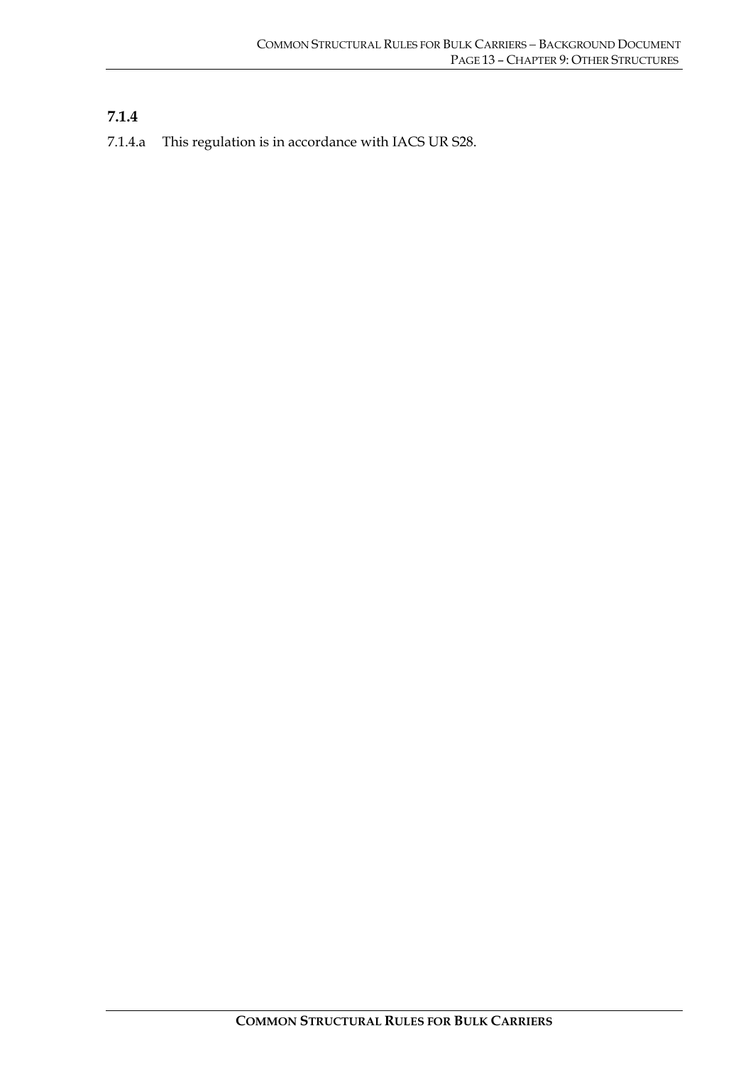### 7.1.4

7.1.4.a This regulation is in accordance with IACS UR S28.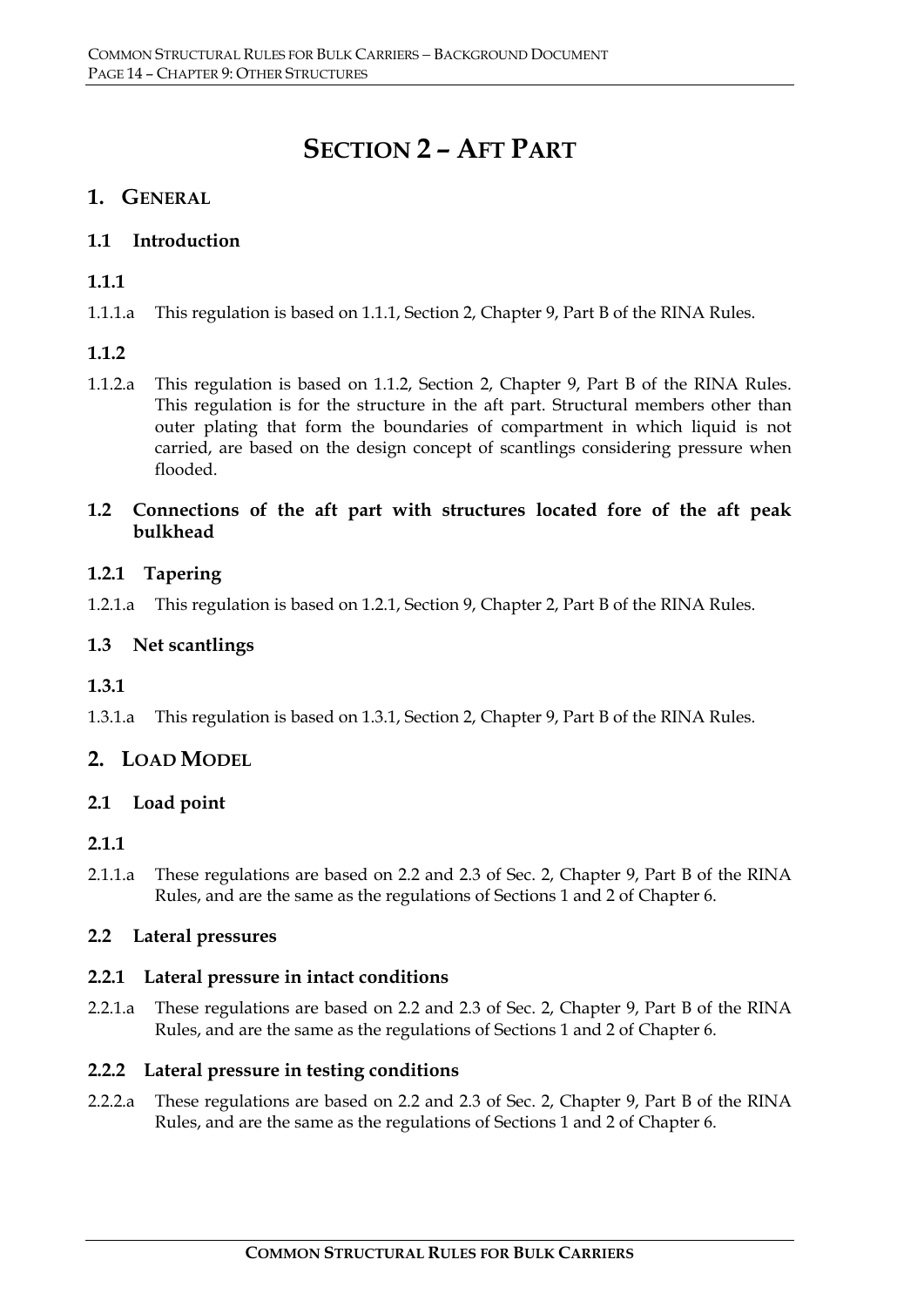# SECTION 2 – AFT PART

## 1. GENERAL

### 1.1 Introduction

#### 1.1.1

1.1.1.a This regulation is based on 1.1.1, Section 2, Chapter 9, Part B of the RINA Rules.

#### 1.1.2

1.1.2.a This regulation is based on 1.1.2, Section 2, Chapter 9, Part B of the RINA Rules. This regulation is for the structure in the aft part. Structural members other than outer plating that form the boundaries of compartment in which liquid is not carried, are based on the design concept of scantlings considering pressure when flooded.

### 1.2 Connections of the aft part with structures located fore of the aft peak bulkhead

#### 1.2.1 Tapering

1.2.1.a This regulation is based on 1.2.1, Section 9, Chapter 2, Part B of the RINA Rules.

### 1.3 Net scantlings

#### 1.3.1

1.3.1.a This regulation is based on 1.3.1, Section 2, Chapter 9, Part B of the RINA Rules.

## 2. LOAD MODEL

### 2.1 Load point

#### 2.1.1

2.1.1.a These regulations are based on 2.2 and 2.3 of Sec. 2, Chapter 9, Part B of the RINA Rules, and are the same as the regulations of Sections 1 and 2 of Chapter 6.

### 2.2 Lateral pressures

#### 2.2.1 Lateral pressure in intact conditions

2.2.1.a These regulations are based on 2.2 and 2.3 of Sec. 2, Chapter 9, Part B of the RINA Rules, and are the same as the regulations of Sections 1 and 2 of Chapter 6.

#### 2.2.2 Lateral pressure in testing conditions

2.2.2.a These regulations are based on 2.2 and 2.3 of Sec. 2, Chapter 9, Part B of the RINA Rules, and are the same as the regulations of Sections 1 and 2 of Chapter 6.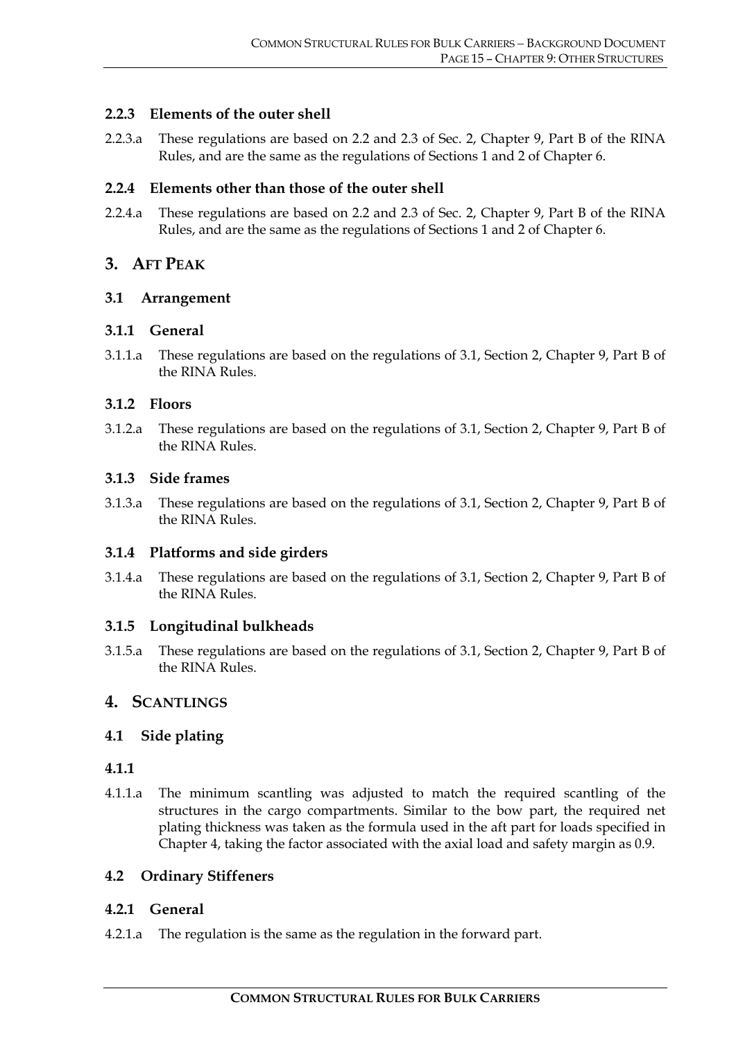### 2.2.3 Elements of the outer shell

2.2.3.a These regulations are based on 2.2 and 2.3 of Sec. 2, Chapter 9, Part B of the RINA Rules, and are the same as the regulations of Sections 1 and 2 of Chapter 6.

### 2.2.4 Elements other than those of the outer shell

2.2.4.a These regulations are based on 2.2 and 2.3 of Sec. 2, Chapter 9, Part B of the RINA Rules, and are the same as the regulations of Sections 1 and 2 of Chapter 6.

## 3. AFT PEAK

### 3.1 Arrangement

### 3.1.1 General

3.1.1.a These regulations are based on the regulations of 3.1, Section 2, Chapter 9, Part B of the RINA Rules.

### 3.1.2 Floors

3.1.2.a These regulations are based on the regulations of 3.1, Section 2, Chapter 9, Part B of the RINA Rules.

### 3.1.3 Side frames

3.1.3.a These regulations are based on the regulations of 3.1, Section 2, Chapter 9, Part B of the RINA Rules.

### 3.1.4 Platforms and side girders

3.1.4.a These regulations are based on the regulations of 3.1, Section 2, Chapter 9, Part B of the RINA Rules.

### 3.1.5 Longitudinal bulkheads

3.1.5.a These regulations are based on the regulations of 3.1, Section 2, Chapter 9, Part B of the RINA Rules.

## 4. SCANTLINGS

### 4.1 Side plating

### 4.1.1

4.1.1.a The minimum scantling was adjusted to match the required scantling of the structures in the cargo compartments. Similar to the bow part, the required net plating thickness was taken as the formula used in the aft part for loads specified in Chapter 4, taking the factor associated with the axial load and safety margin as 0.9.

### 4.2 Ordinary Stiffeners

### 4.2.1 General

4.2.1.a The regulation is the same as the regulation in the forward part.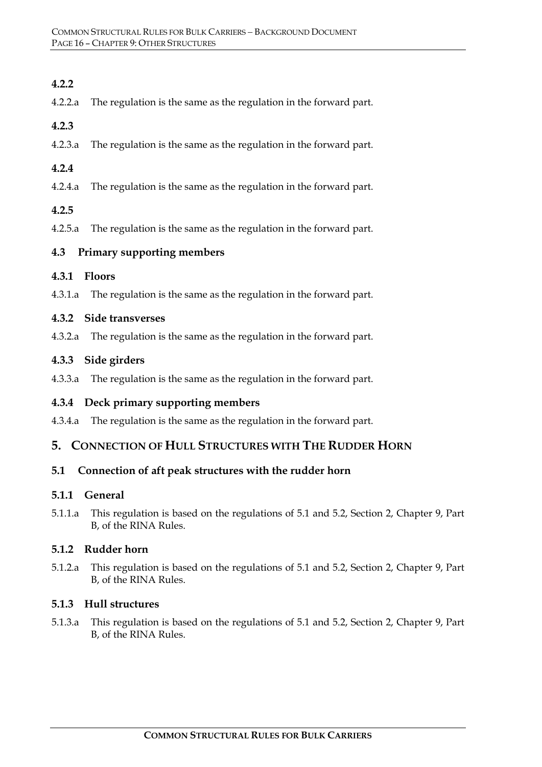### 4.2.2

4.2.2.a The regulation is the same as the regulation in the forward part.

### 4.2.3

4.2.3.a The regulation is the same as the regulation in the forward part.

### 4.2.4

4.2.4.a The regulation is the same as the regulation in the forward part.

### 4.2.5

4.2.5.a The regulation is the same as the regulation in the forward part.

### 4.3 Primary supporting members

#### 4.3.1 Floors

4.3.1.a The regulation is the same as the regulation in the forward part.

#### 4.3.2 Side transverses

4.3.2.a The regulation is the same as the regulation in the forward part.

#### 4.3.3 Side girders

4.3.3.a The regulation is the same as the regulation in the forward part.

#### 4.3.4 Deck primary supporting members

4.3.4.a The regulation is the same as the regulation in the forward part.

## 5. Connection of Hull Structures with The Rudder Horn

### 5.1 Connection of aft peak structures with the rudder horn

#### 5.1.1 General

5.1.1.a This regulation is based on the regulations of 5.1 and 5.2, Section 2, Chapter 9, Part B, of the RINA Rules.

#### 5.1.2 Rudder horn

5.1.2.a This regulation is based on the regulations of 5.1 and 5.2, Section 2, Chapter 9, Part B, of the RINA Rules.

#### 5.1.3 Hull structures

5.1.3.a This regulation is based on the regulations of 5.1 and 5.2, Section 2, Chapter 9, Part B, of the RINA Rules.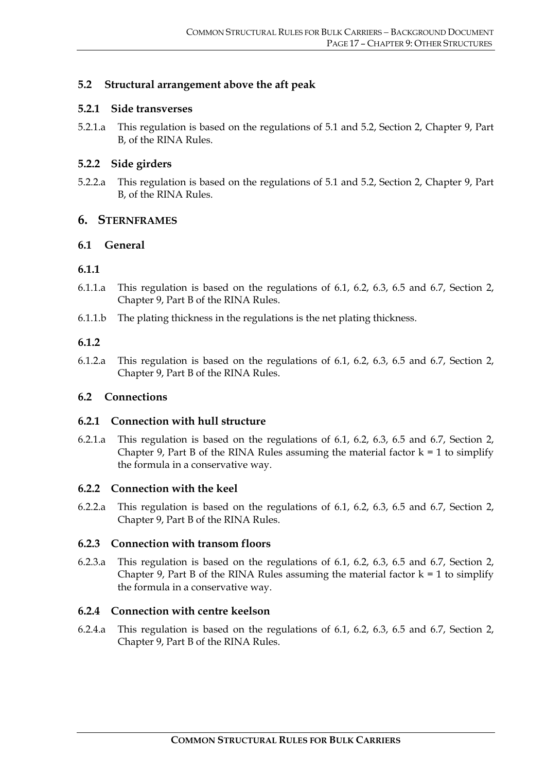### 5.2 Structural arrangement above the aft peak

#### 5.2.1 Side transverses

5.2.1.a This regulation is based on the regulations of 5.1 and 5.2, Section 2, Chapter 9, Part B, of the RINA Rules.

#### 5.2.2 Side girders

5.2.2.a This regulation is based on the regulations of 5.1 and 5.2, Section 2, Chapter 9, Part B, of the RINA Rules.

## 6. STERNFRAMES

### 6.1 General

#### 6.1.1

6.1.1.a This regulation is based on the regulations of 6.1, 6.2, 6.3, 6.5 and 6.7, Section 2, Chapter 9, Part B of the RINA Rules.

6.1.1.b The plating thickness in the regulations is the net plating thickness.

#### 6.1.2

6.1.2.a This regulation is based on the regulations of 6.1, 6.2, 6.3, 6.5 and 6.7, Section 2, Chapter 9, Part B of the RINA Rules.

### 6.2 Connections

#### 6.2.1 Connection with hull structure

6.2.1.a This regulation is based on the regulations of 6.1, 6.2, 6.3, 6.5 and 6.7, Section 2, Chapter 9, Part B of the RINA Rules assuming the material factor $k = 1$ to simplify the formula in a conservative way.

#### 6.2.2 Connection with the keel

6.2.2.a This regulation is based on the regulations of 6.1, 6.2, 6.3, 6.5 and 6.7, Section 2, Chapter 9, Part B of the RINA Rules.

#### 6.2.3 Connection with transom floors

6.2.3.a This regulation is based on the regulations of 6.1, 6.2, 6.3, 6.5 and 6.7, Section 2, Chapter 9, Part B of the RINA Rules assuming the material factor $k = 1$ to simplify the formula in a conservative way.

#### 6.2.4 Connection with centre keelson

6.2.4.a This regulation is based on the regulations of 6.1, 6.2, 6.3, 6.5 and 6.7, Section 2, Chapter 9, Part B of the RINA Rules.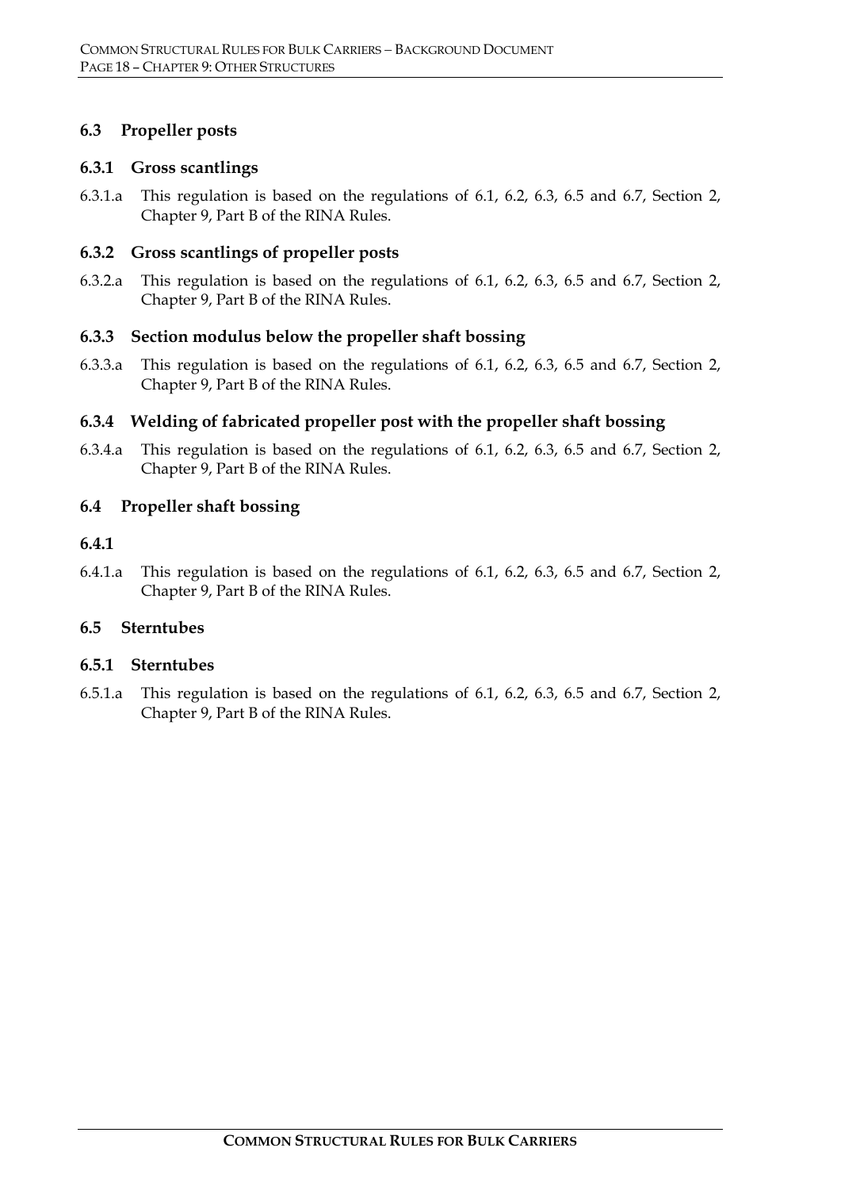## 6.3 Propeller posts

### 6.3.1 Gross scantlings

6.3.1.a This regulation is based on the regulations of 6.1, 6.2, 6.3, 6.5 and 6.7, Section 2, Chapter 9, Part B of the RINA Rules.

### 6.3.2 Gross scantlings of propeller posts

6.3.2.a This regulation is based on the regulations of 6.1, 6.2, 6.3, 6.5 and 6.7, Section 2, Chapter 9, Part B of the RINA Rules.

### 6.3.3 Section modulus below the propeller shaft bossing

6.3.3.a This regulation is based on the regulations of 6.1, 6.2, 6.3, 6.5 and 6.7, Section 2, Chapter 9, Part B of the RINA Rules.

### 6.3.4 Welding of fabricated propeller post with the propeller shaft bossing

6.3.4.a This regulation is based on the regulations of 6.1, 6.2, 6.3, 6.5 and 6.7, Section 2, Chapter 9, Part B of the RINA Rules.

## 6.4 Propeller shaft bossing

### 6.4.1

6.4.1.a This regulation is based on the regulations of 6.1, 6.2, 6.3, 6.5 and 6.7, Section 2, Chapter 9, Part B of the RINA Rules.

## 6.5 Sterntubes

### 6.5.1 Sterntubes

6.5.1.a This regulation is based on the regulations of 6.1, 6.2, 6.3, 6.5 and 6.7, Section 2, Chapter 9, Part B of the RINA Rules.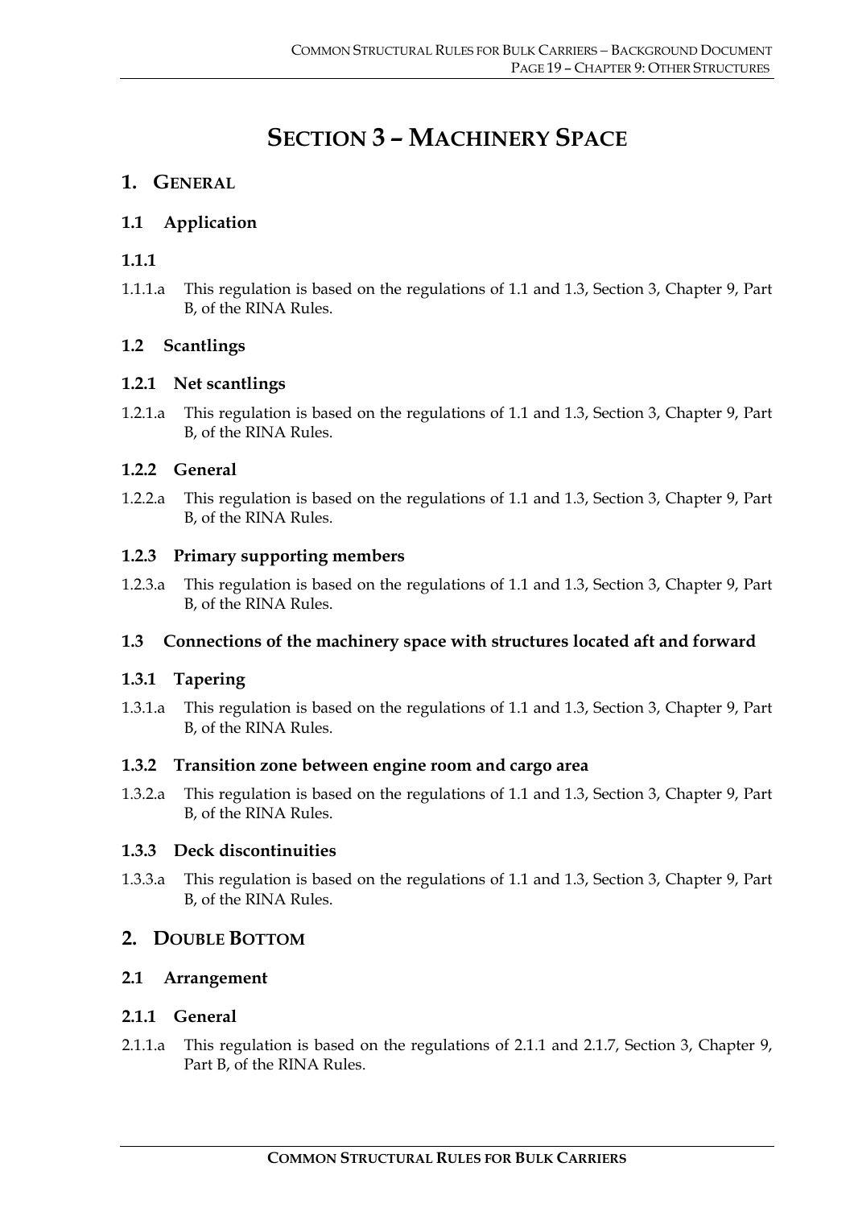# SECTION 3 – MACHINERY SPACE

## 1. GENERAL

### 1.1 Application

#### 1.1.1

1.1.1.a This regulation is based on the regulations of 1.1 and 1.3, Section 3, Chapter 9, Part B, of the RINA Rules.

### 1.2 Scantlings

#### 1.2.1 Net scantlings

1.2.1.a This regulation is based on the regulations of 1.1 and 1.3, Section 3, Chapter 9, Part B, of the RINA Rules.

#### 1.2.2 General

1.2.2.a This regulation is based on the regulations of 1.1 and 1.3, Section 3, Chapter 9, Part B, of the RINA Rules.

#### 1.2.3 Primary supporting members

1.2.3.a This regulation is based on the regulations of 1.1 and 1.3, Section 3, Chapter 9, Part B, of the RINA Rules.

### 1.3 Connections of the machinery space with structures located aft and forward

#### 1.3.1 Tapering

1.3.1.a This regulation is based on the regulations of 1.1 and 1.3, Section 3, Chapter 9, Part B, of the RINA Rules.

#### 1.3.2 Transition zone between engine room and cargo area

1.3.2.a This regulation is based on the regulations of 1.1 and 1.3, Section 3, Chapter 9, Part B, of the RINA Rules.

#### 1.3.3 Deck discontinuities

1.3.3.a This regulation is based on the regulations of 1.1 and 1.3, Section 3, Chapter 9, Part B, of the RINA Rules.

## 2. DOUBLE BOTTOM

### 2.1 Arrangement

#### 2.1.1 General

2.1.1.a This regulation is based on the regulations of 2.1.1 and 2.1.7, Section 3, Chapter 9, Part B, of the RINA Rules.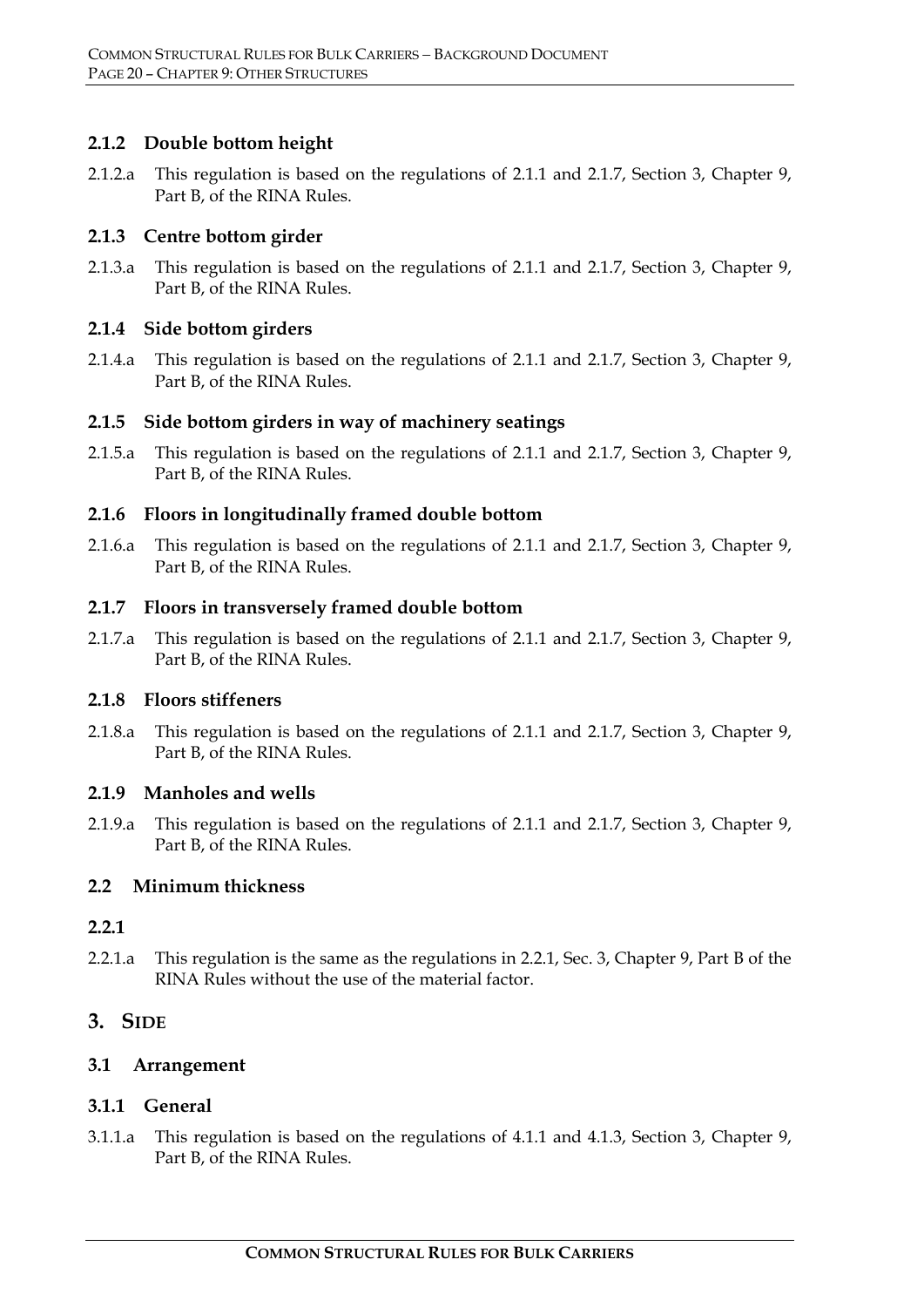### 2.1.2 Double bottom height

2.1.2.a This regulation is based on the regulations of 2.1.1 and 2.1.7, Section 3, Chapter 9, Part B, of the RINA Rules.

### 2.1.3 Centre bottom girder

2.1.3.a This regulation is based on the regulations of 2.1.1 and 2.1.7, Section 3, Chapter 9, Part B, of the RINA Rules.

### 2.1.4 Side bottom girders

2.1.4.a This regulation is based on the regulations of 2.1.1 and 2.1.7, Section 3, Chapter 9, Part B, of the RINA Rules.

### 2.1.5 Side bottom girders in way of machinery seatings

2.1.5.a This regulation is based on the regulations of 2.1.1 and 2.1.7, Section 3, Chapter 9, Part B, of the RINA Rules.

### 2.1.6 Floors in longitudinally framed double bottom

2.1.6.a This regulation is based on the regulations of 2.1.1 and 2.1.7, Section 3, Chapter 9, Part B, of the RINA Rules.

### 2.1.7 Floors in transversely framed double bottom

2.1.7.a This regulation is based on the regulations of 2.1.1 and 2.1.7, Section 3, Chapter 9, Part B, of the RINA Rules.

### 2.1.8 Floors stiffeners

2.1.8.a This regulation is based on the regulations of 2.1.1 and 2.1.7, Section 3, Chapter 9, Part B, of the RINA Rules.

### 2.1.9 Manholes and wells

2.1.9.a This regulation is based on the regulations of 2.1.1 and 2.1.7, Section 3, Chapter 9, Part B, of the RINA Rules.

## 2.2 Minimum thickness

### 2.2.1

2.2.1.a This regulation is the same as the regulations in 2.2.1, Sec. 3, Chapter 9, Part B of the RINA Rules without the use of the material factor.

# 3. Side

## 3.1 Arrangement

### 3.1.1 General

3.1.1.a This regulation is based on the regulations of 4.1.1 and 4.1.3, Section 3, Chapter 9, Part B, of the RINA Rules.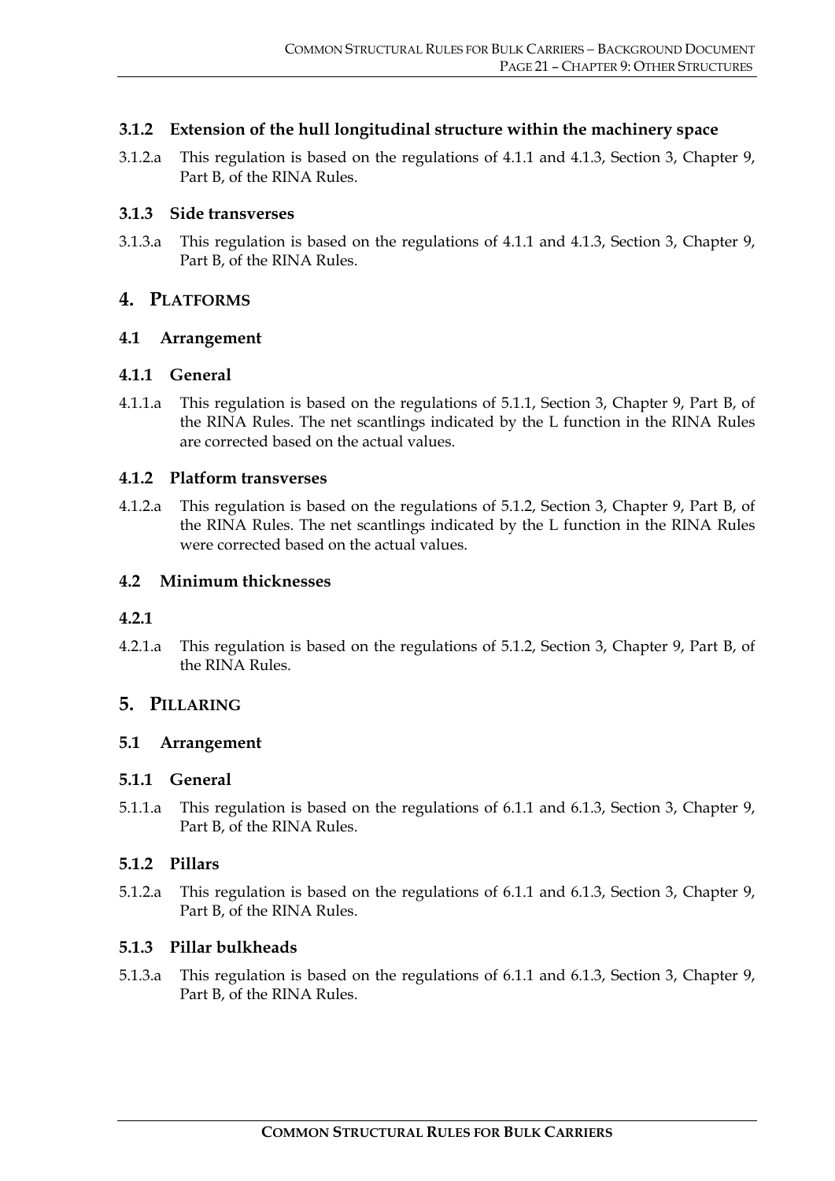### 3.1.2 Extension of the hull longitudinal structure within the machinery space

3.1.2.a This regulation is based on the regulations of 4.1.1 and 4.1.3, Section 3, Chapter 9, Part B, of the RINA Rules.

### 3.1.3 Side transverses

3.1.3.a This regulation is based on the regulations of 4.1.1 and 4.1.3, Section 3, Chapter 9, Part B, of the RINA Rules.

## 4. PLATFORMS

### 4.1 Arrangement

### 4.1.1 General

4.1.1.a This regulation is based on the regulations of 5.1.1, Section 3, Chapter 9, Part B, of the RINA Rules. The net scantlings indicated by the L function in the RINA Rules are corrected based on the actual values.

### 4.1.2 Platform transverses

4.1.2.a This regulation is based on the regulations of 5.1.2, Section 3, Chapter 9, Part B, of the RINA Rules. The net scantlings indicated by the L function in the RINA Rules were corrected based on the actual values.

### 4.2 Minimum thicknesses

### 4.2.1

4.2.1.a This regulation is based on the regulations of 5.1.2, Section 3, Chapter 9, Part B, of the RINA Rules.

## 5. PILLARING

### 5.1 Arrangement

### 5.1.1 General

5.1.1.a This regulation is based on the regulations of 6.1.1 and 6.1.3, Section 3, Chapter 9, Part B, of the RINA Rules.

### 5.1.2 Pillars

5.1.2.a This regulation is based on the regulations of 6.1.1 and 6.1.3, Section 3, Chapter 9, Part B, of the RINA Rules.

### 5.1.3 Pillar bulkheads

5.1.3.a This regulation is based on the regulations of 6.1.1 and 6.1.3, Section 3, Chapter 9, Part B, of the RINA Rules.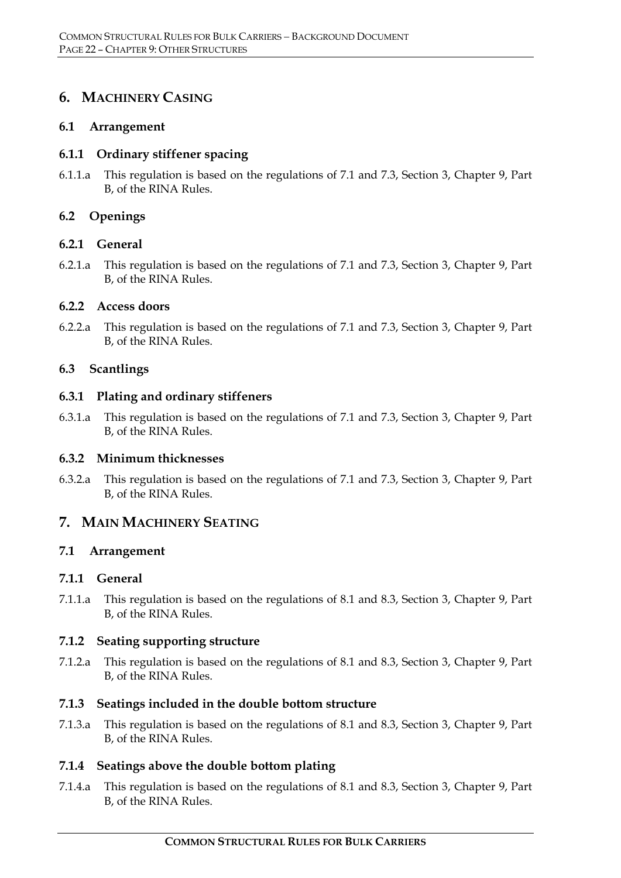# 6. Machinery Casing

## 6.1 Arrangement

### 6.1.1 Ordinary stiffener spacing

6.1.1.a This regulation is based on the regulations of 7.1 and 7.3, Section 3, Chapter 9, Part B, of the RINA Rules.

## 6.2 Openings

### 6.2.1 General

6.2.1.a This regulation is based on the regulations of 7.1 and 7.3, Section 3, Chapter 9, Part B, of the RINA Rules.

### 6.2.2 Access doors

6.2.2.a This regulation is based on the regulations of 7.1 and 7.3, Section 3, Chapter 9, Part B, of the RINA Rules.

## 6.3 Scantlings

### 6.3.1 Plating and ordinary stiffeners

6.3.1.a This regulation is based on the regulations of 7.1 and 7.3, Section 3, Chapter 9, Part B, of the RINA Rules.

### 6.3.2 Minimum thicknesses

6.3.2.a This regulation is based on the regulations of 7.1 and 7.3, Section 3, Chapter 9, Part B, of the RINA Rules.

# 7. Main Machinery Seating

## 7.1 Arrangement

### 7.1.1 General

7.1.1.a This regulation is based on the regulations of 8.1 and 8.3, Section 3, Chapter 9, Part B, of the RINA Rules.

### 7.1.2 Seating supporting structure

7.1.2.a This regulation is based on the regulations of 8.1 and 8.3, Section 3, Chapter 9, Part B, of the RINA Rules.

### 7.1.3 Seatings included in the double bottom structure

7.1.3.a This regulation is based on the regulations of 8.1 and 8.3, Section 3, Chapter 9, Part B, of the RINA Rules.

### 7.1.4 Seatings above the double bottom plating

7.1.4.a This regulation is based on the regulations of 8.1 and 8.3, Section 3, Chapter 9, Part B, of the RINA Rules.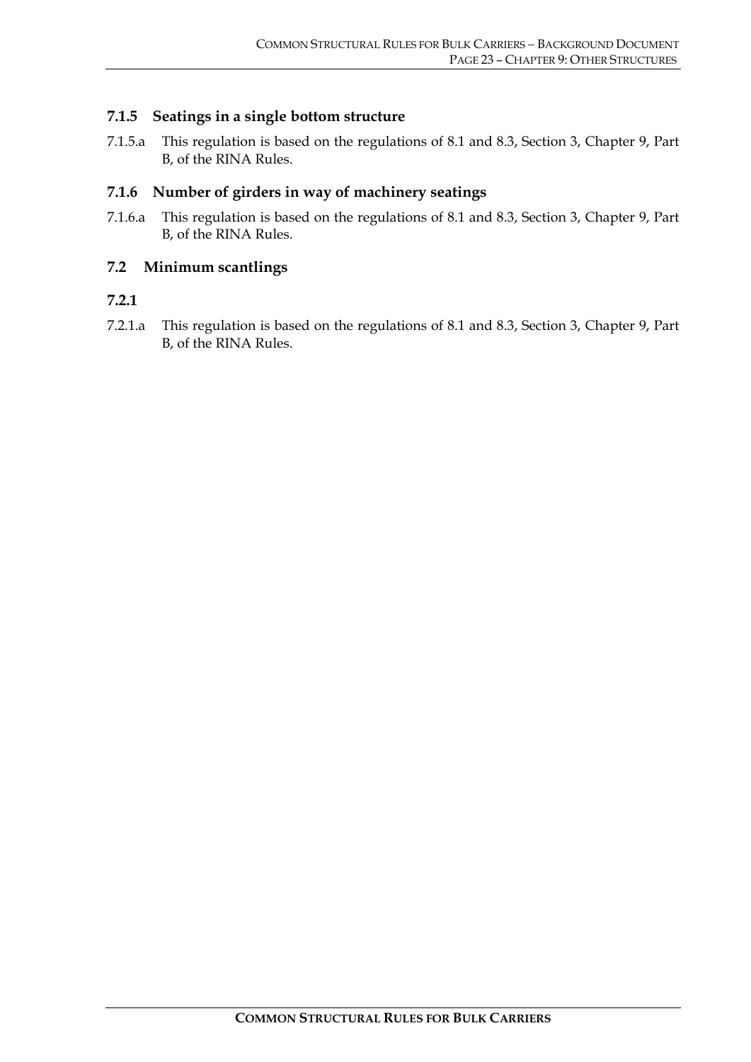### 7.1.5 Seatings in a single bottom structure

7.1.5.a This regulation is based on the regulations of 8.1 and 8.3, Section 3, Chapter 9, Part B, of the RINA Rules.

### 7.1.6 Number of girders in way of machinery seatings

7.1.6.a This regulation is based on the regulations of 8.1 and 8.3, Section 3, Chapter 9, Part B, of the RINA Rules.

## 7.2 Minimum scantlings

### 7.2.1

7.2.1.a This regulation is based on the regulations of 8.1 and 8.3, Section 3, Chapter 9, Part B, of the RINA Rules.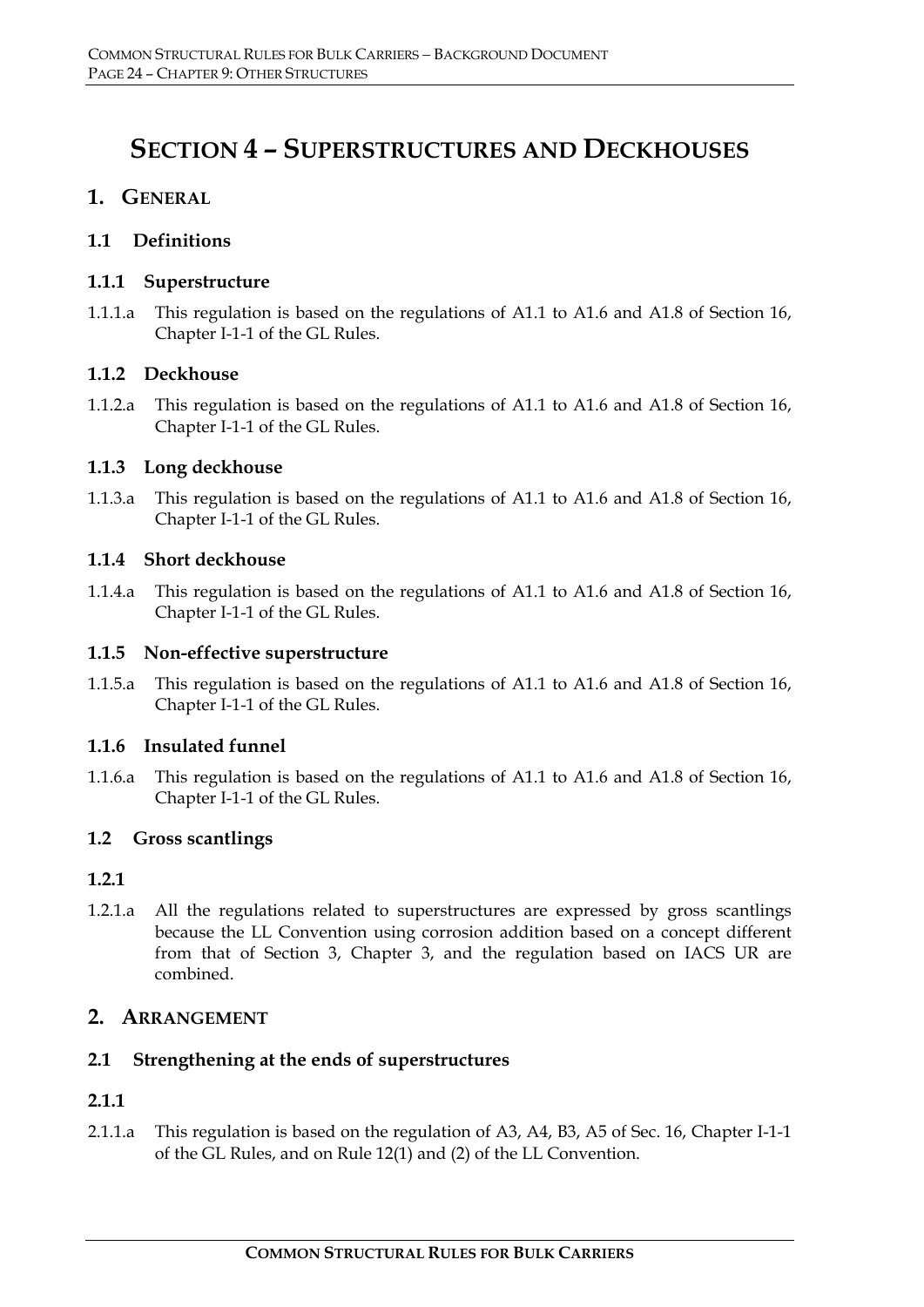# SECTION 4 – SUPERSTRUCTURES AND DECKHOUSES

## 1. GENERAL

### 1.1 Definitions

#### 1.1.1 Superstructure

1.1.1.a This regulation is based on the regulations of A1.1 to A1.6 and A1.8 of Section 16, Chapter I-1-1 of the GL Rules.

#### 1.1.2 Deckhouse

1.1.2.a This regulation is based on the regulations of A1.1 to A1.6 and A1.8 of Section 16, Chapter I-1-1 of the GL Rules.

#### 1.1.3 Long deckhouse

1.1.3.a This regulation is based on the regulations of A1.1 to A1.6 and A1.8 of Section 16, Chapter I-1-1 of the GL Rules.

#### 1.1.4 Short deckhouse

1.1.4.a This regulation is based on the regulations of A1.1 to A1.6 and A1.8 of Section 16, Chapter I-1-1 of the GL Rules.

#### 1.1.5 Non-effective superstructure

1.1.5.a This regulation is based on the regulations of A1.1 to A1.6 and A1.8 of Section 16, Chapter I-1-1 of the GL Rules.

#### 1.1.6 Insulated funnel

1.1.6.a This regulation is based on the regulations of A1.1 to A1.6 and A1.8 of Section 16, Chapter I-1-1 of the GL Rules.

### 1.2 Gross scantlings

#### 1.2.1

1.2.1.a All the regulations related to superstructures are expressed by gross scantlings because the LL Convention using corrosion addition based on a concept different from that of Section 3, Chapter 3, and the regulation based on IACS UR are combined.

## 2. ARRANGEMENT

### 2.1 Strengthening at the ends of superstructures

#### 2.1.1

2.1.1.a This regulation is based on the regulation of A3, A4, B3, A5 of Sec. 16, Chapter I-1-1 of the GL Rules, and on Rule 12(1) and (2) of the LL Convention.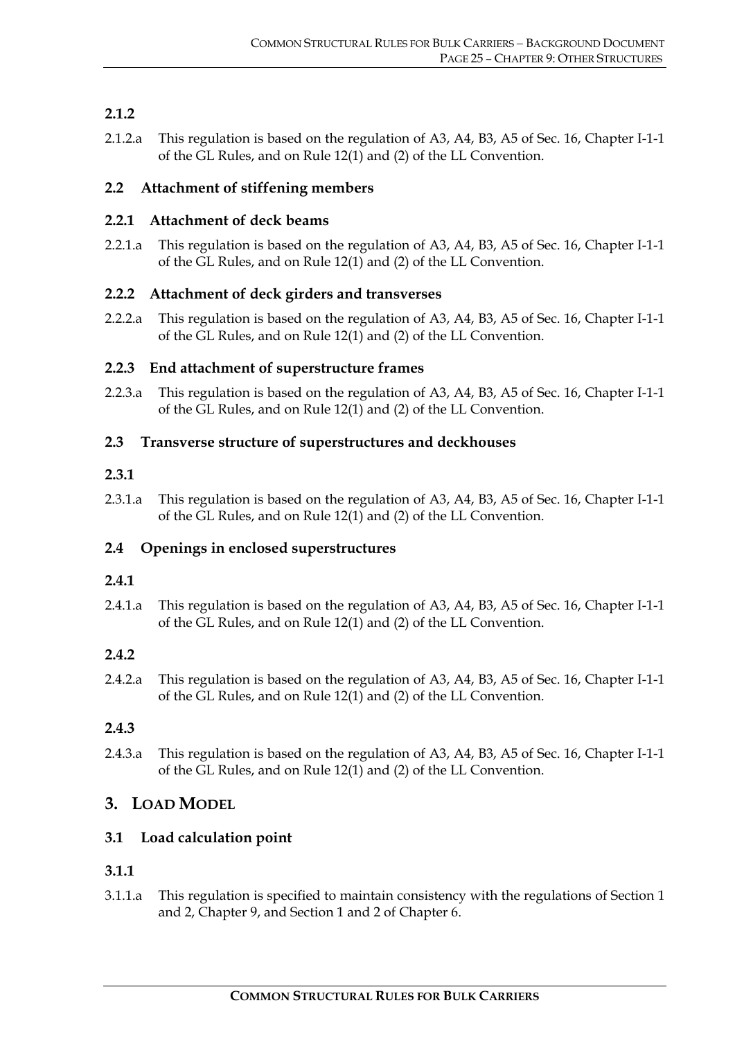### 2.1.2

2.1.2.a This regulation is based on the regulation of A3, A4, B3, A5 of Sec. 16, Chapter I-1-1 of the GL Rules, and on Rule 12(1) and (2) of the LL Convention.

## 2.2 Attachment of stiffening members

### 2.2.1 Attachment of deck beams

2.2.1.a This regulation is based on the regulation of A3, A4, B3, A5 of Sec. 16, Chapter I-1-1 of the GL Rules, and on Rule 12(1) and (2) of the LL Convention.

### 2.2.2 Attachment of deck girders and transverses

2.2.2.a This regulation is based on the regulation of A3, A4, B3, A5 of Sec. 16, Chapter I-1-1 of the GL Rules, and on Rule 12(1) and (2) of the LL Convention.

### 2.2.3 End attachment of superstructure frames

2.2.3.a This regulation is based on the regulation of A3, A4, B3, A5 of Sec. 16, Chapter I-1-1 of the GL Rules, and on Rule 12(1) and (2) of the LL Convention.

## 2.3 Transverse structure of superstructures and deckhouses

### 2.3.1

2.3.1.a This regulation is based on the regulation of A3, A4, B3, A5 of Sec. 16, Chapter I-1-1 of the GL Rules, and on Rule 12(1) and (2) of the LL Convention.

## 2.4 Openings in enclosed superstructures

### 2.4.1

2.4.1.a This regulation is based on the regulation of A3, A4, B3, A5 of Sec. 16, Chapter I-1-1 of the GL Rules, and on Rule 12(1) and (2) of the LL Convention.

### 2.4.2

2.4.2.a This regulation is based on the regulation of A3, A4, B3, A5 of Sec. 16, Chapter I-1-1 of the GL Rules, and on Rule 12(1) and (2) of the LL Convention.

### 2.4.3

2.4.3.a This regulation is based on the regulation of A3, A4, B3, A5 of Sec. 16, Chapter I-1-1 of the GL Rules, and on Rule 12(1) and (2) of the LL Convention.

# 3. LOAD MODEL

## 3.1 Load calculation point

### 3.1.1

3.1.1.a This regulation is specified to maintain consistency with the regulations of Section 1 and 2, Chapter 9, and Section 1 and 2 of Chapter 6.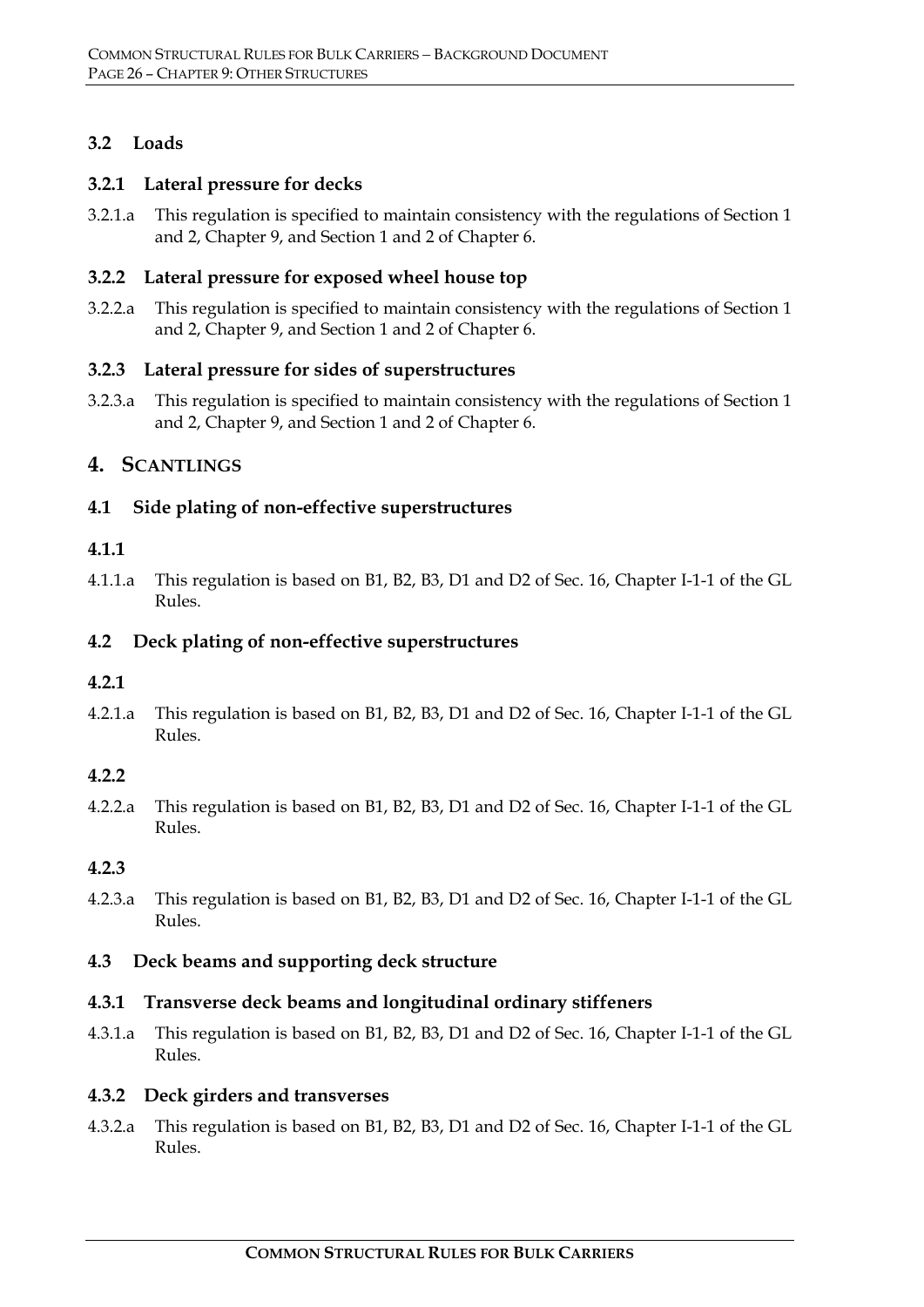### 3.2 Loads

#### 3.2.1 Lateral pressure for decks

3.2.1.a This regulation is specified to maintain consistency with the regulations of Section 1 and 2, Chapter 9, and Section 1 and 2 of Chapter 6.

#### 3.2.2 Lateral pressure for exposed wheel house top

3.2.2.a This regulation is specified to maintain consistency with the regulations of Section 1 and 2, Chapter 9, and Section 1 and 2 of Chapter 6.

#### 3.2.3 Lateral pressure for sides of superstructures

3.2.3.a This regulation is specified to maintain consistency with the regulations of Section 1 and 2, Chapter 9, and Section 1 and 2 of Chapter 6.

## 4. SCANTLINGS

### 4.1 Side plating of non-effective superstructures

#### 4.1.1

4.1.1.a This regulation is based on B1, B2, B3, D1 and D2 of Sec. 16, Chapter I-1-1 of the GL Rules.

### 4.2 Deck plating of non-effective superstructures

#### 4.2.1

4.2.1.a This regulation is based on B1, B2, B3, D1 and D2 of Sec. 16, Chapter I-1-1 of the GL Rules.

#### 4.2.2

4.2.2.a This regulation is based on B1, B2, B3, D1 and D2 of Sec. 16, Chapter I-1-1 of the GL Rules.

#### 4.2.3

4.2.3.a This regulation is based on B1, B2, B3, D1 and D2 of Sec. 16, Chapter I-1-1 of the GL Rules.

### 4.3 Deck beams and supporting deck structure

#### 4.3.1 Transverse deck beams and longitudinal ordinary stiffeners

4.3.1.a This regulation is based on B1, B2, B3, D1 and D2 of Sec. 16, Chapter I-1-1 of the GL Rules.

#### 4.3.2 Deck girders and transverses

4.3.2.a This regulation is based on B1, B2, B3, D1 and D2 of Sec. 16, Chapter I-1-1 of the GL Rules.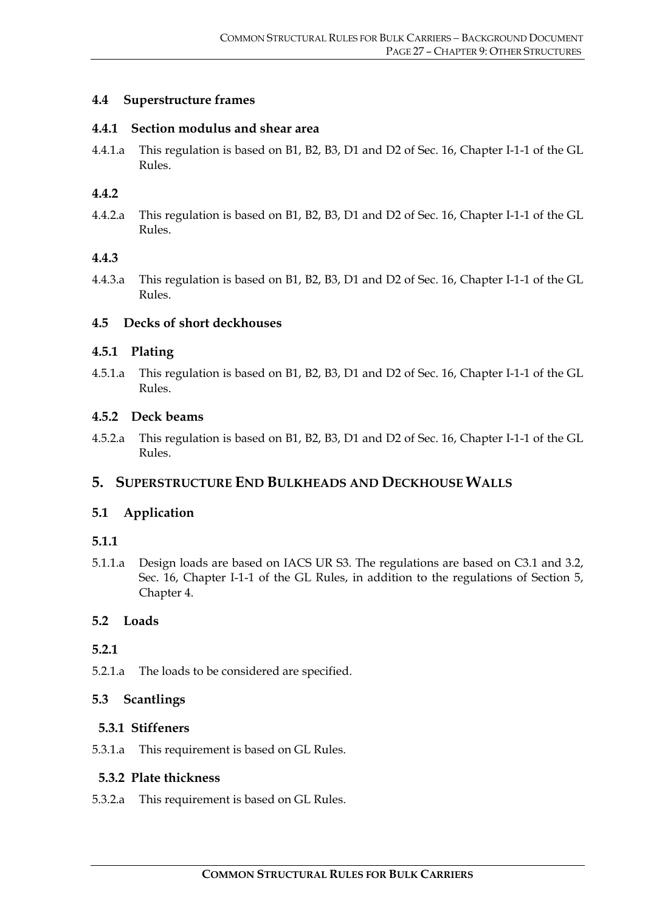### 4.4 Superstructure frames

#### 4.4.1 Section modulus and shear area

4.4.1.a This regulation is based on B1, B2, B3, D1 and D2 of Sec. 16, Chapter I-1-1 of the GL Rules.

#### 4.4.2

4.4.2.a This regulation is based on B1, B2, B3, D1 and D2 of Sec. 16, Chapter I-1-1 of the GL Rules.

#### 4.4.3

4.4.3.a This regulation is based on B1, B2, B3, D1 and D2 of Sec. 16, Chapter I-1-1 of the GL Rules.

### 4.5 Decks of short deckhouses

#### 4.5.1 Plating

4.5.1.a This regulation is based on B1, B2, B3, D1 and D2 of Sec. 16, Chapter I-1-1 of the GL Rules.

#### 4.5.2 Deck beams

4.5.2.a This regulation is based on B1, B2, B3, D1 and D2 of Sec. 16, Chapter I-1-1 of the GL Rules.

## 5. SUPERSTRUCTURE END BULKHEADS AND DECKHOUSE WALLS

### 5.1 Application

#### 5.1.1

5.1.1.a Design loads are based on IACS UR S3. The regulations are based on C3.1 and 3.2, Sec. 16, Chapter I-1-1 of the GL Rules, in addition to the regulations of Section 5, Chapter 4.

### 5.2 Loads

#### 5.2.1

5.2.1.a The loads to be considered are specified.

### 5.3 Scantlings

#### 5.3.1 Stiffeners

5.3.1.a This requirement is based on GL Rules.

#### 5.3.2 Plate thickness

5.3.2.a This requirement is based on GL Rules.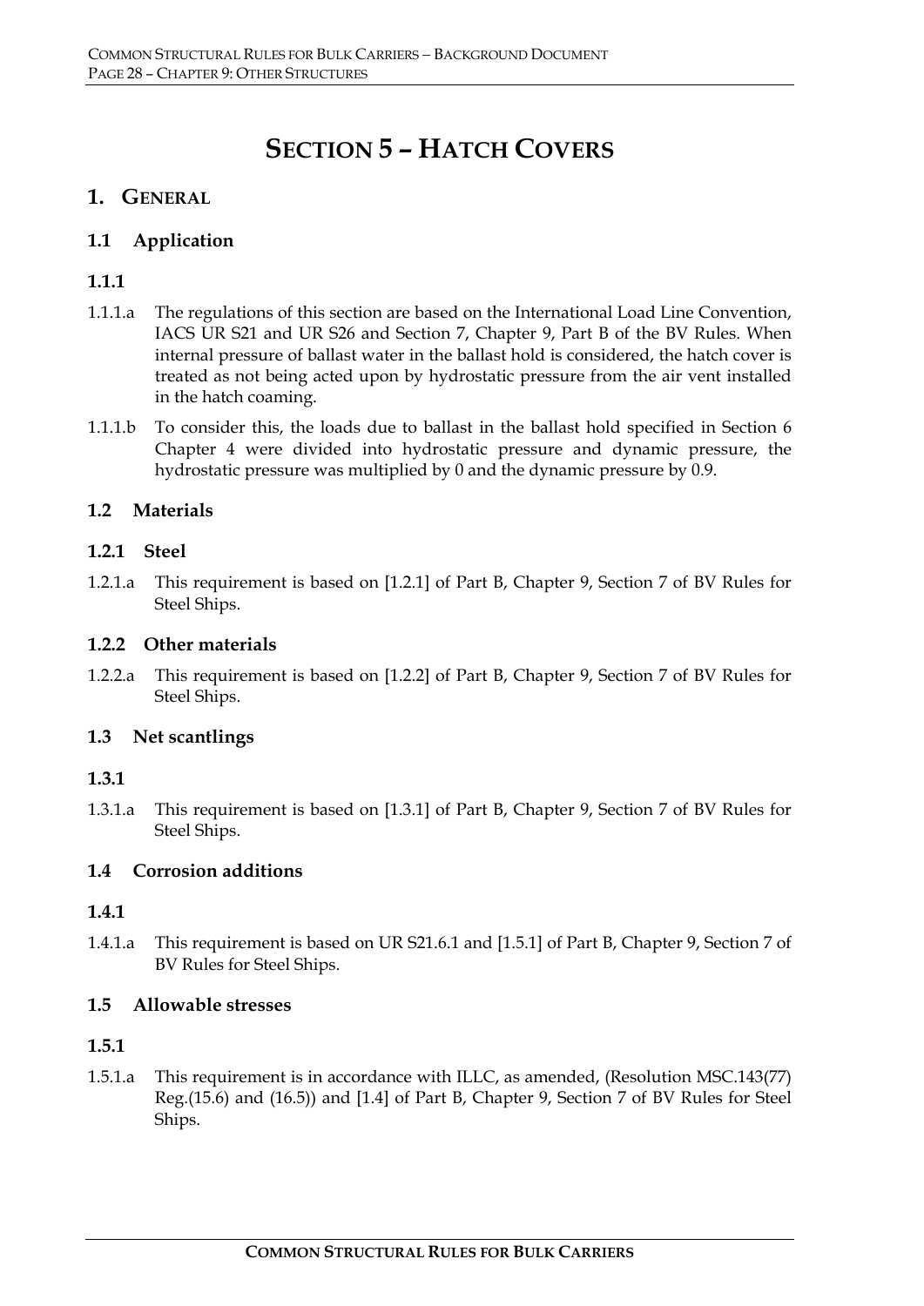# SECTION 5 – HATCH COVERS

## 1. GENERAL

### 1.1 Application

#### 1.1.1

1.1.1.a The regulations of this section are based on the International Load Line Convention, IACS UR S21 and UR S26 and Section 7, Chapter 9, Part B of the BV Rules. When internal pressure of ballast water in the ballast hold is considered, the hatch cover is treated as not being acted upon by hydrostatic pressure from the air vent installed in the hatch coaming.

1.1.1.b To consider this, the loads due to ballast in the ballast hold specified in Section 6 Chapter 4 were divided into hydrostatic pressure and dynamic pressure, the hydrostatic pressure was multiplied by 0 and the dynamic pressure by 0.9.

### 1.2 Materials

#### 1.2.1 Steel

1.2.1.a This requirement is based on [1.2.1] of Part B, Chapter 9, Section 7 of BV Rules for Steel Ships.

#### 1.2.2 Other materials

1.2.2.a This requirement is based on [1.2.2] of Part B, Chapter 9, Section 7 of BV Rules for Steel Ships.

### 1.3 Net scantlings

#### 1.3.1

1.3.1.a This requirement is based on [1.3.1] of Part B, Chapter 9, Section 7 of BV Rules for Steel Ships.

### 1.4 Corrosion additions

#### 1.4.1

1.4.1.a This requirement is based on UR S21.6.1 and [1.5.1] of Part B, Chapter 9, Section 7 of BV Rules for Steel Ships.

### 1.5 Allowable stresses

#### 1.5.1

1.5.1.a This requirement is in accordance with ILLC, as amended, (Resolution MSC.143(77) Reg.(15.6) and (16.5)) and [1.4] of Part B, Chapter 9, Section 7 of BV Rules for Steel Ships.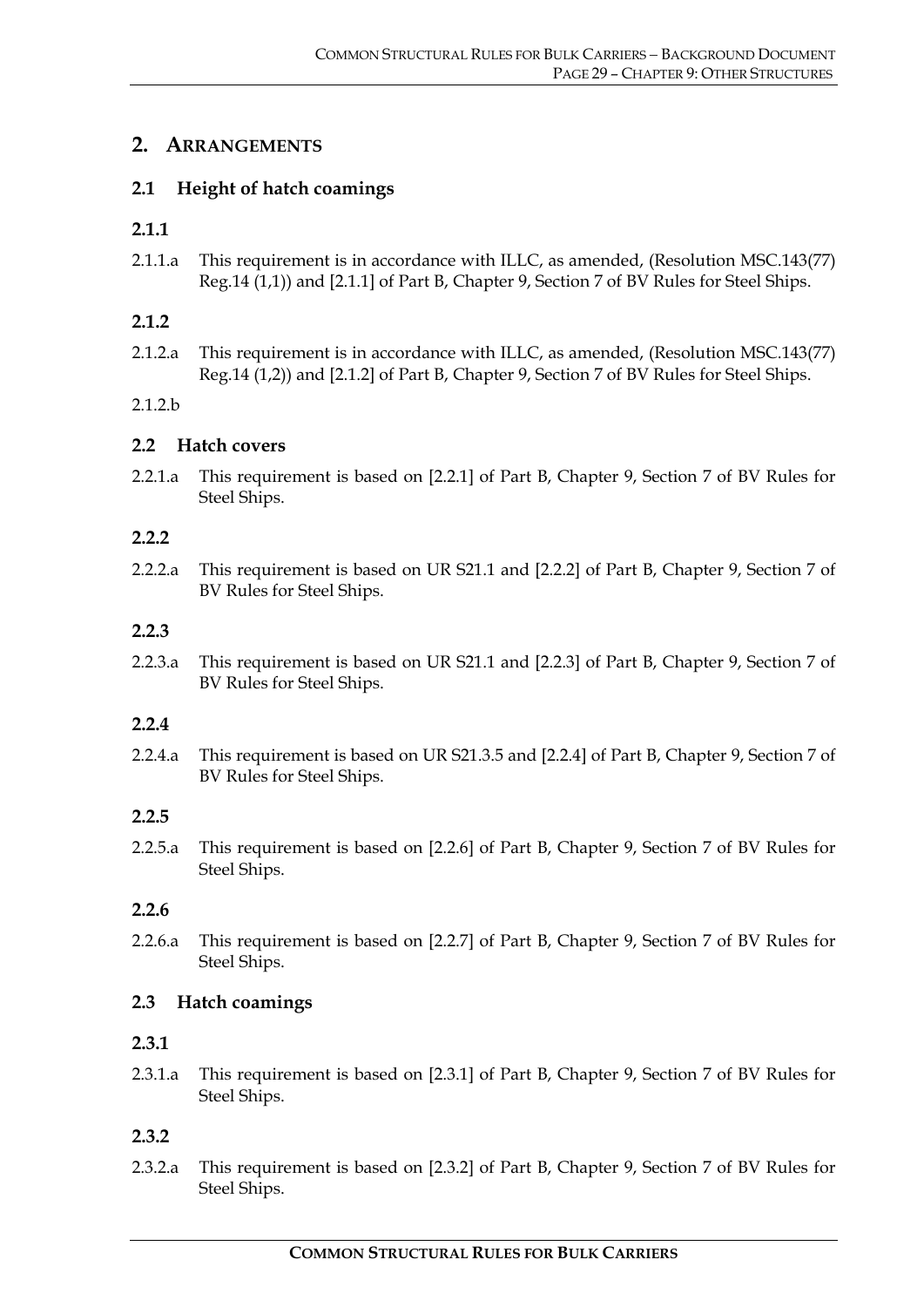## 2. ARRANGEMENTS

### 2.1 Height of hatch coamings

#### 2.1.1

2.1.1.a This requirement is in accordance with ILLC, as amended, (Resolution MSC.143(77) Reg.14 (1,1)) and [2.1.1] of Part B, Chapter 9, Section 7 of BV Rules for Steel Ships.

#### 2.1.2

2.1.2.a This requirement is in accordance with ILLC, as amended, (Resolution MSC.143(77) Reg.14 (1,2)) and [2.1.2] of Part B, Chapter 9, Section 7 of BV Rules for Steel Ships.

2.1.2.b

### 2.2 Hatch covers

2.2.1.a This requirement is based on [2.2.1] of Part B, Chapter 9, Section 7 of BV Rules for Steel Ships.

#### 2.2.2

2.2.2.a This requirement is based on UR S21.1 and [2.2.2] of Part B, Chapter 9, Section 7 of BV Rules for Steel Ships.

#### 2.2.3

2.2.3.a This requirement is based on UR S21.1 and [2.2.3] of Part B, Chapter 9, Section 7 of BV Rules for Steel Ships.

#### 2.2.4

2.2.4.a This requirement is based on UR S21.3.5 and [2.2.4] of Part B, Chapter 9, Section 7 of BV Rules for Steel Ships.

#### 2.2.5

2.2.5.a This requirement is based on [2.2.6] of Part B, Chapter 9, Section 7 of BV Rules for Steel Ships.

#### 2.2.6

2.2.6.a This requirement is based on [2.2.7] of Part B, Chapter 9, Section 7 of BV Rules for Steel Ships.

### 2.3 Hatch coamings

#### 2.3.1

2.3.1.a This requirement is based on [2.3.1] of Part B, Chapter 9, Section 7 of BV Rules for Steel Ships.

#### 2.3.2

2.3.2.a This requirement is based on [2.3.2] of Part B, Chapter 9, Section 7 of BV Rules for Steel Ships.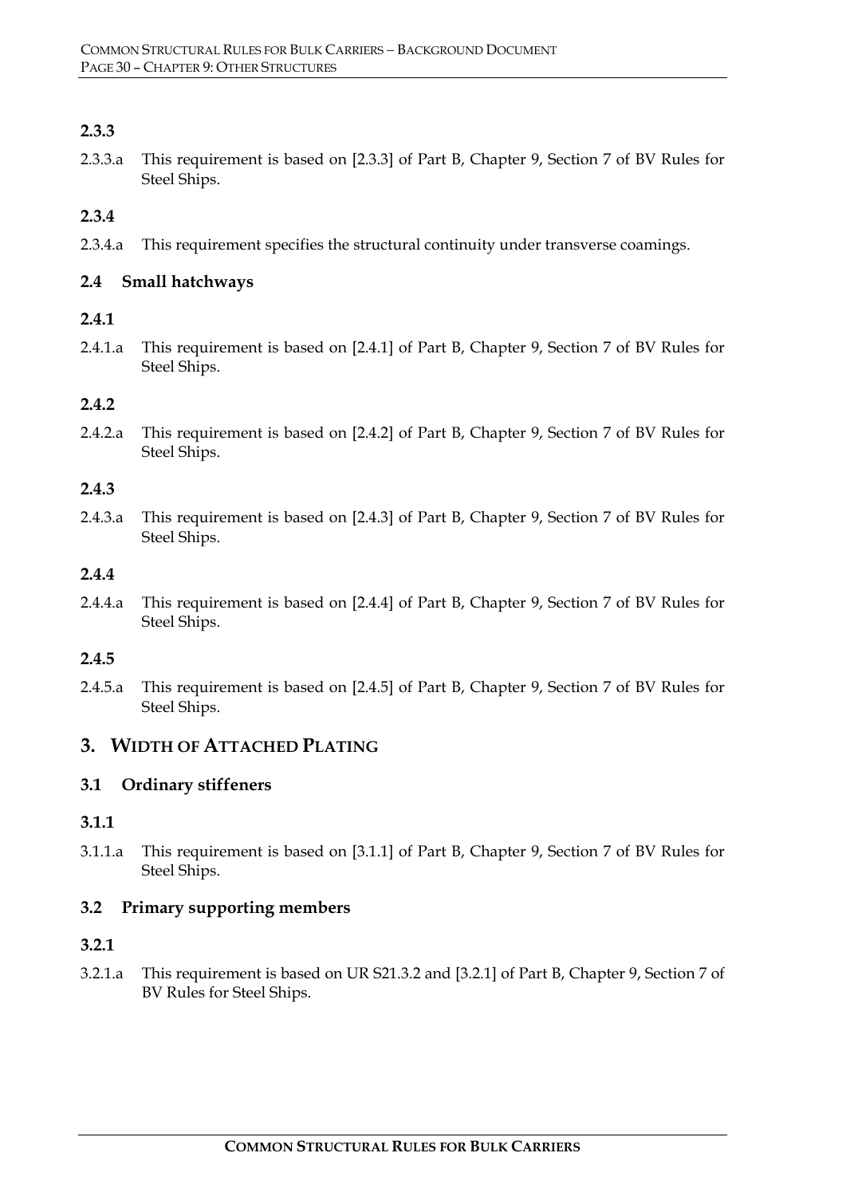### 2.3.3

2.3.3.a This requirement is based on [2.3.3] of Part B, Chapter 9, Section 7 of BV Rules for Steel Ships.

### 2.3.4

2.3.4.a This requirement specifies the structural continuity under transverse coamings.

## 2.4 Small hatchways

### 2.4.1

2.4.1.a This requirement is based on [2.4.1] of Part B, Chapter 9, Section 7 of BV Rules for Steel Ships.

### 2.4.2

2.4.2.a This requirement is based on [2.4.2] of Part B, Chapter 9, Section 7 of BV Rules for Steel Ships.

### 2.4.3

2.4.3.a This requirement is based on [2.4.3] of Part B, Chapter 9, Section 7 of BV Rules for Steel Ships.

### 2.4.4

2.4.4.a This requirement is based on [2.4.4] of Part B, Chapter 9, Section 7 of BV Rules for Steel Ships.

### 2.4.5

2.4.5.a This requirement is based on [2.4.5] of Part B, Chapter 9, Section 7 of BV Rules for Steel Ships.

# 3. Width of Attached Plating

## 3.1 Ordinary stiffeners

### 3.1.1

3.1.1.a This requirement is based on [3.1.1] of Part B, Chapter 9, Section 7 of BV Rules for Steel Ships.

## 3.2 Primary supporting members

### 3.2.1

3.2.1.a This requirement is based on UR S21.3.2 and [3.2.1] of Part B, Chapter 9, Section 7 of BV Rules for Steel Ships.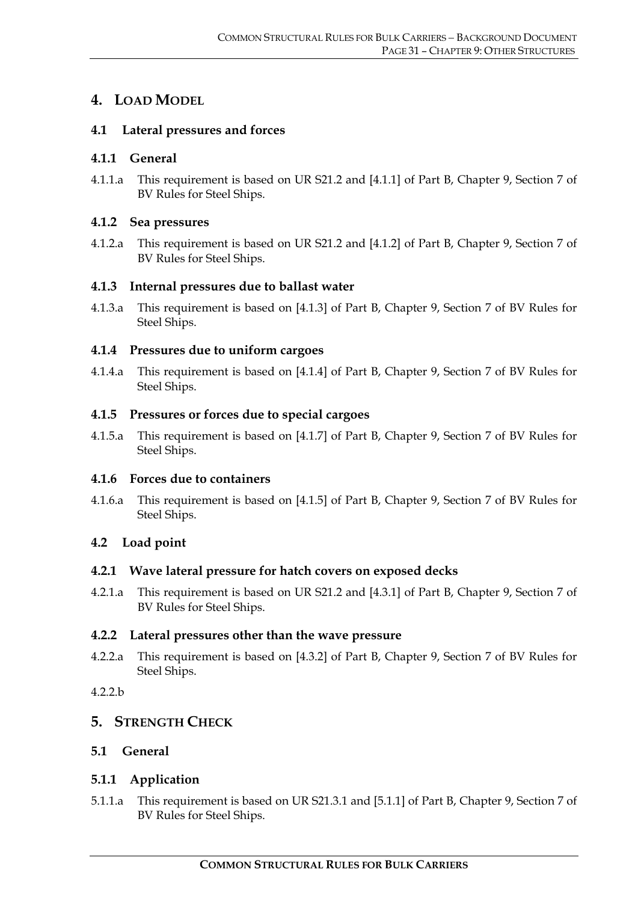# 4. LOAD MODEL

## 4.1 Lateral pressures and forces

### 4.1.1 General

4.1.1.a This requirement is based on UR S21.2 and [4.1.1] of Part B, Chapter 9, Section 7 of BV Rules for Steel Ships.

### 4.1.2 Sea pressures

4.1.2.a This requirement is based on UR S21.2 and [4.1.2] of Part B, Chapter 9, Section 7 of BV Rules for Steel Ships.

### 4.1.3 Internal pressures due to ballast water

4.1.3.a This requirement is based on [4.1.3] of Part B, Chapter 9, Section 7 of BV Rules for Steel Ships.

### 4.1.4 Pressures due to uniform cargoes

4.1.4.a This requirement is based on [4.1.4] of Part B, Chapter 9, Section 7 of BV Rules for Steel Ships.

### 4.1.5 Pressures or forces due to special cargoes

4.1.5.a This requirement is based on [4.1.7] of Part B, Chapter 9, Section 7 of BV Rules for Steel Ships.

### 4.1.6 Forces due to containers

4.1.6.a This requirement is based on [4.1.5] of Part B, Chapter 9, Section 7 of BV Rules for Steel Ships.

## 4.2 Load point

### 4.2.1 Wave lateral pressure for hatch covers on exposed decks

4.2.1.a This requirement is based on UR S21.2 and [4.3.1] of Part B, Chapter 9, Section 7 of BV Rules for Steel Ships.

### 4.2.2 Lateral pressures other than the wave pressure

4.2.2.a This requirement is based on [4.3.2] of Part B, Chapter 9, Section 7 of BV Rules for Steel Ships.

4.2.2.b

# 5. STRENGTH CHECK

## 5.1 General

### 5.1.1 Application

5.1.1.a This requirement is based on UR S21.3.1 and [5.1.1] of Part B, Chapter 9, Section 7 of BV Rules for Steel Ships.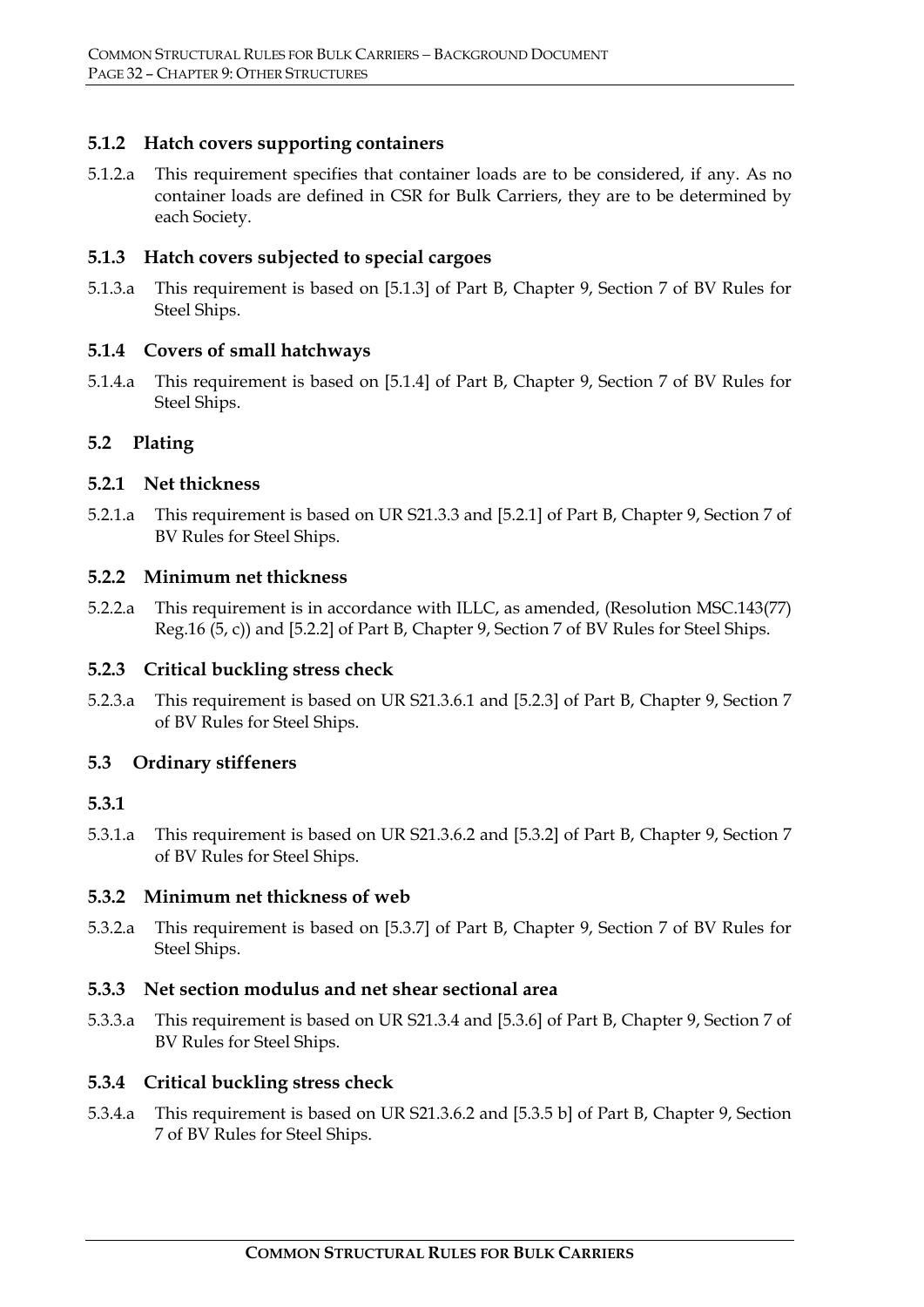### 5.1.2 Hatch covers supporting containers

5.1.2.a This requirement specifies that container loads are to be considered, if any. As no container loads are defined in CSR for Bulk Carriers, they are to be determined by each Society.

### 5.1.3 Hatch covers subjected to special cargoes

5.1.3.a This requirement is based on [5.1.3] of Part B, Chapter 9, Section 7 of BV Rules for Steel Ships.

### 5.1.4 Covers of small hatchways

5.1.4.a This requirement is based on [5.1.4] of Part B, Chapter 9, Section 7 of BV Rules for Steel Ships.

## 5.2 Plating

### 5.2.1 Net thickness

5.2.1.a This requirement is based on UR S21.3.3 and [5.2.1] of Part B, Chapter 9, Section 7 of BV Rules for Steel Ships.

### 5.2.2 Minimum net thickness

5.2.2.a This requirement is in accordance with ILLC, as amended, (Resolution MSC.143(77) Reg.16 (5, c)) and [5.2.2] of Part B, Chapter 9, Section 7 of BV Rules for Steel Ships.

### 5.2.3 Critical buckling stress check

5.2.3.a This requirement is based on UR S21.3.6.1 and [5.2.3] of Part B, Chapter 9, Section 7 of BV Rules for Steel Ships.

## 5.3 Ordinary stiffeners

### 5.3.1

5.3.1.a This requirement is based on UR S21.3.6.2 and [5.3.2] of Part B, Chapter 9, Section 7 of BV Rules for Steel Ships.

### 5.3.2 Minimum net thickness of web

5.3.2.a This requirement is based on [5.3.7] of Part B, Chapter 9, Section 7 of BV Rules for Steel Ships.

### 5.3.3 Net section modulus and net shear sectional area

5.3.3.a This requirement is based on UR S21.3.4 and [5.3.6] of Part B, Chapter 9, Section 7 of BV Rules for Steel Ships.

### 5.3.4 Critical buckling stress check

5.3.4.a This requirement is based on UR S21.3.6.2 and [5.3.5 b] of Part B, Chapter 9, Section 7 of BV Rules for Steel Ships.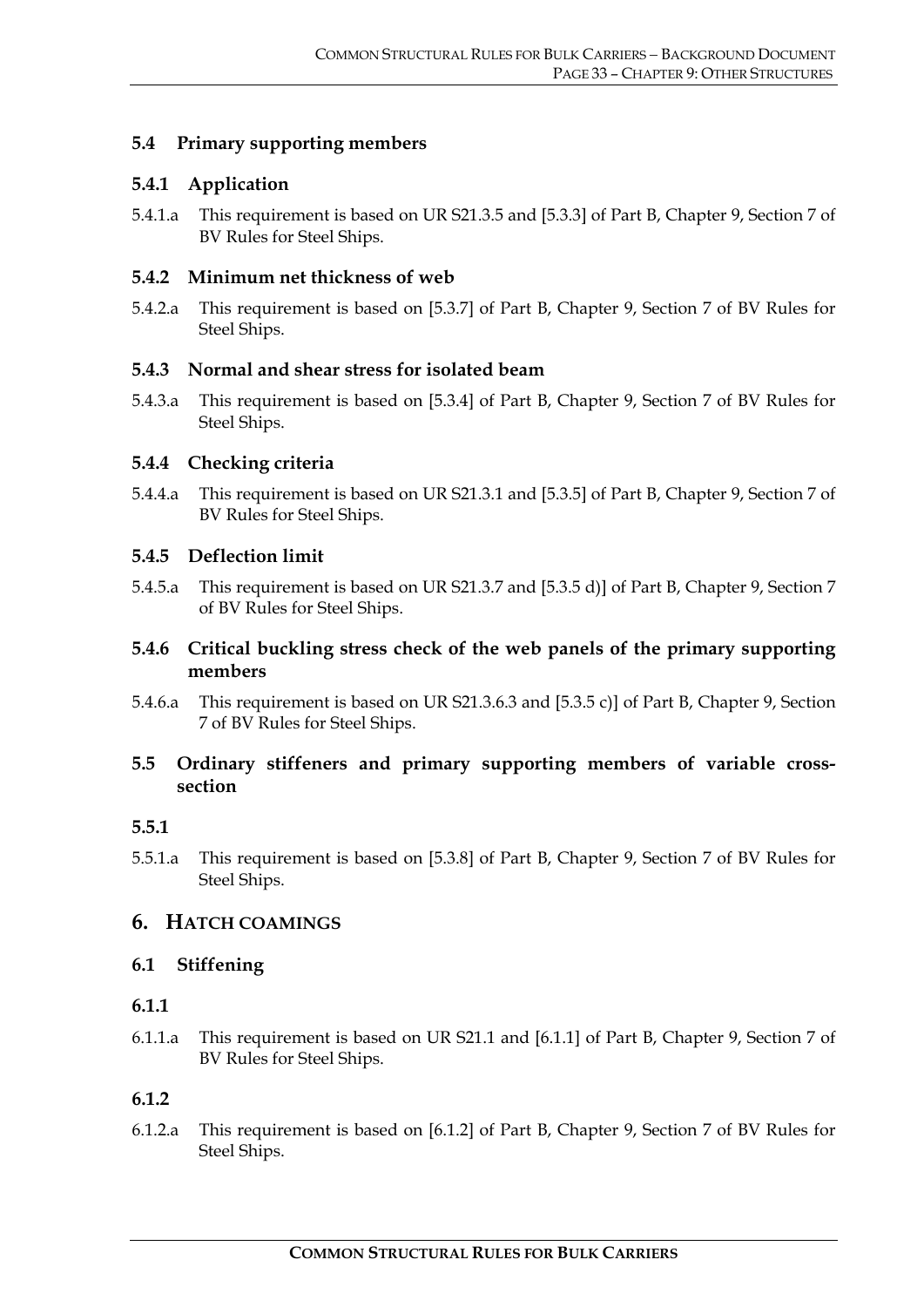### 5.4 Primary supporting members

#### 5.4.1 Application

5.4.1.a This requirement is based on UR S21.3.5 and [5.3.3] of Part B, Chapter 9, Section 7 of BV Rules for Steel Ships.

#### 5.4.2 Minimum net thickness of web

5.4.2.a This requirement is based on [5.3.7] of Part B, Chapter 9, Section 7 of BV Rules for Steel Ships.

#### 5.4.3 Normal and shear stress for isolated beam

5.4.3.a This requirement is based on [5.3.4] of Part B, Chapter 9, Section 7 of BV Rules for Steel Ships.

#### 5.4.4 Checking criteria

5.4.4.a This requirement is based on UR S21.3.1 and [5.3.5] of Part B, Chapter 9, Section 7 of BV Rules for Steel Ships.

#### 5.4.5 Deflection limit

5.4.5.a This requirement is based on UR S21.3.7 and [5.3.5 d)] of Part B, Chapter 9, Section 7 of BV Rules for Steel Ships.

#### 5.4.6 Critical buckling stress check of the web panels of the primary supporting members

5.4.6.a This requirement is based on UR S21.3.6.3 and [5.3.5 c)] of Part B, Chapter 9, Section 7 of BV Rules for Steel Ships.

### 5.5 Ordinary stiffeners and primary supporting members of variable cross-section

#### 5.5.1

5.5.1.a This requirement is based on [5.3.8] of Part B, Chapter 9, Section 7 of BV Rules for Steel Ships.

## 6. HATCH COAMINGS

### 6.1 Stiffening

#### 6.1.1

6.1.1.a This requirement is based on UR S21.1 and [6.1.1] of Part B, Chapter 9, Section 7 of BV Rules for Steel Ships.

#### 6.1.2

6.1.2.a This requirement is based on [6.1.2] of Part B, Chapter 9, Section 7 of BV Rules for Steel Ships.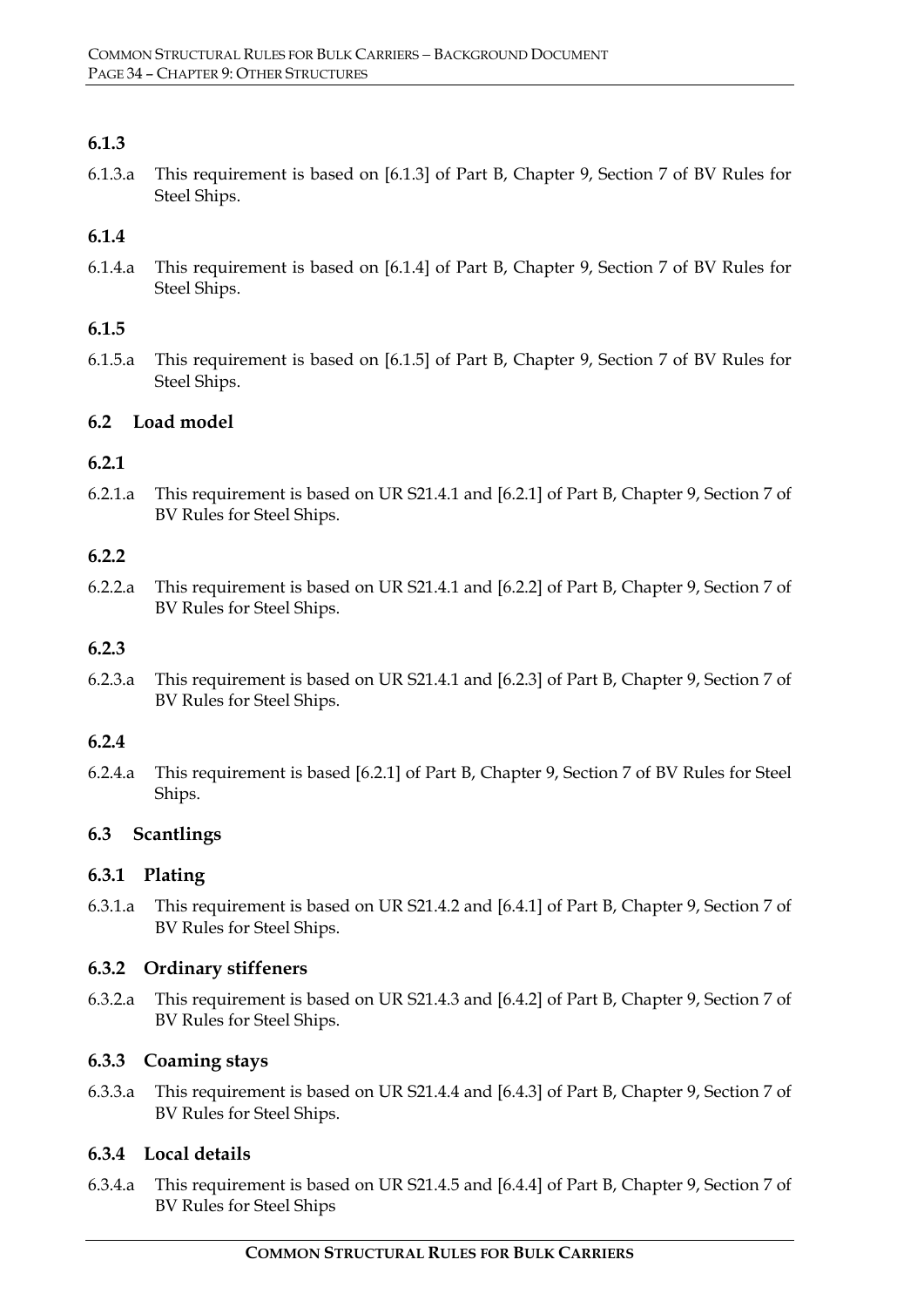### 6.1.3

6.1.3.a This requirement is based on [6.1.3] of Part B, Chapter 9, Section 7 of BV Rules for Steel Ships.

### 6.1.4

6.1.4.a This requirement is based on [6.1.4] of Part B, Chapter 9, Section 7 of BV Rules for Steel Ships.

### 6.1.5

6.1.5.a This requirement is based on [6.1.5] of Part B, Chapter 9, Section 7 of BV Rules for Steel Ships.

## 6.2 Load model

### 6.2.1

6.2.1.a This requirement is based on UR S21.4.1 and [6.2.1] of Part B, Chapter 9, Section 7 of BV Rules for Steel Ships.

### 6.2.2

6.2.2.a This requirement is based on UR S21.4.1 and [6.2.2] of Part B, Chapter 9, Section 7 of BV Rules for Steel Ships.

### 6.2.3

6.2.3.a This requirement is based on UR S21.4.1 and [6.2.3] of Part B, Chapter 9, Section 7 of BV Rules for Steel Ships.

### 6.2.4

6.2.4.a This requirement is based [6.2.1] of Part B, Chapter 9, Section 7 of BV Rules for Steel Ships.

## 6.3 Scantlings

### 6.3.1 Plating

6.3.1.a This requirement is based on UR S21.4.2 and [6.4.1] of Part B, Chapter 9, Section 7 of BV Rules for Steel Ships.

### 6.3.2 Ordinary stiffeners

6.3.2.a This requirement is based on UR S21.4.3 and [6.4.2] of Part B, Chapter 9, Section 7 of BV Rules for Steel Ships.

### 6.3.3 Coaming stays

6.3.3.a This requirement is based on UR S21.4.4 and [6.4.3] of Part B, Chapter 9, Section 7 of BV Rules for Steel Ships.

### 6.3.4 Local details

6.3.4.a This requirement is based on UR S21.4.5 and [6.4.4] of Part B, Chapter 9, Section 7 of BV Rules for Steel Ships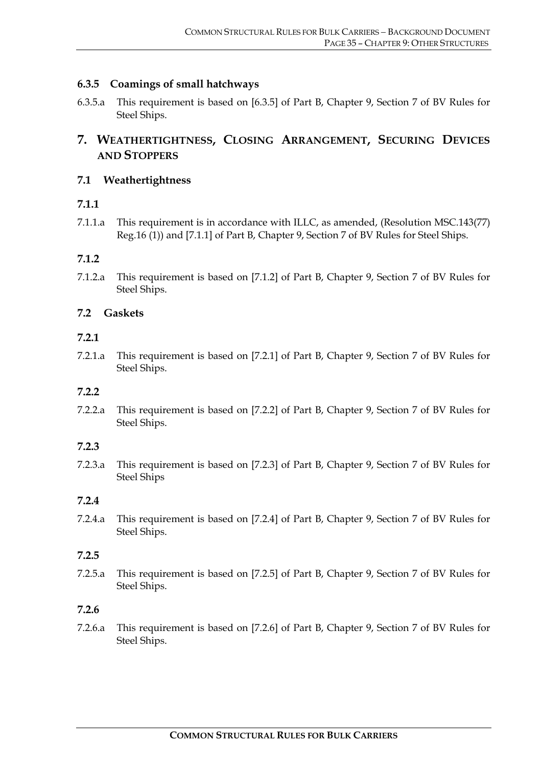### 6.3.5 Coamings of small hatchways

6.3.5.a This requirement is based on [6.3.5] of Part B, Chapter 9, Section 7 of BV Rules for Steel Ships.

## 7. WEATHERTIGHTNESS, CLOSING ARRANGEMENT, SECURING DEVICES AND STOPPERS

### 7.1 Weathertightness

#### 7.1.1

7.1.1.a This requirement is in accordance with ILLC, as amended, (Resolution MSC.143(77) Reg.16 (1)) and [7.1.1] of Part B, Chapter 9, Section 7 of BV Rules for Steel Ships.

#### 7.1.2

7.1.2.a This requirement is based on [7.1.2] of Part B, Chapter 9, Section 7 of BV Rules for Steel Ships.

### 7.2 Gaskets

#### 7.2.1

7.2.1.a This requirement is based on [7.2.1] of Part B, Chapter 9, Section 7 of BV Rules for Steel Ships.

#### 7.2.2

7.2.2.a This requirement is based on [7.2.2] of Part B, Chapter 9, Section 7 of BV Rules for Steel Ships.

#### 7.2.3

7.2.3.a This requirement is based on [7.2.3] of Part B, Chapter 9, Section 7 of BV Rules for Steel Ships

#### 7.2.4

7.2.4.a This requirement is based on [7.2.4] of Part B, Chapter 9, Section 7 of BV Rules for Steel Ships.

#### 7.2.5

7.2.5.a This requirement is based on [7.2.5] of Part B, Chapter 9, Section 7 of BV Rules for Steel Ships.

#### 7.2.6

7.2.6.a This requirement is based on [7.2.6] of Part B, Chapter 9, Section 7 of BV Rules for Steel Ships.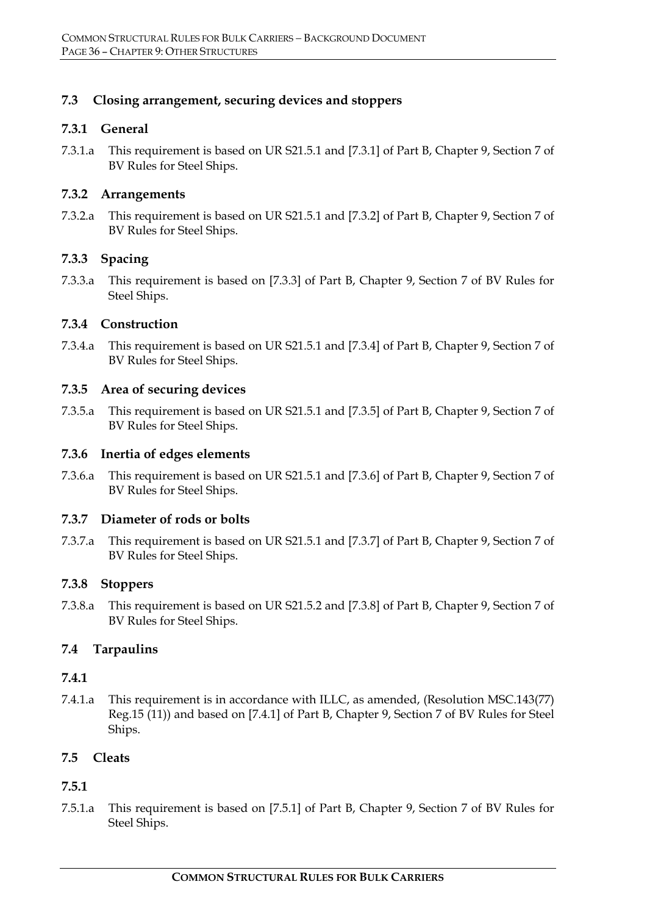## 7.3 Closing arrangement, securing devices and stoppers

### 7.3.1 General

7.3.1.a This requirement is based on UR S21.5.1 and [7.3.1] of Part B, Chapter 9, Section 7 of BV Rules for Steel Ships.

### 7.3.2 Arrangements

7.3.2.a This requirement is based on UR S21.5.1 and [7.3.2] of Part B, Chapter 9, Section 7 of BV Rules for Steel Ships.

### 7.3.3 Spacing

7.3.3.a This requirement is based on [7.3.3] of Part B, Chapter 9, Section 7 of BV Rules for Steel Ships.

### 7.3.4 Construction

7.3.4.a This requirement is based on UR S21.5.1 and [7.3.4] of Part B, Chapter 9, Section 7 of BV Rules for Steel Ships.

### 7.3.5 Area of securing devices

7.3.5.a This requirement is based on UR S21.5.1 and [7.3.5] of Part B, Chapter 9, Section 7 of BV Rules for Steel Ships.

### 7.3.6 Inertia of edges elements

7.3.6.a This requirement is based on UR S21.5.1 and [7.3.6] of Part B, Chapter 9, Section 7 of BV Rules for Steel Ships.

### 7.3.7 Diameter of rods or bolts

7.3.7.a This requirement is based on UR S21.5.1 and [7.3.7] of Part B, Chapter 9, Section 7 of BV Rules for Steel Ships.

### 7.3.8 Stoppers

7.3.8.a This requirement is based on UR S21.5.2 and [7.3.8] of Part B, Chapter 9, Section 7 of BV Rules for Steel Ships.

## 7.4 Tarpaulins

### 7.4.1

7.4.1.a This requirement is in accordance with ILLC, as amended, (Resolution MSC.143(77) Reg.15 (11)) and based on [7.4.1] of Part B, Chapter 9, Section 7 of BV Rules for Steel Ships.

## 7.5 Cleats

### 7.5.1

7.5.1.a This requirement is based on [7.5.1] of Part B, Chapter 9, Section 7 of BV Rules for Steel Ships.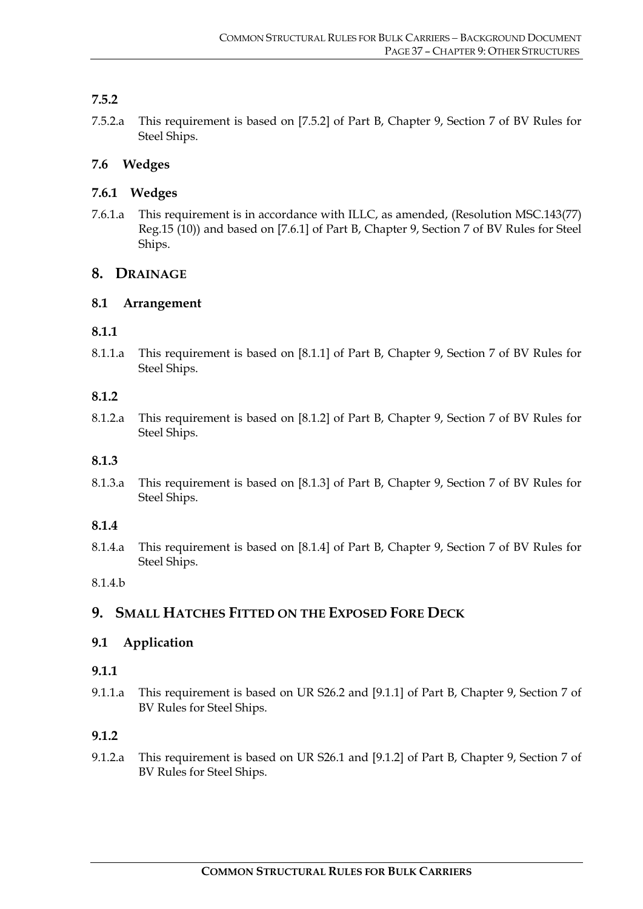### 7.5.2

7.5.2.a This requirement is based on [7.5.2] of Part B, Chapter 9, Section 7 of BV Rules for Steel Ships.

### 7.6 Wedges

#### 7.6.1 Wedges

7.6.1.a This requirement is in accordance with ILLC, as amended, (Resolution MSC.143(77) Reg.15 (10)) and based on [7.6.1] of Part B, Chapter 9, Section 7 of BV Rules for Steel Ships.

## 8. DRAINAGE

### 8.1 Arrangement

#### 8.1.1

8.1.1.a This requirement is based on [8.1.1] of Part B, Chapter 9, Section 7 of BV Rules for Steel Ships.

#### 8.1.2

8.1.2.a This requirement is based on [8.1.2] of Part B, Chapter 9, Section 7 of BV Rules for Steel Ships.

#### 8.1.3

8.1.3.a This requirement is based on [8.1.3] of Part B, Chapter 9, Section 7 of BV Rules for Steel Ships.

#### 8.1.4

8.1.4.a This requirement is based on [8.1.4] of Part B, Chapter 9, Section 7 of BV Rules for Steel Ships.

8.1.4.b

## 9. SMALL HATCHES FITTED ON THE EXPOSED FORE DECK

### 9.1 Application

#### 9.1.1

9.1.1.a This requirement is based on UR S26.2 and [9.1.1] of Part B, Chapter 9, Section 7 of BV Rules for Steel Ships.

#### 9.1.2

9.1.2.a This requirement is based on UR S26.1 and [9.1.2] of Part B, Chapter 9, Section 7 of BV Rules for Steel Ships.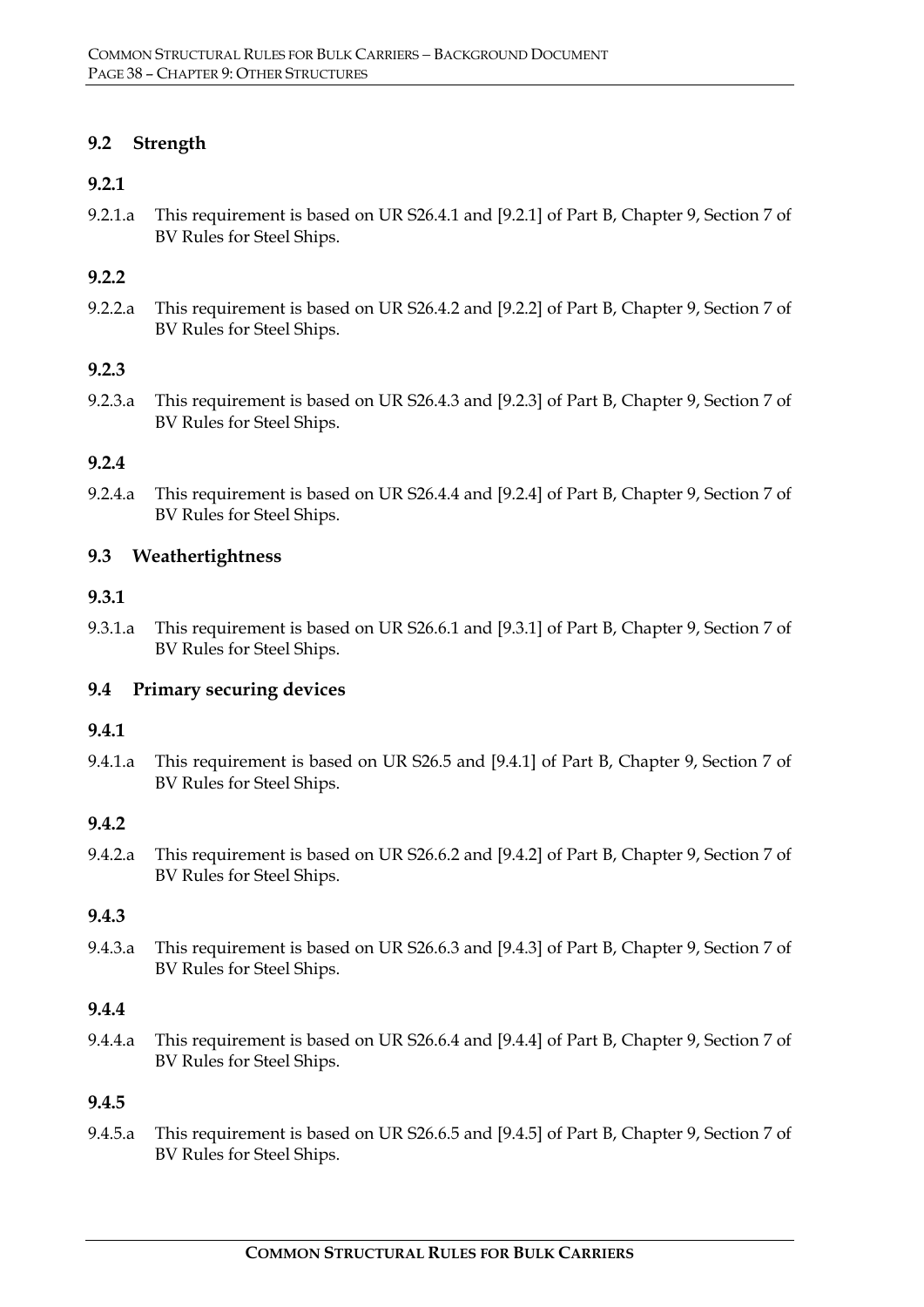## 9.2 Strength

### 9.2.1

9.2.1.a This requirement is based on UR S26.4.1 and [9.2.1] of Part B, Chapter 9, Section 7 of BV Rules for Steel Ships.

### 9.2.2

9.2.2.a This requirement is based on UR S26.4.2 and [9.2.2] of Part B, Chapter 9, Section 7 of BV Rules for Steel Ships.

### 9.2.3

9.2.3.a This requirement is based on UR S26.4.3 and [9.2.3] of Part B, Chapter 9, Section 7 of BV Rules for Steel Ships.

### 9.2.4

9.2.4.a This requirement is based on UR S26.4.4 and [9.2.4] of Part B, Chapter 9, Section 7 of BV Rules for Steel Ships.

## 9.3 Weathertightness

### 9.3.1

9.3.1.a This requirement is based on UR S26.6.1 and [9.3.1] of Part B, Chapter 9, Section 7 of BV Rules for Steel Ships.

## 9.4 Primary securing devices

### 9.4.1

9.4.1.a This requirement is based on UR S26.5 and [9.4.1] of Part B, Chapter 9, Section 7 of BV Rules for Steel Ships.

### 9.4.2

9.4.2.a This requirement is based on UR S26.6.2 and [9.4.2] of Part B, Chapter 9, Section 7 of BV Rules for Steel Ships.

### 9.4.3

9.4.3.a This requirement is based on UR S26.6.3 and [9.4.3] of Part B, Chapter 9, Section 7 of BV Rules for Steel Ships.

### 9.4.4

9.4.4.a This requirement is based on UR S26.6.4 and [9.4.4] of Part B, Chapter 9, Section 7 of BV Rules for Steel Ships.

### 9.4.5

9.4.5.a This requirement is based on UR S26.6.5 and [9.4.5] of Part B, Chapter 9, Section 7 of BV Rules for Steel Ships.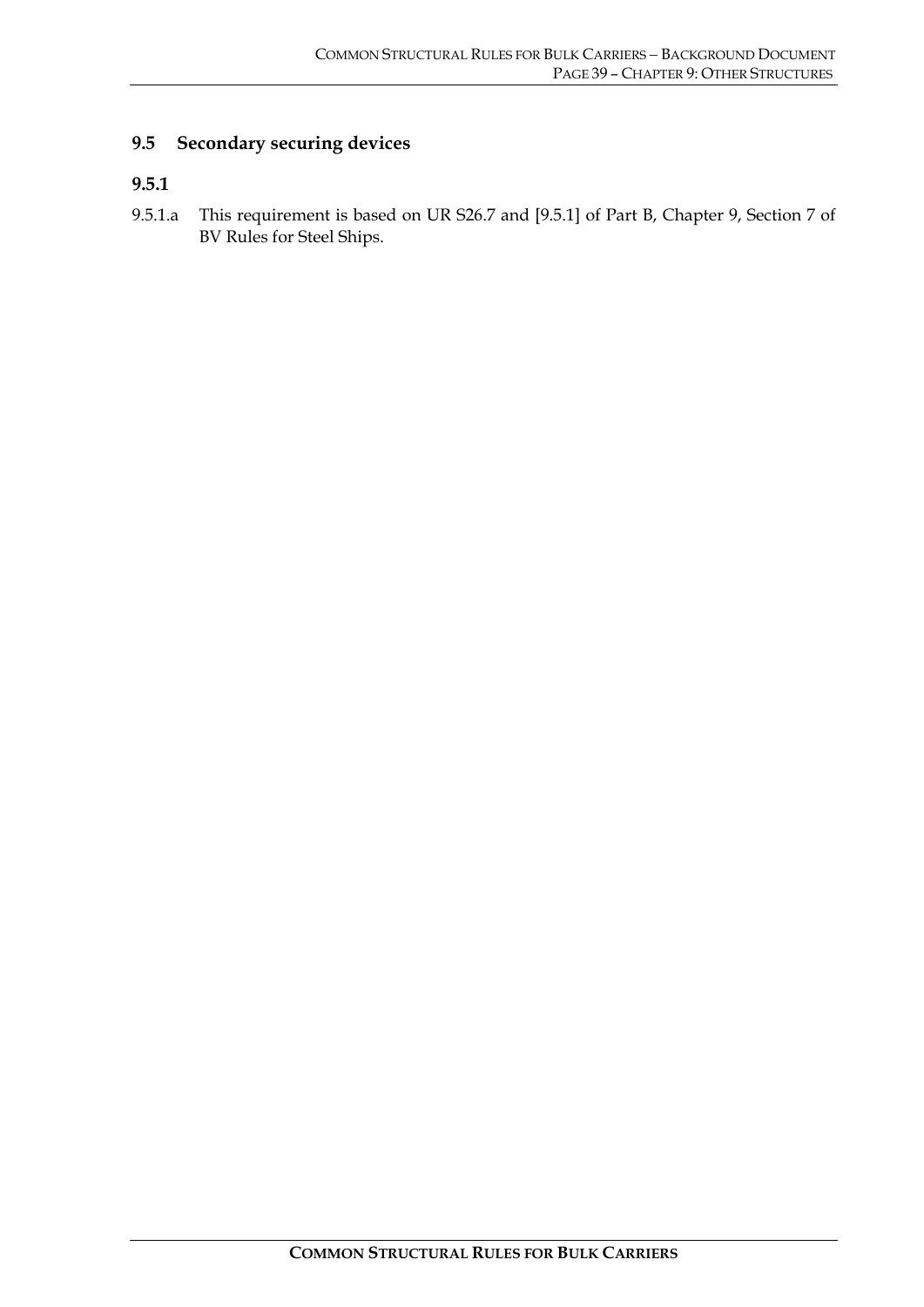## 9.5 Secondary securing devices

### 9.5.1

9.5.1.a This requirement is based on UR S26.7 and [9.5.1] of Part B, Chapter 9, Section 7 of BV Rules for Steel Ships.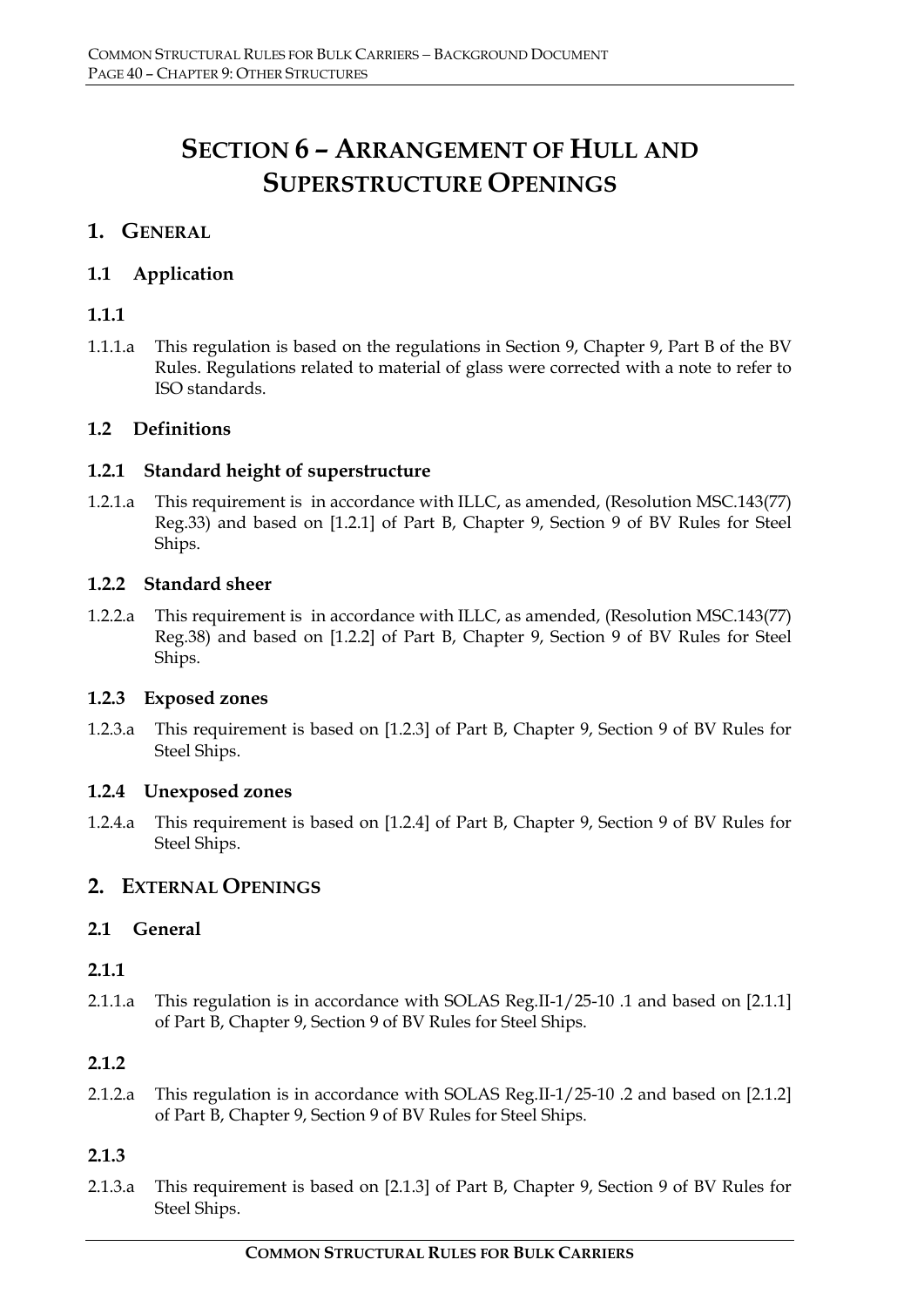# SECTION 6 – ARRANGEMENT OF HULL AND SUPERSTRUCTURE OPENINGS

## 1. GENERAL

### 1.1 Application

#### 1.1.1

1.1.1.a This regulation is based on the regulations in Section 9, Chapter 9, Part B of the BV Rules. Regulations related to material of glass were corrected with a note to refer to ISO standards.

### 1.2 Definitions

#### 1.2.1 Standard height of superstructure

1.2.1.a This requirement is in accordance with ILLC, as amended, (Resolution MSC.143(77) Reg.33) and based on [1.2.1] of Part B, Chapter 9, Section 9 of BV Rules for Steel Ships.

#### 1.2.2 Standard sheer

1.2.2.a This requirement is in accordance with ILLC, as amended, (Resolution MSC.143(77) Reg.38) and based on [1.2.2] of Part B, Chapter 9, Section 9 of BV Rules for Steel Ships.

#### 1.2.3 Exposed zones

1.2.3.a This requirement is based on [1.2.3] of Part B, Chapter 9, Section 9 of BV Rules for Steel Ships.

#### 1.2.4 Unexposed zones

1.2.4.a This requirement is based on [1.2.4] of Part B, Chapter 9, Section 9 of BV Rules for Steel Ships.

## 2. EXTERNAL OPENINGS

### 2.1 General

#### 2.1.1

2.1.1.a This regulation is in accordance with SOLAS Reg.II-1/25-10 .1 and based on [2.1.1] of Part B, Chapter 9, Section 9 of BV Rules for Steel Ships.

#### 2.1.2

2.1.2.a This regulation is in accordance with SOLAS Reg.II-1/25-10 .2 and based on [2.1.2] of Part B, Chapter 9, Section 9 of BV Rules for Steel Ships.

#### 2.1.3

2.1.3.a This requirement is based on [2.1.3] of Part B, Chapter 9, Section 9 of BV Rules for Steel Ships.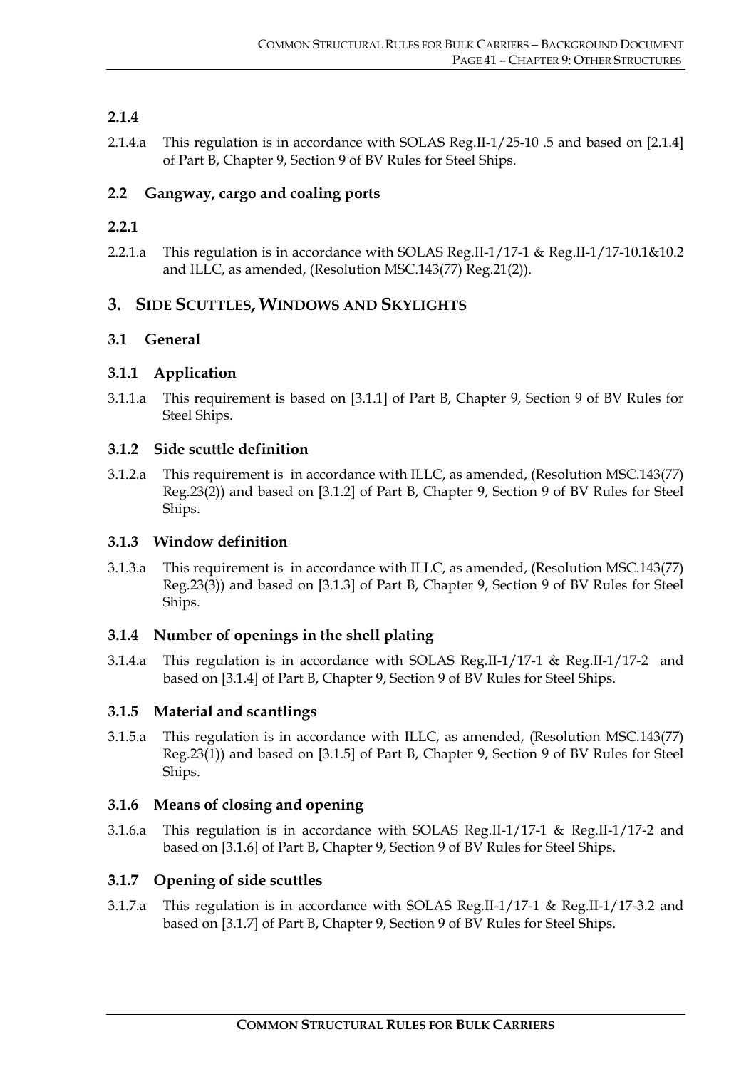### 2.1.4

2.1.4.a This regulation is in accordance with SOLAS Reg.II-1/25-10 .5 and based on [2.1.4] of Part B, Chapter 9, Section 9 of BV Rules for Steel Ships.

### 2.2 Gangway, cargo and coaling ports

### 2.2.1

2.2.1.a This regulation is in accordance with SOLAS Reg.II-1/17-1 & Reg.II-1/17-10.1&10.2 and ILLC, as amended, (Resolution MSC.143(77) Reg.21(2)).

## 3. SIDE SCUTTLES, WINDOWS AND SKYLIGHTS

### 3.1 General

### 3.1.1 Application

3.1.1.a This requirement is based on [3.1.1] of Part B, Chapter 9, Section 9 of BV Rules for Steel Ships.

### 3.1.2 Side scuttle definition

3.1.2.a This requirement is in accordance with ILLC, as amended, (Resolution MSC.143(77) Reg.23(2)) and based on [3.1.2] of Part B, Chapter 9, Section 9 of BV Rules for Steel Ships.

### 3.1.3 Window definition

3.1.3.a This requirement is in accordance with ILLC, as amended, (Resolution MSC.143(77) Reg.23(3)) and based on [3.1.3] of Part B, Chapter 9, Section 9 of BV Rules for Steel Ships.

### 3.1.4 Number of openings in the shell plating

3.1.4.a This regulation is in accordance with SOLAS Reg.II-1/17-1 & Reg.II-1/17-2 and based on [3.1.4] of Part B, Chapter 9, Section 9 of BV Rules for Steel Ships.

### 3.1.5 Material and scantlings

3.1.5.a This regulation is in accordance with ILLC, as amended, (Resolution MSC.143(77) Reg.23(1)) and based on [3.1.5] of Part B, Chapter 9, Section 9 of BV Rules for Steel Ships.

### 3.1.6 Means of closing and opening

3.1.6.a This regulation is in accordance with SOLAS Reg.II-1/17-1 & Reg.II-1/17-2 and based on [3.1.6] of Part B, Chapter 9, Section 9 of BV Rules for Steel Ships.

### 3.1.7 Opening of side scuttles

3.1.7.a This regulation is in accordance with SOLAS Reg.II-1/17-1 & Reg.II-1/17-3.2 and based on [3.1.7] of Part B, Chapter 9, Section 9 of BV Rules for Steel Ships.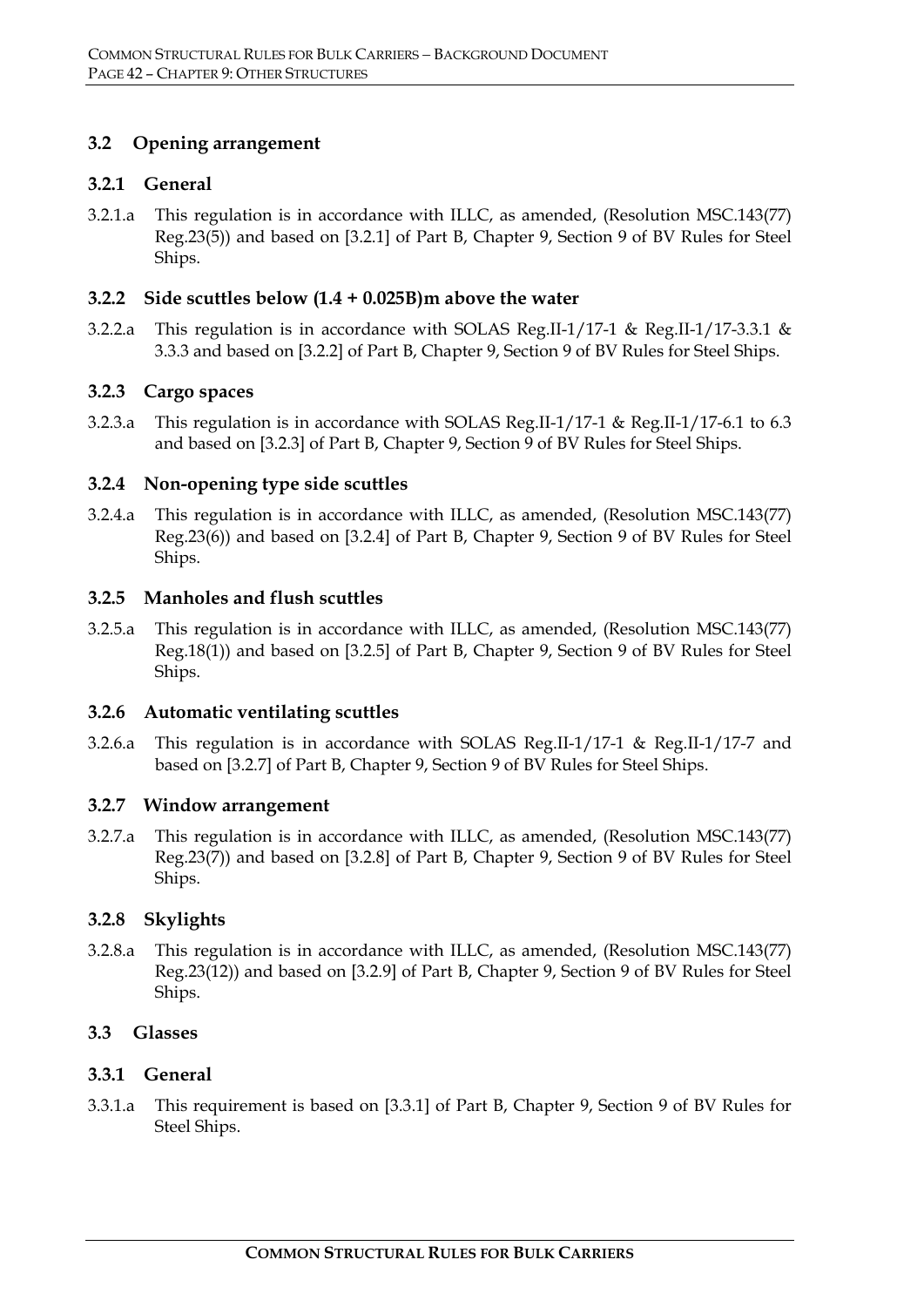## 3.2 Opening arrangement

### 3.2.1 General

3.2.1.a This regulation is in accordance with ILLC, as amended, (Resolution MSC.143(77) Reg.23(5)) and based on [3.2.1] of Part B, Chapter 9, Section 9 of BV Rules for Steel Ships.

### 3.2.2 Side scuttles below (1.4 + 0.025B)m above the water

3.2.2.a This regulation is in accordance with SOLAS Reg.II-1/17-1 & Reg.II-1/17-3.3.1 & 3.3.3 and based on [3.2.2] of Part B, Chapter 9, Section 9 of BV Rules for Steel Ships.

### 3.2.3 Cargo spaces

3.2.3.a This regulation is in accordance with SOLAS Reg.II-1/17-1 & Reg.II-1/17-6.1 to 6.3 and based on [3.2.3] of Part B, Chapter 9, Section 9 of BV Rules for Steel Ships.

### 3.2.4 Non-opening type side scuttles

3.2.4.a This regulation is in accordance with ILLC, as amended, (Resolution MSC.143(77) Reg.23(6)) and based on [3.2.4] of Part B, Chapter 9, Section 9 of BV Rules for Steel Ships.

### 3.2.5 Manholes and flush scuttles

3.2.5.a This regulation is in accordance with ILLC, as amended, (Resolution MSC.143(77) Reg.18(1)) and based on [3.2.5] of Part B, Chapter 9, Section 9 of BV Rules for Steel Ships.

### 3.2.6 Automatic ventilating scuttles

3.2.6.a This regulation is in accordance with SOLAS Reg.II-1/17-1 & Reg.II-1/17-7 and based on [3.2.7] of Part B, Chapter 9, Section 9 of BV Rules for Steel Ships.

### 3.2.7 Window arrangement

3.2.7.a This regulation is in accordance with ILLC, as amended, (Resolution MSC.143(77) Reg.23(7)) and based on [3.2.8] of Part B, Chapter 9, Section 9 of BV Rules for Steel Ships.

### 3.2.8 Skylights

3.2.8.a This regulation is in accordance with ILLC, as amended, (Resolution MSC.143(77) Reg.23(12)) and based on [3.2.9] of Part B, Chapter 9, Section 9 of BV Rules for Steel Ships.

## 3.3 Glasses

### 3.3.1 General

3.3.1.a This requirement is based on [3.3.1] of Part B, Chapter 9, Section 9 of BV Rules for Steel Ships.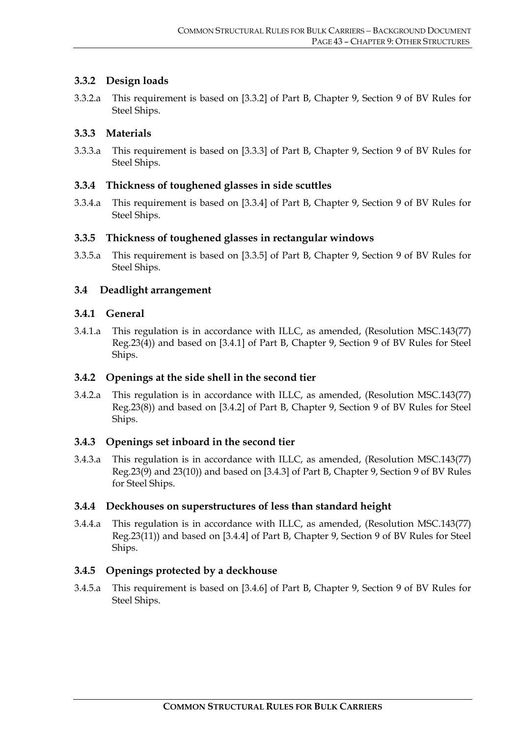### 3.3.2 Design loads

3.3.2.a This requirement is based on [3.3.2] of Part B, Chapter 9, Section 9 of BV Rules for Steel Ships.

### 3.3.3 Materials

3.3.3.a This requirement is based on [3.3.3] of Part B, Chapter 9, Section 9 of BV Rules for Steel Ships.

### 3.3.4 Thickness of toughened glasses in side scuttles

3.3.4.a This requirement is based on [3.3.4] of Part B, Chapter 9, Section 9 of BV Rules for Steel Ships.

### 3.3.5 Thickness of toughened glasses in rectangular windows

3.3.5.a This requirement is based on [3.3.5] of Part B, Chapter 9, Section 9 of BV Rules for Steel Ships.

## 3.4 Deadlight arrangement

### 3.4.1 General

3.4.1.a This regulation is in accordance with ILLC, as amended, (Resolution MSC.143(77) Reg.23(4)) and based on [3.4.1] of Part B, Chapter 9, Section 9 of BV Rules for Steel Ships.

### 3.4.2 Openings at the side shell in the second tier

3.4.2.a This regulation is in accordance with ILLC, as amended, (Resolution MSC.143(77) Reg.23(8)) and based on [3.4.2] of Part B, Chapter 9, Section 9 of BV Rules for Steel Ships.

### 3.4.3 Openings set inboard in the second tier

3.4.3.a This regulation is in accordance with ILLC, as amended, (Resolution MSC.143(77) Reg.23(9) and 23(10)) and based on [3.4.3] of Part B, Chapter 9, Section 9 of BV Rules for Steel Ships.

### 3.4.4 Deckhouses on superstructures of less than standard height

3.4.4.a This regulation is in accordance with ILLC, as amended, (Resolution MSC.143(77) Reg.23(11)) and based on [3.4.4] of Part B, Chapter 9, Section 9 of BV Rules for Steel Ships.

### 3.4.5 Openings protected by a deckhouse

3.4.5.a This requirement is based on [3.4.6] of Part B, Chapter 9, Section 9 of BV Rules for Steel Ships.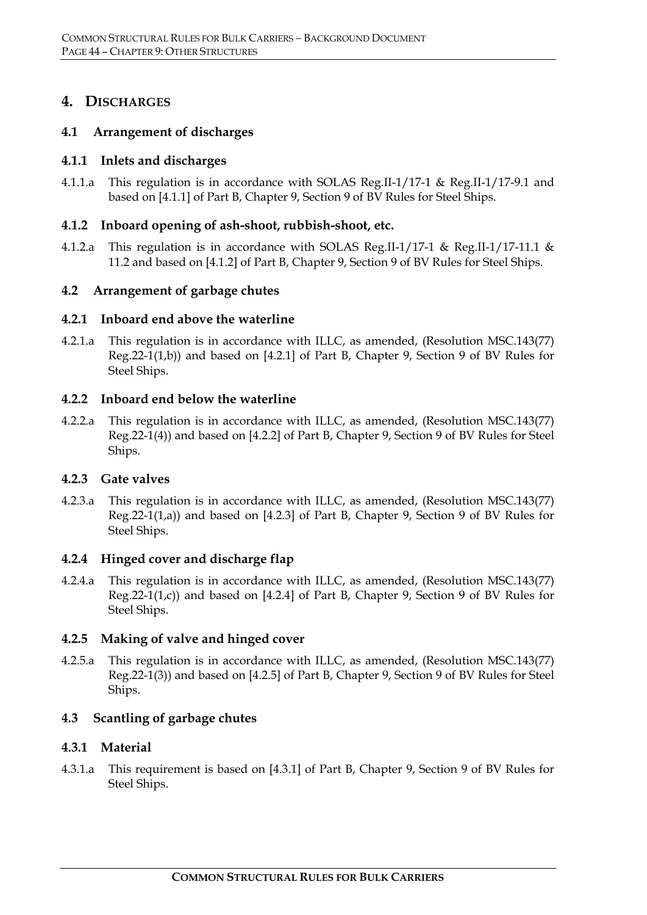# 4. DISCHARGES

## 4.1 Arrangement of discharges

### 4.1.1 Inlets and discharges

4.1.1.a This regulation is in accordance with SOLAS Reg.II-1/17-1 & Reg.II-1/17-9.1 and based on [4.1.1] of Part B, Chapter 9, Section 9 of BV Rules for Steel Ships.

### 4.1.2 Inboard opening of ash-shoot, rubbish-shoot, etc.

4.1.2.a This regulation is in accordance with SOLAS Reg.II-1/17-1 & Reg.II-1/17-11.1 & 11.2 and based on [4.1.2] of Part B, Chapter 9, Section 9 of BV Rules for Steel Ships.

## 4.2 Arrangement of garbage chutes

### 4.2.1 Inboard end above the waterline

4.2.1.a This regulation is in accordance with ILLC, as amended, (Resolution MSC.143(77) Reg.22-1(1,b)) and based on [4.2.1] of Part B, Chapter 9, Section 9 of BV Rules for Steel Ships.

### 4.2.2 Inboard end below the waterline

4.2.2.a This regulation is in accordance with ILLC, as amended, (Resolution MSC.143(77) Reg.22-1(4)) and based on [4.2.2] of Part B, Chapter 9, Section 9 of BV Rules for Steel Ships.

### 4.2.3 Gate valves

4.2.3.a This regulation is in accordance with ILLC, as amended, (Resolution MSC.143(77) Reg.22-1(1,a)) and based on [4.2.3] of Part B, Chapter 9, Section 9 of BV Rules for Steel Ships.

### 4.2.4 Hinged cover and discharge flap

4.2.4.a This regulation is in accordance with ILLC, as amended, (Resolution MSC.143(77) Reg.22-1(1,c)) and based on [4.2.4] of Part B, Chapter 9, Section 9 of BV Rules for Steel Ships.

### 4.2.5 Making of valve and hinged cover

4.2.5.a This regulation is in accordance with ILLC, as amended, (Resolution MSC.143(77) Reg.22-1(3)) and based on [4.2.5] of Part B, Chapter 9, Section 9 of BV Rules for Steel Ships.

## 4.3 Scantling of garbage chutes

### 4.3.1 Material

4.3.1.a This requirement is based on [4.3.1] of Part B, Chapter 9, Section 9 of BV Rules for Steel Ships.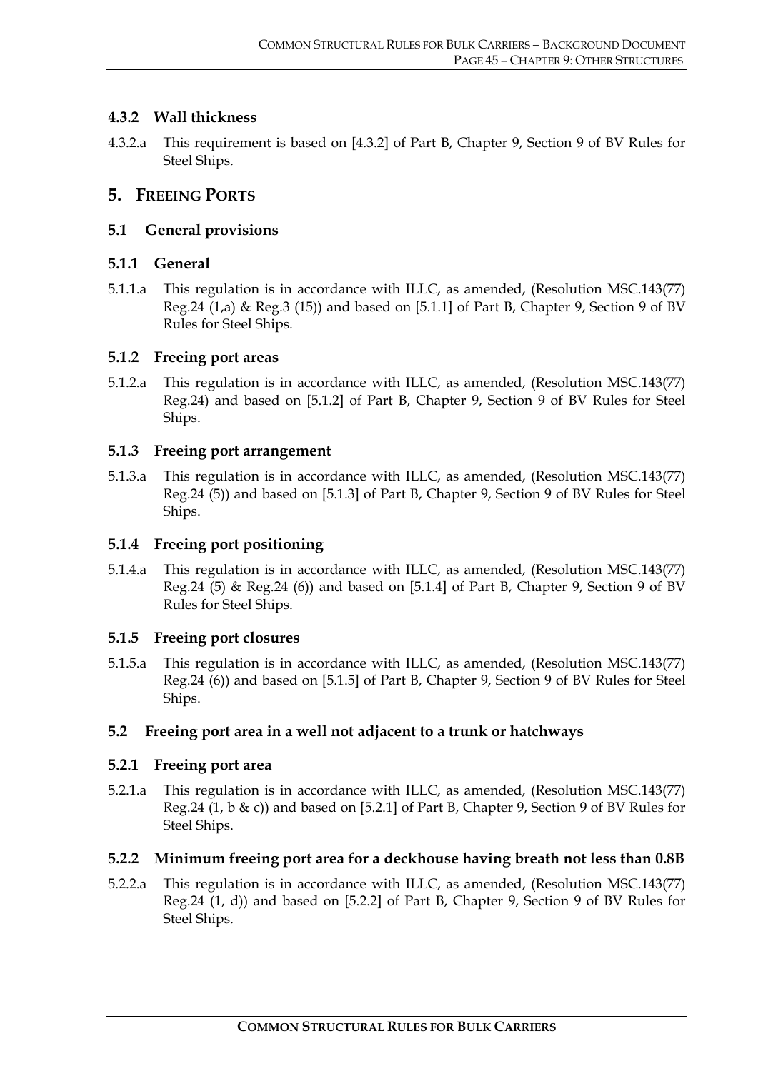### 4.3.2 Wall thickness

4.3.2.a This requirement is based on [4.3.2] of Part B, Chapter 9, Section 9 of BV Rules for Steel Ships.

## 5. FREEING PORTS

### 5.1 General provisions

### 5.1.1 General

5.1.1.a This regulation is in accordance with ILLC, as amended, (Resolution MSC.143(77) Reg.24 (1,a) & Reg.3 (15)) and based on [5.1.1] of Part B, Chapter 9, Section 9 of BV Rules for Steel Ships.

### 5.1.2 Freeing port areas

5.1.2.a This regulation is in accordance with ILLC, as amended, (Resolution MSC.143(77) Reg.24) and based on [5.1.2] of Part B, Chapter 9, Section 9 of BV Rules for Steel Ships.

### 5.1.3 Freeing port arrangement

5.1.3.a This regulation is in accordance with ILLC, as amended, (Resolution MSC.143(77) Reg.24 (5)) and based on [5.1.3] of Part B, Chapter 9, Section 9 of BV Rules for Steel Ships.

### 5.1.4 Freeing port positioning

5.1.4.a This regulation is in accordance with ILLC, as amended, (Resolution MSC.143(77) Reg.24 (5) & Reg.24 (6)) and based on [5.1.4] of Part B, Chapter 9, Section 9 of BV Rules for Steel Ships.

### 5.1.5 Freeing port closures

5.1.5.a This regulation is in accordance with ILLC, as amended, (Resolution MSC.143(77) Reg.24 (6)) and based on [5.1.5] of Part B, Chapter 9, Section 9 of BV Rules for Steel Ships.

### 5.2 Freeing port area in a well not adjacent to a trunk or hatchways

### 5.2.1 Freeing port area

5.2.1.a This regulation is in accordance with ILLC, as amended, (Resolution MSC.143(77) Reg.24 (1, b & c)) and based on [5.2.1] of Part B, Chapter 9, Section 9 of BV Rules for Steel Ships.

### 5.2.2 Minimum freeing port area for a deckhouse having breath not less than 0.8B

5.2.2.a This regulation is in accordance with ILLC, as amended, (Resolution MSC.143(77) Reg.24 (1, d)) and based on [5.2.2] of Part B, Chapter 9, Section 9 of BV Rules for Steel Ships.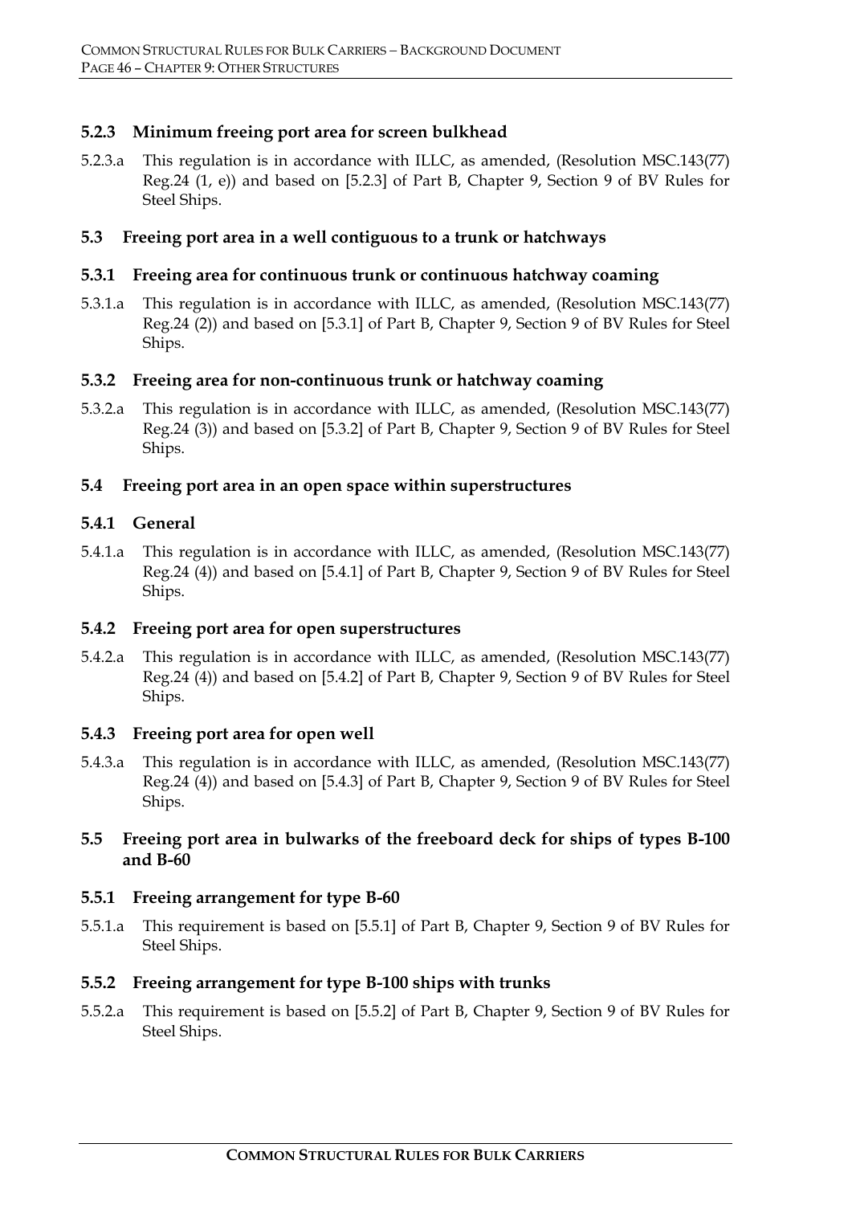### 5.2.3 Minimum freeing port area for screen bulkhead

5.2.3.a This regulation is in accordance with ILLC, as amended, (Resolution MSC.143(77) Reg.24 (1, e)) and based on [5.2.3] of Part B, Chapter 9, Section 9 of BV Rules for Steel Ships.

## 5.3 Freeing port area in a well contiguous to a trunk or hatchways

### 5.3.1 Freeing area for continuous trunk or continuous hatchway coaming

5.3.1.a This regulation is in accordance with ILLC, as amended, (Resolution MSC.143(77) Reg.24 (2)) and based on [5.3.1] of Part B, Chapter 9, Section 9 of BV Rules for Steel Ships.

### 5.3.2 Freeing area for non-continuous trunk or hatchway coaming

5.3.2.a This regulation is in accordance with ILLC, as amended, (Resolution MSC.143(77) Reg.24 (3)) and based on [5.3.2] of Part B, Chapter 9, Section 9 of BV Rules for Steel Ships.

## 5.4 Freeing port area in an open space within superstructures

### 5.4.1 General

5.4.1.a This regulation is in accordance with ILLC, as amended, (Resolution MSC.143(77) Reg.24 (4)) and based on [5.4.1] of Part B, Chapter 9, Section 9 of BV Rules for Steel Ships.

### 5.4.2 Freeing port area for open superstructures

5.4.2.a This regulation is in accordance with ILLC, as amended, (Resolution MSC.143(77) Reg.24 (4)) and based on [5.4.2] of Part B, Chapter 9, Section 9 of BV Rules for Steel Ships.

### 5.4.3 Freeing port area for open well

5.4.3.a This regulation is in accordance with ILLC, as amended, (Resolution MSC.143(77) Reg.24 (4)) and based on [5.4.3] of Part B, Chapter 9, Section 9 of BV Rules for Steel Ships.

## 5.5 Freeing port area in bulwarks of the freeboard deck for ships of types B-100 and B-60

### 5.5.1 Freeing arrangement for type B-60

5.5.1.a This requirement is based on [5.5.1] of Part B, Chapter 9, Section 9 of BV Rules for Steel Ships.

### 5.5.2 Freeing arrangement for type B-100 ships with trunks

5.5.2.a This requirement is based on [5.5.2] of Part B, Chapter 9, Section 9 of BV Rules for Steel Ships.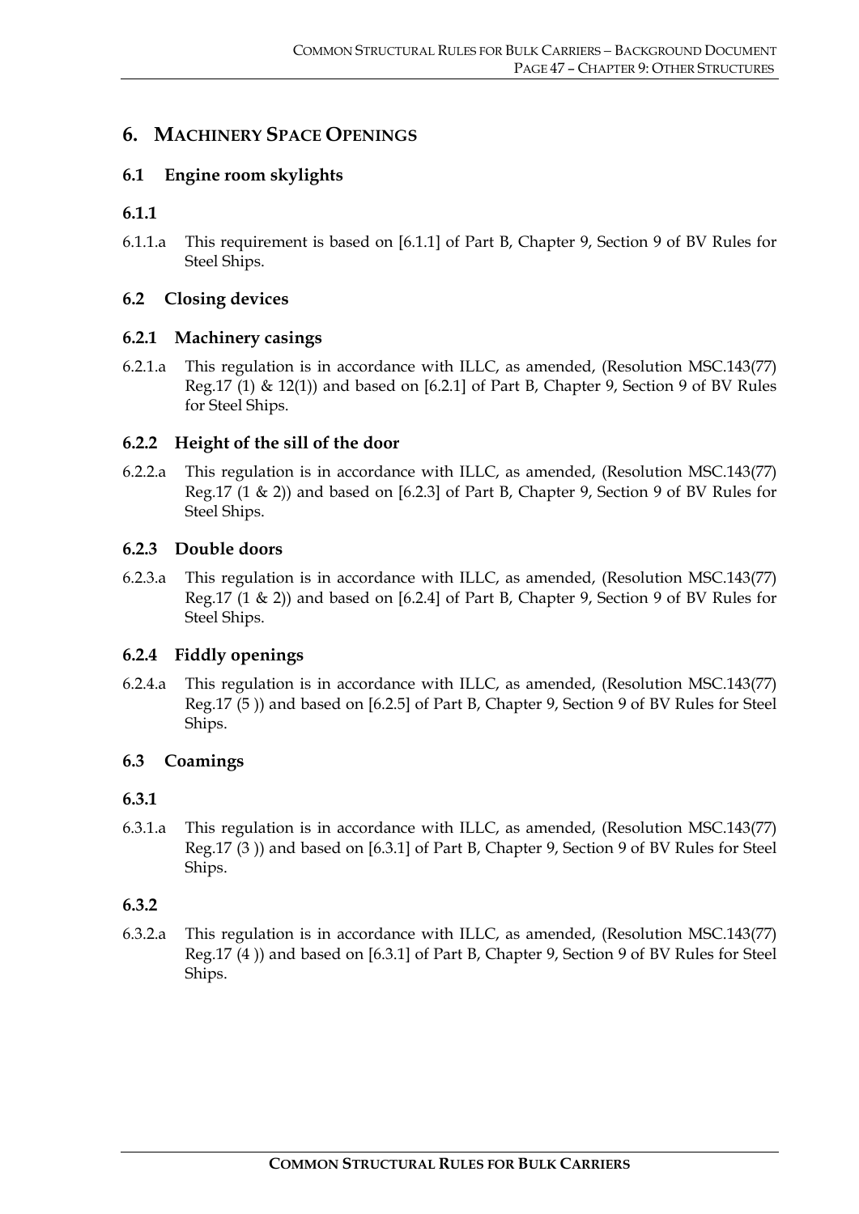# 6. MACHINERY SPACE OPENINGS

## 6.1 Engine room skylights

### 6.1.1

6.1.1.a This requirement is based on [6.1.1] of Part B, Chapter 9, Section 9 of BV Rules for Steel Ships.

## 6.2 Closing devices

### 6.2.1 Machinery casings

6.2.1.a This regulation is in accordance with ILLC, as amended, (Resolution MSC.143(77) Reg.17 (1) & 12(1)) and based on [6.2.1] of Part B, Chapter 9, Section 9 of BV Rules for Steel Ships.

### 6.2.2 Height of the sill of the door

6.2.2.a This regulation is in accordance with ILLC, as amended, (Resolution MSC.143(77) Reg.17 (1 & 2)) and based on [6.2.3] of Part B, Chapter 9, Section 9 of BV Rules for Steel Ships.

### 6.2.3 Double doors

6.2.3.a This regulation is in accordance with ILLC, as amended, (Resolution MSC.143(77) Reg.17 (1 & 2)) and based on [6.2.4] of Part B, Chapter 9, Section 9 of BV Rules for Steel Ships.

### 6.2.4 Fiddly openings

6.2.4.a This regulation is in accordance with ILLC, as amended, (Resolution MSC.143(77) Reg.17 (5 )) and based on [6.2.5] of Part B, Chapter 9, Section 9 of BV Rules for Steel Ships.

## 6.3 Coamings

### 6.3.1

6.3.1.a This regulation is in accordance with ILLC, as amended, (Resolution MSC.143(77) Reg.17 (3 )) and based on [6.3.1] of Part B, Chapter 9, Section 9 of BV Rules for Steel Ships.

### 6.3.2

6.3.2.a This regulation is in accordance with ILLC, as amended, (Resolution MSC.143(77) Reg.17 (4 )) and based on [6.3.1] of Part B, Chapter 9, Section 9 of BV Rules for Steel Ships.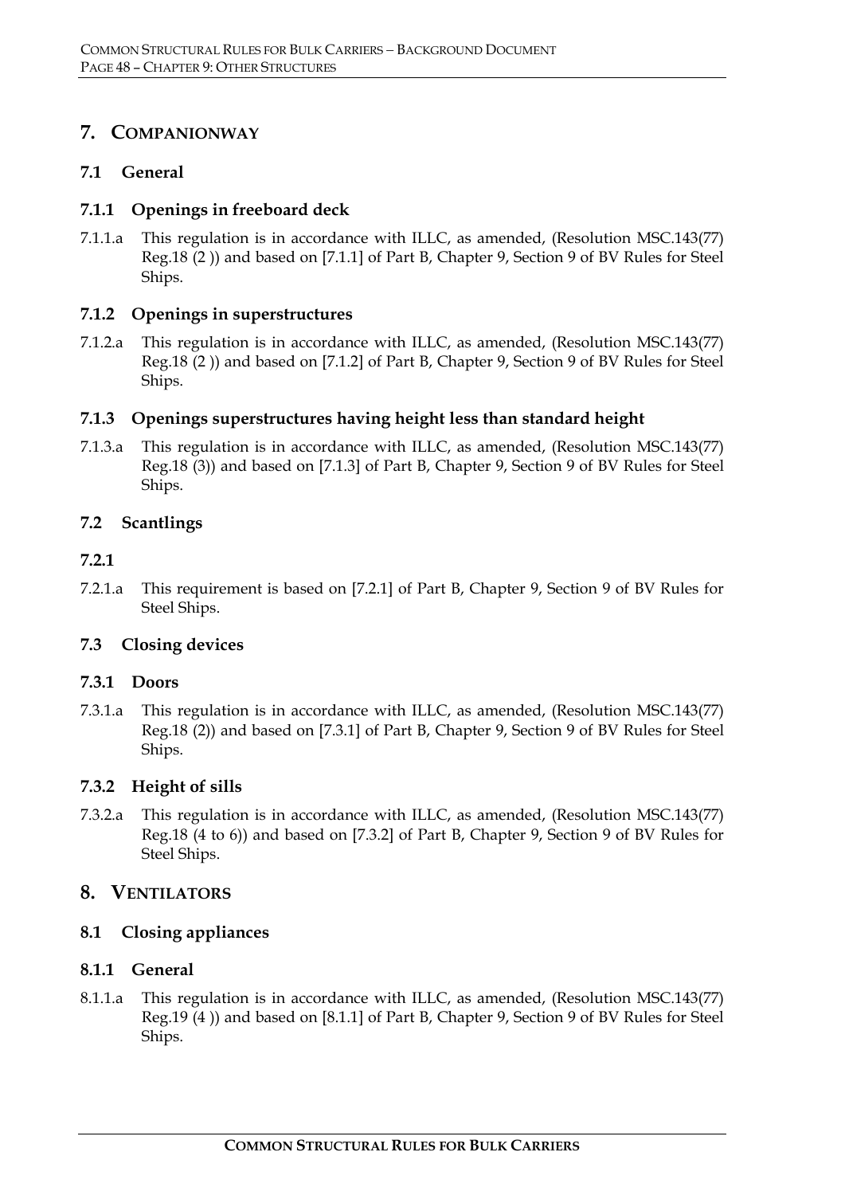## 7. COMPANIONWAY

### 7.1 General

#### 7.1.1 Openings in freeboard deck

7.1.1.a This regulation is in accordance with ILLC, as amended, (Resolution MSC.143(77) Reg.18 (2 )) and based on [7.1.1] of Part B, Chapter 9, Section 9 of BV Rules for Steel Ships.

#### 7.1.2 Openings in superstructures

7.1.2.a This regulation is in accordance with ILLC, as amended, (Resolution MSC.143(77) Reg.18 (2 )) and based on [7.1.2] of Part B, Chapter 9, Section 9 of BV Rules for Steel Ships.

#### 7.1.3 Openings superstructures having height less than standard height

7.1.3.a This regulation is in accordance with ILLC, as amended, (Resolution MSC.143(77) Reg.18 (3)) and based on [7.1.3] of Part B, Chapter 9, Section 9 of BV Rules for Steel Ships.

### 7.2 Scantlings

#### 7.2.1

7.2.1.a This requirement is based on [7.2.1] of Part B, Chapter 9, Section 9 of BV Rules for Steel Ships.

### 7.3 Closing devices

#### 7.3.1 Doors

7.3.1.a This regulation is in accordance with ILLC, as amended, (Resolution MSC.143(77) Reg.18 (2)) and based on [7.3.1] of Part B, Chapter 9, Section 9 of BV Rules for Steel Ships.

#### 7.3.2 Height of sills

7.3.2.a This regulation is in accordance with ILLC, as amended, (Resolution MSC.143(77) Reg.18 (4 to 6)) and based on [7.3.2] of Part B, Chapter 9, Section 9 of BV Rules for Steel Ships.

## 8. VENTILATORS

### 8.1 Closing appliances

#### 8.1.1 General

8.1.1.a This regulation is in accordance with ILLC, as amended, (Resolution MSC.143(77) Reg.19 (4 )) and based on [8.1.1] of Part B, Chapter 9, Section 9 of BV Rules for Steel Ships.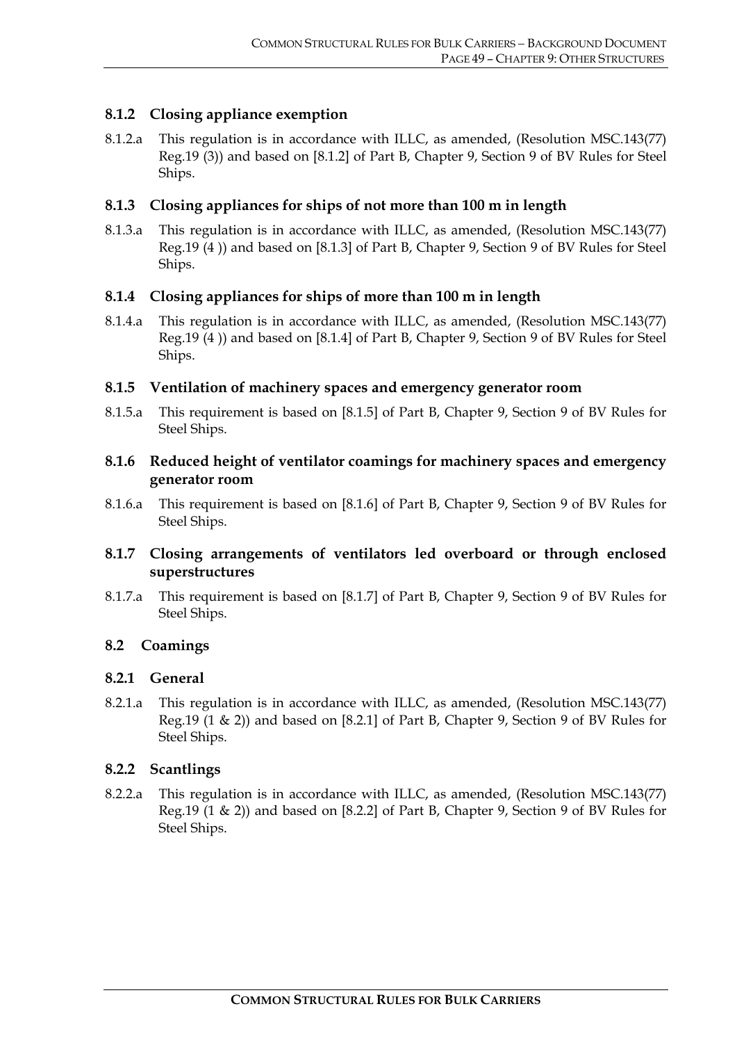### 8.1.2 Closing appliance exemption

8.1.2.a This regulation is in accordance with ILLC, as amended, (Resolution MSC.143(77) Reg.19 (3)) and based on [8.1.2] of Part B, Chapter 9, Section 9 of BV Rules for Steel Ships.

### 8.1.3 Closing appliances for ships of not more than 100 m in length

8.1.3.a This regulation is in accordance with ILLC, as amended, (Resolution MSC.143(77) Reg.19 (4 )) and based on [8.1.3] of Part B, Chapter 9, Section 9 of BV Rules for Steel Ships.

### 8.1.4 Closing appliances for ships of more than 100 m in length

8.1.4.a This regulation is in accordance with ILLC, as amended, (Resolution MSC.143(77) Reg.19 (4 )) and based on [8.1.4] of Part B, Chapter 9, Section 9 of BV Rules for Steel Ships.

### 8.1.5 Ventilation of machinery spaces and emergency generator room

8.1.5.a This requirement is based on [8.1.5] of Part B, Chapter 9, Section 9 of BV Rules for Steel Ships.

### 8.1.6 Reduced height of ventilator coamings for machinery spaces and emergency generator room

8.1.6.a This requirement is based on [8.1.6] of Part B, Chapter 9, Section 9 of BV Rules for Steel Ships.

### 8.1.7 Closing arrangements of ventilators led overboard or through enclosed superstructures

8.1.7.a This requirement is based on [8.1.7] of Part B, Chapter 9, Section 9 of BV Rules for Steel Ships.

## 8.2 Coamings

### 8.2.1 General

8.2.1.a This regulation is in accordance with ILLC, as amended, (Resolution MSC.143(77) Reg.19 (1 & 2)) and based on [8.2.1] of Part B, Chapter 9, Section 9 of BV Rules for Steel Ships.

### 8.2.2 Scantlings

8.2.2.a This regulation is in accordance with ILLC, as amended, (Resolution MSC.143(77) Reg.19 (1 & 2)) and based on [8.2.2] of Part B, Chapter 9, Section 9 of BV Rules for Steel Ships.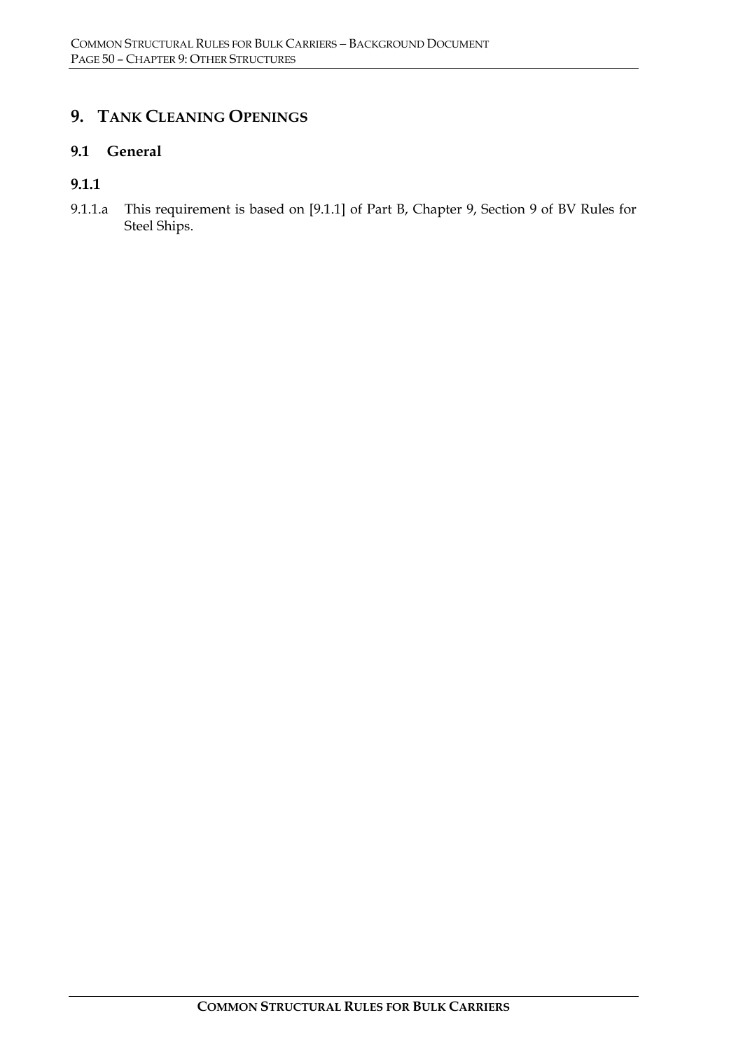# 9. TANK CLEANING OPENINGS

## 9.1 General

### 9.1.1

9.1.1.a This requirement is based on [9.1.1] of Part B, Chapter 9, Section 9 of BV Rules for Steel Ships.